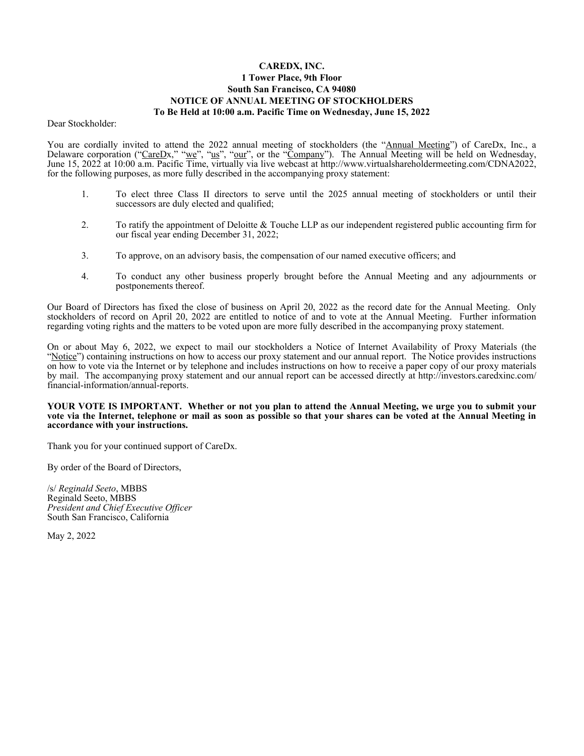**CAREDX, INC.**
**1 Tower Place, 9th Floor**
**South San Francisco, CA 94080**
**NOTICE OF ANNUAL MEETING OF STOCKHOLDERS**
**To Be Held at 10:00 a.m. Pacific Time on Wednesday, June 15, 2022**

Dear Stockholder:

You are cordially invited to attend the 2022 annual meeting of stockholders (the "Annual Meeting") of CareDx, Inc., a Delaware corporation ("CareDx," "we", "us", "our", or the "Company"). The Annual Meeting will be held on Wednesday, June 15, 2022 at 10:00 a.m. Pacific Time, virtually via live webcast at http://www.virtualshareholdermeeting.com/CDNA2022, for the following purposes, as more fully described in the accompanying proxy statement:

1. To elect three Class II directors to serve until the 2025 annual meeting of stockholders or until their successors are duly elected and qualified;

2. To ratify the appointment of Deloitte & Touche LLP as our independent registered public accounting firm for our fiscal year ending December 31, 2022;

3. To approve, on an advisory basis, the compensation of our named executive officers; and

4. To conduct any other business properly brought before the Annual Meeting and any adjournments or postponements thereof.

Our Board of Directors has fixed the close of business on April 20, 2022 as the record date for the Annual Meeting. Only stockholders of record on April 20, 2022 are entitled to notice of and to vote at the Annual Meeting. Further information regarding voting rights and the matters to be voted upon are more fully described in the accompanying proxy statement.

On or about May 6, 2022, we expect to mail our stockholders a Notice of Internet Availability of Proxy Materials (the "Notice") containing instructions on how to access our proxy statement and our annual report. The Notice provides instructions on how to vote via the Internet or by telephone and includes instructions on how to receive a paper copy of our proxy materials by mail. The accompanying proxy statement and our annual report can be accessed directly at http://investors.caredxinc.com/financial-information/annual-reports.

**YOUR VOTE IS IMPORTANT. Whether or not you plan to attend the Annual Meeting, we urge you to submit your vote via the Internet, telephone or mail as soon as possible so that your shares can be voted at the Annual Meeting in accordance with your instructions.**

Thank you for your continued support of CareDx.

By order of the Board of Directors,

/s/ *Reginald Seeto*, MBBS
Reginald Seeto, MBBS
*President and Chief Executive Officer*
South San Francisco, California

May 2, 2022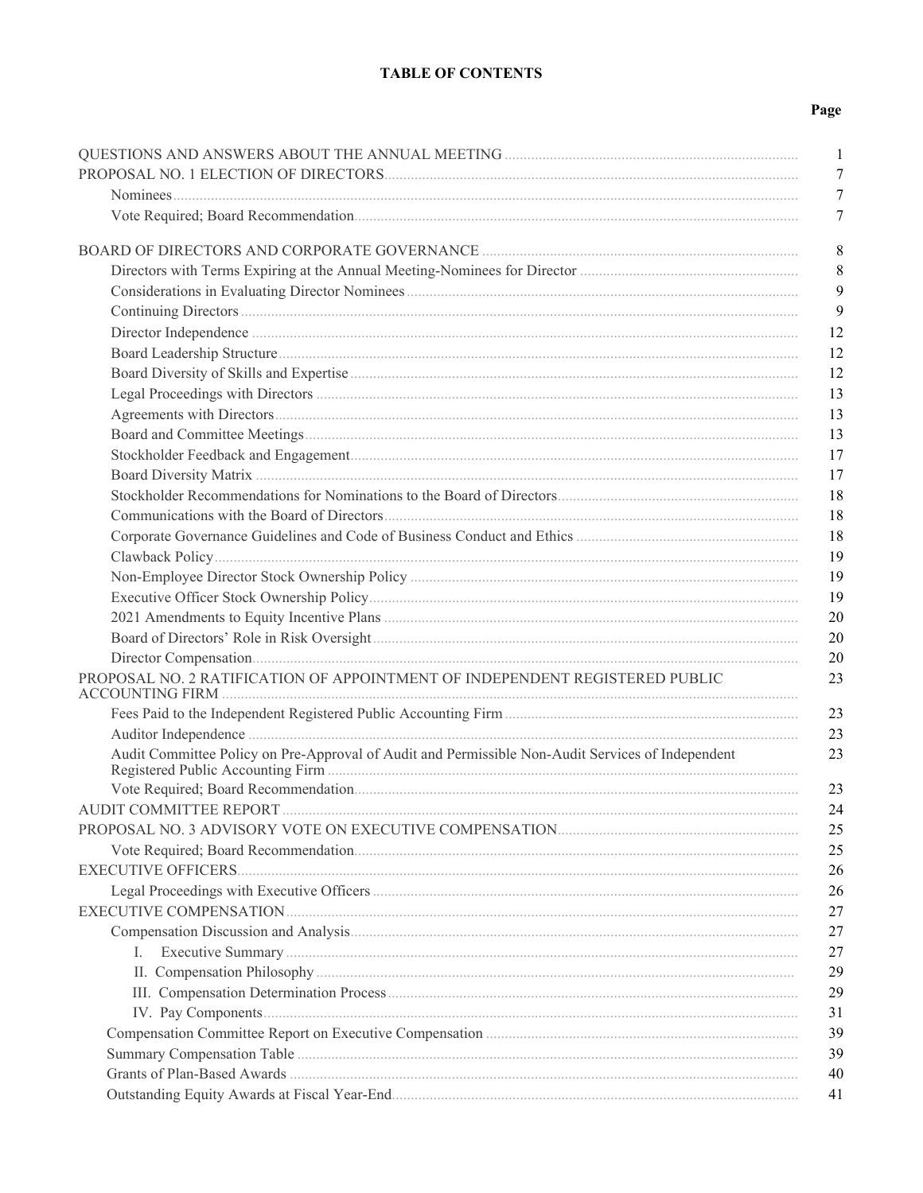# TABLE OF CONTENTS

| | Page |
|---|---|
| QUESTIONS AND ANSWERS ABOUT THE ANNUAL MEETING | 1 |
| PROPOSAL NO. 1 ELECTION OF DIRECTORS | 7 |
| Nominees | 7 |
| Vote Required; Board Recommendation | 7 |
| BOARD OF DIRECTORS AND CORPORATE GOVERNANCE | 8 |
| Directors with Terms Expiring at the Annual Meeting-Nominees for Director | 8 |
| Considerations in Evaluating Director Nominees | 9 |
| Continuing Directors | 9 |
| Director Independence | 12 |
| Board Leadership Structure | 12 |
| Board Diversity of Skills and Expertise | 12 |
| Legal Proceedings with Directors | 13 |
| Agreements with Directors | 13 |
| Board and Committee Meetings | 13 |
| Stockholder Feedback and Engagement | 17 |
| Board Diversity Matrix | 17 |
| Stockholder Recommendations for Nominations to the Board of Directors | 18 |
| Communications with the Board of Directors | 18 |
| Corporate Governance Guidelines and Code of Business Conduct and Ethics | 18 |
| Clawback Policy | 19 |
| Non-Employee Director Stock Ownership Policy | 19 |
| Executive Officer Stock Ownership Policy | 19 |
| 2021 Amendments to Equity Incentive Plans | 20 |
| Board of Directors' Role in Risk Oversight | 20 |
| Director Compensation | 20 |
| PROPOSAL NO. 2 RATIFICATION OF APPOINTMENT OF INDEPENDENT REGISTERED PUBLIC ACCOUNTING FIRM | 23 |
| Fees Paid to the Independent Registered Public Accounting Firm | 23 |
| Auditor Independence | 23 |
| Audit Committee Policy on Pre-Approval of Audit and Permissible Non-Audit Services of Independent Registered Public Accounting Firm | 23 |
| Vote Required; Board Recommendation | 23 |
| AUDIT COMMITTEE REPORT | 24 |
| PROPOSAL NO. 3 ADVISORY VOTE ON EXECUTIVE COMPENSATION | 25 |
| Vote Required; Board Recommendation | 25 |
| EXECUTIVE OFFICERS | 26 |
| Legal Proceedings with Executive Officers | 26 |
| EXECUTIVE COMPENSATION | 27 |
| Compensation Discussion and Analysis | 27 |
| I. Executive Summary | 27 |
| II. Compensation Philosophy | 29 |
| III. Compensation Determination Process | 29 |
| IV. Pay Components | 31 |
| Compensation Committee Report on Executive Compensation | 39 |
| Summary Compensation Table | 39 |
| Grants of Plan-Based Awards | 40 |
| Outstanding Equity Awards at Fiscal Year-End | 41 |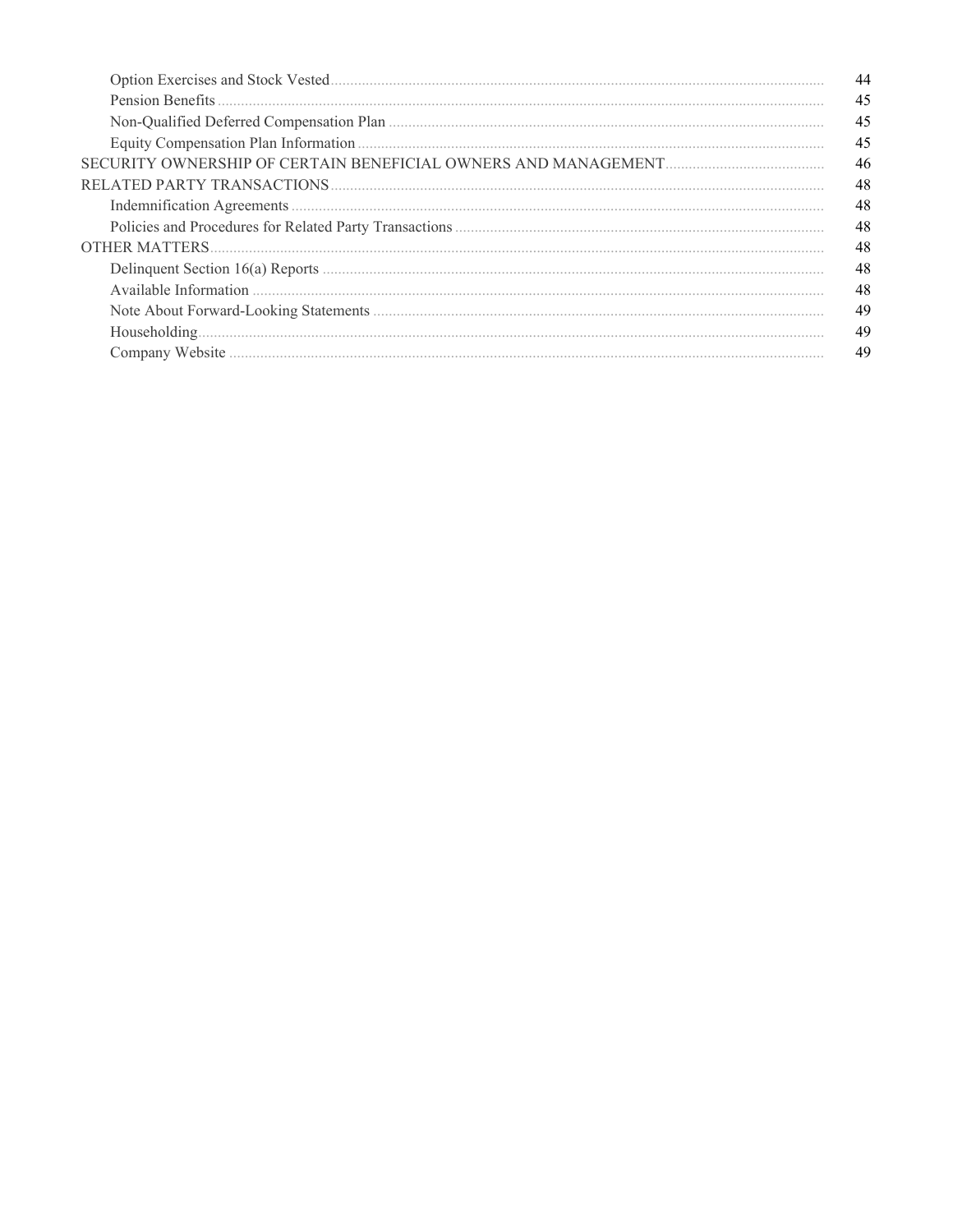| | |
|---|---|
| Option Exercises and Stock Vested | 44 |
| Pension Benefits | 45 |
| Non-Qualified Deferred Compensation Plan | 45 |
| Equity Compensation Plan Information | 45 |
| SECURITY OWNERSHIP OF CERTAIN BENEFICIAL OWNERS AND MANAGEMENT | 46 |
| RELATED PARTY TRANSACTIONS | 48 |
| Indemnification Agreements | 48 |
| Policies and Procedures for Related Party Transactions | 48 |
| OTHER MATTERS | 48 |
| Delinquent Section 16(a) Reports | 48 |
| Available Information | 48 |
| Note About Forward-Looking Statements | 49 |
| Householding | 49 |
| Company Website | 49 |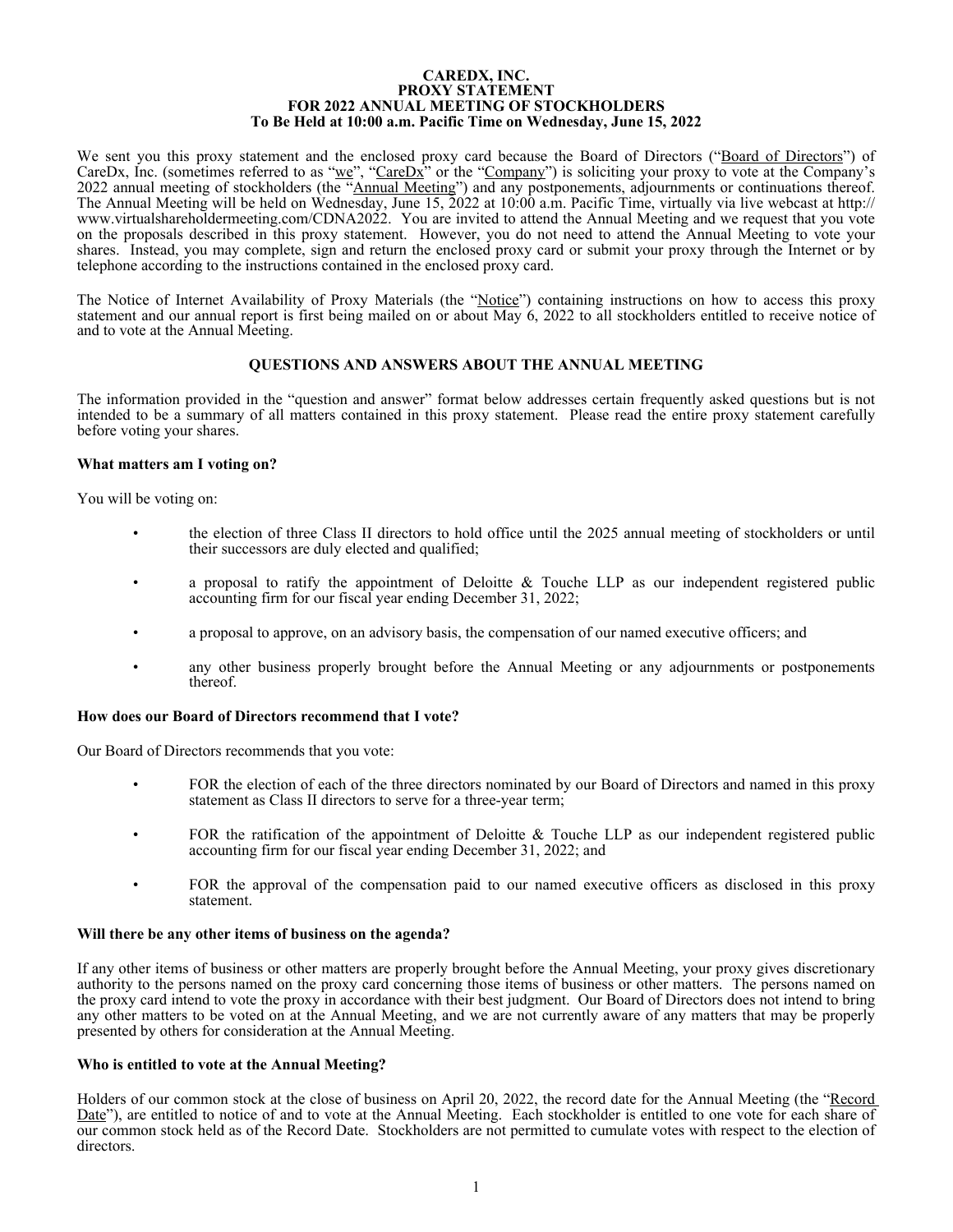**CAREDX, INC.**
**PROXY STATEMENT**
**FOR 2022 ANNUAL MEETING OF STOCKHOLDERS**
**To Be Held at 10:00 a.m. Pacific Time on Wednesday, June 15, 2022**

We sent you this proxy statement and the enclosed proxy card because the Board of Directors ("Board of Directors") of CareDx, Inc. (sometimes referred to as "we", "CareDx" or the "Company") is soliciting your proxy to vote at the Company's 2022 annual meeting of stockholders (the "Annual Meeting") and any postponements, adjournments or continuations thereof. The Annual Meeting will be held on Wednesday, June 15, 2022 at 10:00 a.m. Pacific Time, virtually via live webcast at http://www.virtualshareholdermeeting.com/CDNA2022. You are invited to attend the Annual Meeting and we request that you vote on the proposals described in this proxy statement. However, you do not need to attend the Annual Meeting to vote your shares. Instead, you may complete, sign and return the enclosed proxy card or submit your proxy through the Internet or by telephone according to the instructions contained in the enclosed proxy card.

The Notice of Internet Availability of Proxy Materials (the "Notice") containing instructions on how to access this proxy statement and our annual report is first being mailed on or about May 6, 2022 to all stockholders entitled to receive notice of and to vote at the Annual Meeting.

## QUESTIONS AND ANSWERS ABOUT THE ANNUAL MEETING

The information provided in the "question and answer" format below addresses certain frequently asked questions but is not intended to be a summary of all matters contained in this proxy statement. Please read the entire proxy statement carefully before voting your shares.

**What matters am I voting on?**

You will be voting on:

- the election of three Class II directors to hold office until the 2025 annual meeting of stockholders or until their successors are duly elected and qualified;
- a proposal to ratify the appointment of Deloitte & Touche LLP as our independent registered public accounting firm for our fiscal year ending December 31, 2022;
- a proposal to approve, on an advisory basis, the compensation of our named executive officers; and
- any other business properly brought before the Annual Meeting or any adjournments or postponements thereof.

**How does our Board of Directors recommend that I vote?**

Our Board of Directors recommends that you vote:

- FOR the election of each of the three directors nominated by our Board of Directors and named in this proxy statement as Class II directors to serve for a three-year term;
- FOR the ratification of the appointment of Deloitte & Touche LLP as our independent registered public accounting firm for our fiscal year ending December 31, 2022; and
- FOR the approval of the compensation paid to our named executive officers as disclosed in this proxy statement.

**Will there be any other items of business on the agenda?**

If any other items of business or other matters are properly brought before the Annual Meeting, your proxy gives discretionary authority to the persons named on the proxy card concerning those items of business or other matters. The persons named on the proxy card intend to vote the proxy in accordance with their best judgment. Our Board of Directors does not intend to bring any other matters to be voted on at the Annual Meeting, and we are not currently aware of any matters that may be properly presented by others for consideration at the Annual Meeting.

**Who is entitled to vote at the Annual Meeting?**

Holders of our common stock at the close of business on April 20, 2022, the record date for the Annual Meeting (the "Record Date"), are entitled to notice of and to vote at the Annual Meeting. Each stockholder is entitled to one vote for each share of our common stock held as of the Record Date. Stockholders are not permitted to cumulate votes with respect to the election of directors.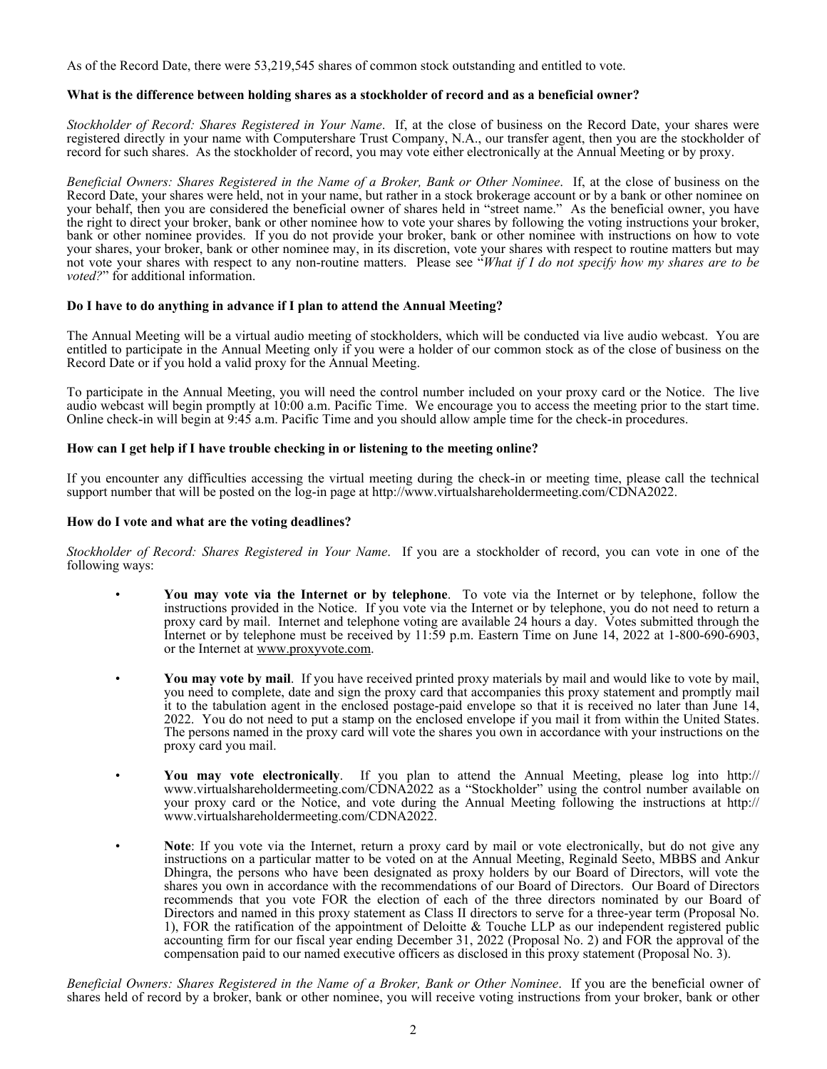As of the Record Date, there were 53,219,545 shares of common stock outstanding and entitled to vote.

**What is the difference between holding shares as a stockholder of record and as a beneficial owner?**

*Stockholder of Record: Shares Registered in Your Name*. If, at the close of business on the Record Date, your shares were registered directly in your name with Computershare Trust Company, N.A., our transfer agent, then you are the stockholder of record for such shares. As the stockholder of record, you may vote either electronically at the Annual Meeting or by proxy.

*Beneficial Owners: Shares Registered in the Name of a Broker, Bank or Other Nominee*. If, at the close of business on the Record Date, your shares were held, not in your name, but rather in a stock brokerage account or by a bank or other nominee on your behalf, then you are considered the beneficial owner of shares held in "street name." As the beneficial owner, you have the right to direct your broker, bank or other nominee how to vote your shares by following the voting instructions your broker, bank or other nominee provides. If you do not provide your broker, bank or other nominee with instructions on how to vote your shares, your broker, bank or other nominee may, in its discretion, vote your shares with respect to routine matters but may not vote your shares with respect to any non-routine matters. Please see "*What if I do not specify how my shares are to be voted?*" for additional information.

**Do I have to do anything in advance if I plan to attend the Annual Meeting?**

The Annual Meeting will be a virtual audio meeting of stockholders, which will be conducted via live audio webcast. You are entitled to participate in the Annual Meeting only if you were a holder of our common stock as of the close of business on the Record Date or if you hold a valid proxy for the Annual Meeting.

To participate in the Annual Meeting, you will need the control number included on your proxy card or the Notice. The live audio webcast will begin promptly at 10:00 a.m. Pacific Time. We encourage you to access the meeting prior to the start time. Online check-in will begin at 9:45 a.m. Pacific Time and you should allow ample time for the check-in procedures.

**How can I get help if I have trouble checking in or listening to the meeting online?**

If you encounter any difficulties accessing the virtual meeting during the check-in or meeting time, please call the technical support number that will be posted on the log-in page at http://www.virtualshareholdermeeting.com/CDNA2022.

**How do I vote and what are the voting deadlines?**

*Stockholder of Record: Shares Registered in Your Name*. If you are a stockholder of record, you can vote in one of the following ways:

- **You may vote via the Internet or by telephone**. To vote via the Internet or by telephone, follow the instructions provided in the Notice. If you vote via the Internet or by telephone, you do not need to return a proxy card by mail. Internet and telephone voting are available 24 hours a day. Votes submitted through the Internet or by telephone must be received by 11:59 p.m. Eastern Time on June 14, 2022 at 1-800-690-6903, or the Internet at www.proxyvote.com.

- **You may vote by mail**. If you have received printed proxy materials by mail and would like to vote by mail, you need to complete, date and sign the proxy card that accompanies this proxy statement and promptly mail it to the tabulation agent in the enclosed postage-paid envelope so that it is received no later than June 14, 2022. You do not need to put a stamp on the enclosed envelope if you mail it from within the United States. The persons named in the proxy card will vote the shares you own in accordance with your instructions on the proxy card you mail.

- **You may vote electronically**. If you plan to attend the Annual Meeting, please log into http://www.virtualshareholdermeeting.com/CDNA2022 as a "Stockholder" using the control number available on your proxy card or the Notice, and vote during the Annual Meeting following the instructions at http://www.virtualshareholdermeeting.com/CDNA2022.

- **Note**: If you vote via the Internet, return a proxy card by mail or vote electronically, but do not give any instructions on a particular matter to be voted on at the Annual Meeting, Reginald Seeto, MBBS and Ankur Dhingra, the persons who have been designated as proxy holders by our Board of Directors, will vote the shares you own in accordance with the recommendations of our Board of Directors. Our Board of Directors recommends that you vote FOR the election of each of the three directors nominated by our Board of Directors and named in this proxy statement as Class II directors to serve for a three-year term (Proposal No. 1), FOR the ratification of the appointment of Deloitte & Touche LLP as our independent registered public accounting firm for our fiscal year ending December 31, 2022 (Proposal No. 2) and FOR the approval of the compensation paid to our named executive officers as disclosed in this proxy statement (Proposal No. 3).

*Beneficial Owners: Shares Registered in the Name of a Broker, Bank or Other Nominee*. If you are the beneficial owner of shares held of record by a broker, bank or other nominee, you will receive voting instructions from your broker, bank or other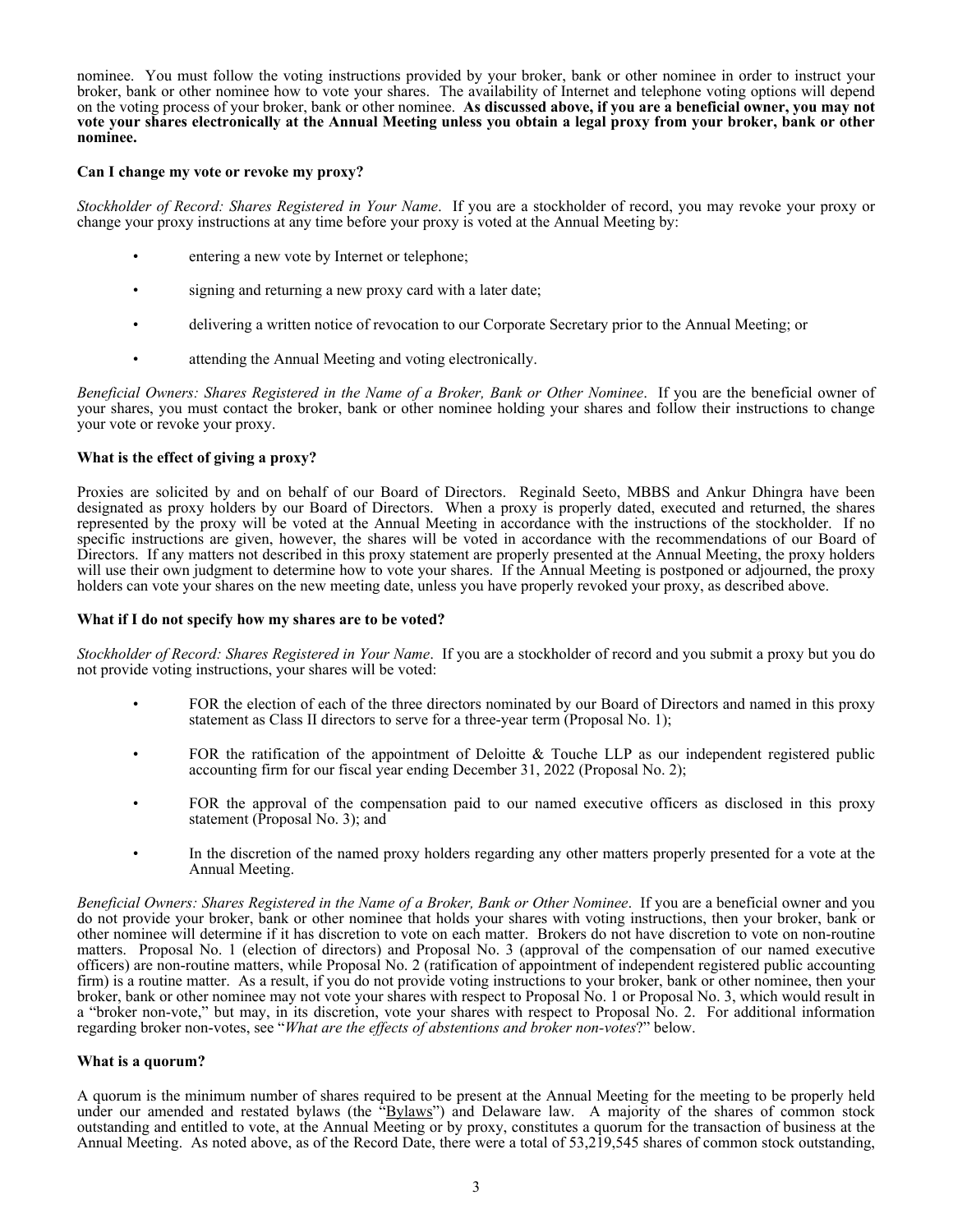nominee. You must follow the voting instructions provided by your broker, bank or other nominee in order to instruct your broker, bank or other nominee how to vote your shares. The availability of Internet and telephone voting options will depend on the voting process of your broker, bank or other nominee. **As discussed above, if you are a beneficial owner, you may not vote your shares electronically at the Annual Meeting unless you obtain a legal proxy from your broker, bank or other nominee.**

**Can I change my vote or revoke my proxy?**

*Stockholder of Record: Shares Registered in Your Name*. If you are a stockholder of record, you may revoke your proxy or change your proxy instructions at any time before your proxy is voted at the Annual Meeting by:

- entering a new vote by Internet or telephone;
- signing and returning a new proxy card with a later date;
- delivering a written notice of revocation to our Corporate Secretary prior to the Annual Meeting; or
- attending the Annual Meeting and voting electronically.

*Beneficial Owners: Shares Registered in the Name of a Broker, Bank or Other Nominee*. If you are the beneficial owner of your shares, you must contact the broker, bank or other nominee holding your shares and follow their instructions to change your vote or revoke your proxy.

**What is the effect of giving a proxy?**

Proxies are solicited by and on behalf of our Board of Directors. Reginald Seeto, MBBS and Ankur Dhingra have been designated as proxy holders by our Board of Directors. When a proxy is properly dated, executed and returned, the shares represented by the proxy will be voted at the Annual Meeting in accordance with the instructions of the stockholder. If no specific instructions are given, however, the shares will be voted in accordance with the recommendations of our Board of Directors. If any matters not described in this proxy statement are properly presented at the Annual Meeting, the proxy holders will use their own judgment to determine how to vote your shares. If the Annual Meeting is postponed or adjourned, the proxy holders can vote your shares on the new meeting date, unless you have properly revoked your proxy, as described above.

**What if I do not specify how my shares are to be voted?**

*Stockholder of Record: Shares Registered in Your Name*. If you are a stockholder of record and you submit a proxy but you do not provide voting instructions, your shares will be voted:

- FOR the election of each of the three directors nominated by our Board of Directors and named in this proxy statement as Class II directors to serve for a three-year term (Proposal No. 1);
- FOR the ratification of the appointment of Deloitte & Touche LLP as our independent registered public accounting firm for our fiscal year ending December 31, 2022 (Proposal No. 2);
- FOR the approval of the compensation paid to our named executive officers as disclosed in this proxy statement (Proposal No. 3); and
- In the discretion of the named proxy holders regarding any other matters properly presented for a vote at the Annual Meeting.

*Beneficial Owners: Shares Registered in the Name of a Broker, Bank or Other Nominee*. If you are a beneficial owner and you do not provide your broker, bank or other nominee that holds your shares with voting instructions, then your broker, bank or other nominee will determine if it has discretion to vote on each matter. Brokers do not have discretion to vote on non-routine matters. Proposal No. 1 (election of directors) and Proposal No. 3 (approval of the compensation of our named executive officers) are non-routine matters, while Proposal No. 2 (ratification of appointment of independent registered public accounting firm) is a routine matter. As a result, if you do not provide voting instructions to your broker, bank or other nominee, then your broker, bank or other nominee may not vote your shares with respect to Proposal No. 1 or Proposal No. 3, which would result in a "broker non-vote," but may, in its discretion, vote your shares with respect to Proposal No. 2. For additional information regarding broker non-votes, see "*What are the effects of abstentions and broker non-votes*?" below.

**What is a quorum?**

A quorum is the minimum number of shares required to be present at the Annual Meeting for the meeting to be properly held under our amended and restated bylaws (the "Bylaws") and Delaware law. A majority of the shares of common stock outstanding and entitled to vote, at the Annual Meeting or by proxy, constitutes a quorum for the transaction of business at the Annual Meeting. As noted above, as of the Record Date, there were a total of 53,219,545 shares of common stock outstanding,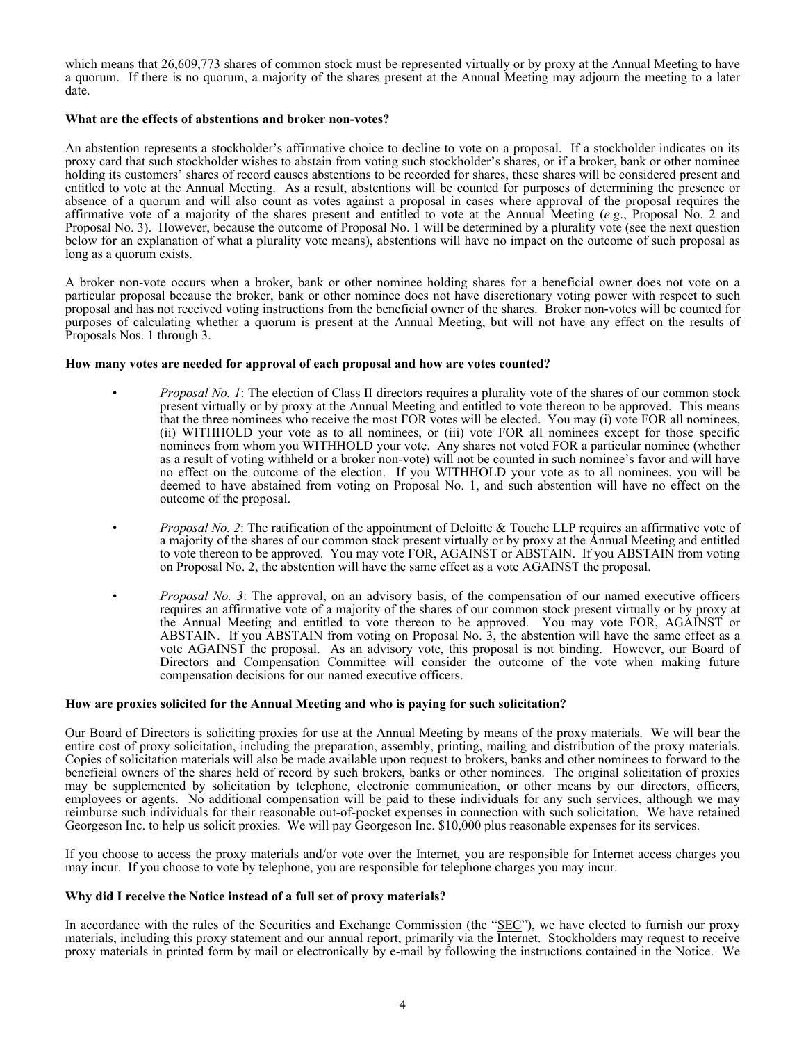which means that 26,609,773 shares of common stock must be represented virtually or by proxy at the Annual Meeting to have a quorum. If there is no quorum, a majority of the shares present at the Annual Meeting may adjourn the meeting to a later date.

**What are the effects of abstentions and broker non-votes?**

An abstention represents a stockholder's affirmative choice to decline to vote on a proposal. If a stockholder indicates on its proxy card that such stockholder wishes to abstain from voting such stockholder's shares, or if a broker, bank or other nominee holding its customers' shares of record causes abstentions to be recorded for shares, these shares will be considered present and entitled to vote at the Annual Meeting. As a result, abstentions will be counted for purposes of determining the presence or absence of a quorum and will also count as votes against a proposal in cases where approval of the proposal requires the affirmative vote of a majority of the shares present and entitled to vote at the Annual Meeting (*e.g*., Proposal No. 2 and Proposal No. 3). However, because the outcome of Proposal No. 1 will be determined by a plurality vote (see the next question below for an explanation of what a plurality vote means), abstentions will have no impact on the outcome of such proposal as long as a quorum exists.

A broker non-vote occurs when a broker, bank or other nominee holding shares for a beneficial owner does not vote on a particular proposal because the broker, bank or other nominee does not have discretionary voting power with respect to such proposal and has not received voting instructions from the beneficial owner of the shares. Broker non-votes will be counted for purposes of calculating whether a quorum is present at the Annual Meeting, but will not have any effect on the results of Proposals Nos. 1 through 3.

**How many votes are needed for approval of each proposal and how are votes counted?**

- *Proposal No. 1*: The election of Class II directors requires a plurality vote of the shares of our common stock present virtually or by proxy at the Annual Meeting and entitled to vote thereon to be approved. This means that the three nominees who receive the most FOR votes will be elected. You may (i) vote FOR all nominees, (ii) WITHHOLD your vote as to all nominees, or (iii) vote FOR all nominees except for those specific nominees from whom you WITHHOLD your vote. Any shares not voted FOR a particular nominee (whether as a result of voting withheld or a broker non-vote) will not be counted in such nominee's favor and will have no effect on the outcome of the election. If you WITHHOLD your vote as to all nominees, you will be deemed to have abstained from voting on Proposal No. 1, and such abstention will have no effect on the outcome of the proposal.

- *Proposal No. 2*: The ratification of the appointment of Deloitte & Touche LLP requires an affirmative vote of a majority of the shares of our common stock present virtually or by proxy at the Annual Meeting and entitled to vote thereon to be approved. You may vote FOR, AGAINST or ABSTAIN. If you ABSTAIN from voting on Proposal No. 2, the abstention will have the same effect as a vote AGAINST the proposal.

- *Proposal No. 3*: The approval, on an advisory basis, of the compensation of our named executive officers requires an affirmative vote of a majority of the shares of our common stock present virtually or by proxy at the Annual Meeting and entitled to vote thereon to be approved. You may vote FOR, AGAINST or ABSTAIN. If you ABSTAIN from voting on Proposal No. 3, the abstention will have the same effect as a vote AGAINST the proposal. As an advisory vote, this proposal is not binding. However, our Board of Directors and Compensation Committee will consider the outcome of the vote when making future compensation decisions for our named executive officers.

**How are proxies solicited for the Annual Meeting and who is paying for such solicitation?**

Our Board of Directors is soliciting proxies for use at the Annual Meeting by means of the proxy materials. We will bear the entire cost of proxy solicitation, including the preparation, assembly, printing, mailing and distribution of the proxy materials. Copies of solicitation materials will also be made available upon request to brokers, banks and other nominees to forward to the beneficial owners of the shares held of record by such brokers, banks or other nominees. The original solicitation of proxies may be supplemented by solicitation by telephone, electronic communication, or other means by our directors, officers, employees or agents. No additional compensation will be paid to these individuals for any such services, although we may reimburse such individuals for their reasonable out-of-pocket expenses in connection with such solicitation. We have retained Georgeson Inc. to help us solicit proxies. We will pay Georgeson Inc. $10,000 plus reasonable expenses for its services.

If you choose to access the proxy materials and/or vote over the Internet, you are responsible for Internet access charges you may incur. If you choose to vote by telephone, you are responsible for telephone charges you may incur.

**Why did I receive the Notice instead of a full set of proxy materials?**

In accordance with the rules of the Securities and Exchange Commission (the "SEC"), we have elected to furnish our proxy materials, including this proxy statement and our annual report, primarily via the Internet. Stockholders may request to receive proxy materials in printed form by mail or electronically by e-mail by following the instructions contained in the Notice. We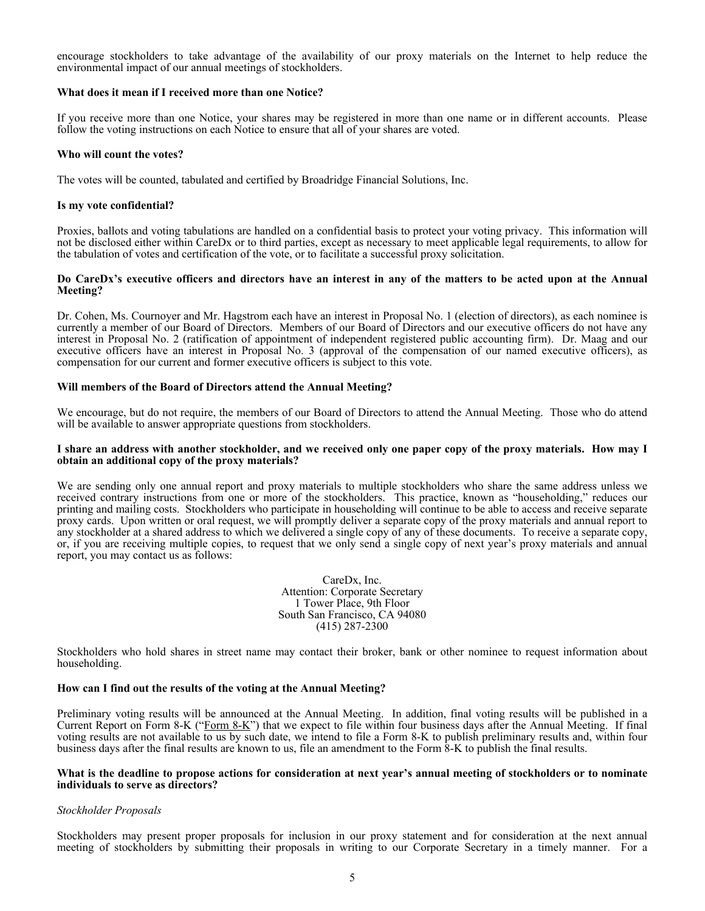encourage stockholders to take advantage of the availability of our proxy materials on the Internet to help reduce the environmental impact of our annual meetings of stockholders.

**What does it mean if I received more than one Notice?**

If you receive more than one Notice, your shares may be registered in more than one name or in different accounts. Please follow the voting instructions on each Notice to ensure that all of your shares are voted.

**Who will count the votes?**

The votes will be counted, tabulated and certified by Broadridge Financial Solutions, Inc.

**Is my vote confidential?**

Proxies, ballots and voting tabulations are handled on a confidential basis to protect your voting privacy. This information will not be disclosed either within CareDx or to third parties, except as necessary to meet applicable legal requirements, to allow for the tabulation of votes and certification of the vote, or to facilitate a successful proxy solicitation.

**Do CareDx's executive officers and directors have an interest in any of the matters to be acted upon at the Annual Meeting?**

Dr. Cohen, Ms. Cournoyer and Mr. Hagstrom each have an interest in Proposal No. 1 (election of directors), as each nominee is currently a member of our Board of Directors. Members of our Board of Directors and our executive officers do not have any interest in Proposal No. 2 (ratification of appointment of independent registered public accounting firm). Dr. Maag and our executive officers have an interest in Proposal No. 3 (approval of the compensation of our named executive officers), as compensation for our current and former executive officers is subject to this vote.

**Will members of the Board of Directors attend the Annual Meeting?**

We encourage, but do not require, the members of our Board of Directors to attend the Annual Meeting. Those who do attend will be available to answer appropriate questions from stockholders.

**I share an address with another stockholder, and we received only one paper copy of the proxy materials. How may I obtain an additional copy of the proxy materials?**

We are sending only one annual report and proxy materials to multiple stockholders who share the same address unless we received contrary instructions from one or more of the stockholders. This practice, known as "householding," reduces our printing and mailing costs. Stockholders who participate in householding will continue to be able to access and receive separate proxy cards. Upon written or oral request, we will promptly deliver a separate copy of the proxy materials and annual report to any stockholder at a shared address to which we delivered a single copy of any of these documents. To receive a separate copy, or, if you are receiving multiple copies, to request that we only send a single copy of next year's proxy materials and annual report, you may contact us as follows:

CareDx, Inc.
Attention: Corporate Secretary
1 Tower Place, 9th Floor
South San Francisco, CA 94080
(415) 287-2300

Stockholders who hold shares in street name may contact their broker, bank or other nominee to request information about householding.

**How can I find out the results of the voting at the Annual Meeting?**

Preliminary voting results will be announced at the Annual Meeting. In addition, final voting results will be published in a Current Report on Form 8-K ("Form 8-K") that we expect to file within four business days after the Annual Meeting. If final voting results are not available to us by such date, we intend to file a Form 8-K to publish preliminary results and, within four business days after the final results are known to us, file an amendment to the Form 8-K to publish the final results.

**What is the deadline to propose actions for consideration at next year's annual meeting of stockholders or to nominate individuals to serve as directors?**

*Stockholder Proposals*

Stockholders may present proper proposals for inclusion in our proxy statement and for consideration at the next annual meeting of stockholders by submitting their proposals in writing to our Corporate Secretary in a timely manner. For a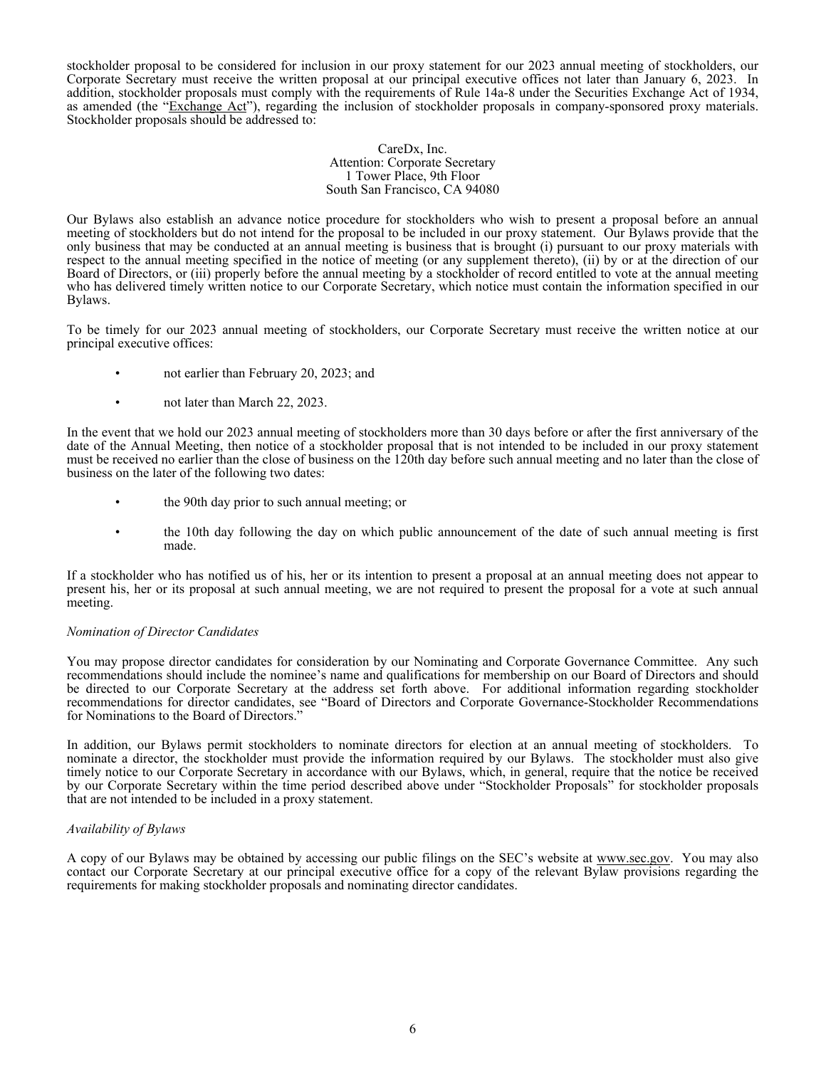stockholder proposal to be considered for inclusion in our proxy statement for our 2023 annual meeting of stockholders, our Corporate Secretary must receive the written proposal at our principal executive offices not later than January 6, 2023. In addition, stockholder proposals must comply with the requirements of Rule 14a-8 under the Securities Exchange Act of 1934, as amended (the "Exchange Act"), regarding the inclusion of stockholder proposals in company-sponsored proxy materials. Stockholder proposals should be addressed to:

CareDx, Inc.
Attention: Corporate Secretary
1 Tower Place, 9th Floor
South San Francisco, CA 94080

Our Bylaws also establish an advance notice procedure for stockholders who wish to present a proposal before an annual meeting of stockholders but do not intend for the proposal to be included in our proxy statement. Our Bylaws provide that the only business that may be conducted at an annual meeting is business that is brought (i) pursuant to our proxy materials with respect to the annual meeting specified in the notice of meeting (or any supplement thereto), (ii) by or at the direction of our Board of Directors, or (iii) properly before the annual meeting by a stockholder of record entitled to vote at the annual meeting who has delivered timely written notice to our Corporate Secretary, which notice must contain the information specified in our Bylaws.

To be timely for our 2023 annual meeting of stockholders, our Corporate Secretary must receive the written notice at our principal executive offices:

- not earlier than February 20, 2023; and
- not later than March 22, 2023.

In the event that we hold our 2023 annual meeting of stockholders more than 30 days before or after the first anniversary of the date of the Annual Meeting, then notice of a stockholder proposal that is not intended to be included in our proxy statement must be received no earlier than the close of business on the 120th day before such annual meeting and no later than the close of business on the later of the following two dates:

- the 90th day prior to such annual meeting; or
- the 10th day following the day on which public announcement of the date of such annual meeting is first made.

If a stockholder who has notified us of his, her or its intention to present a proposal at an annual meeting does not appear to present his, her or its proposal at such annual meeting, we are not required to present the proposal for a vote at such annual meeting.

*Nomination of Director Candidates*

You may propose director candidates for consideration by our Nominating and Corporate Governance Committee. Any such recommendations should include the nominee's name and qualifications for membership on our Board of Directors and should be directed to our Corporate Secretary at the address set forth above. For additional information regarding stockholder recommendations for director candidates, see "Board of Directors and Corporate Governance-Stockholder Recommendations for Nominations to the Board of Directors."

In addition, our Bylaws permit stockholders to nominate directors for election at an annual meeting of stockholders. To nominate a director, the stockholder must provide the information required by our Bylaws. The stockholder must also give timely notice to our Corporate Secretary in accordance with our Bylaws, which, in general, require that the notice be received by our Corporate Secretary within the time period described above under "Stockholder Proposals" for stockholder proposals that are not intended to be included in a proxy statement.

*Availability of Bylaws*

A copy of our Bylaws may be obtained by accessing our public filings on the SEC's website at www.sec.gov. You may also contact our Corporate Secretary at our principal executive office for a copy of the relevant Bylaw provisions regarding the requirements for making stockholder proposals and nominating director candidates.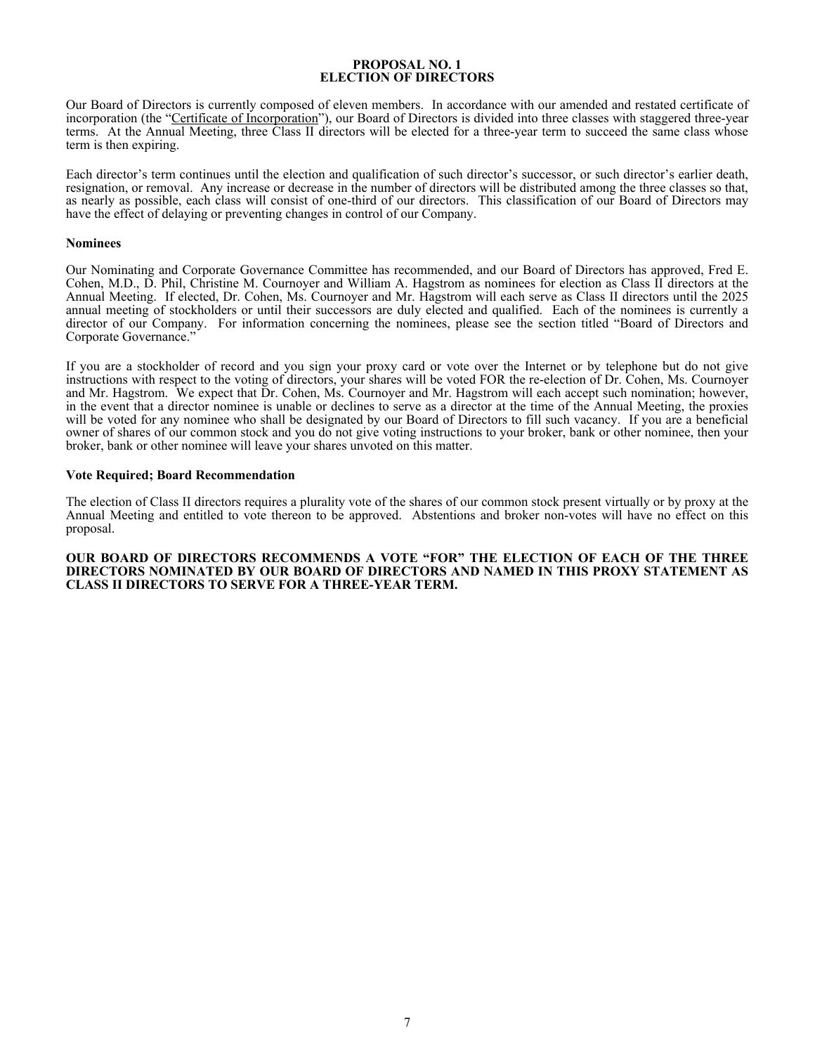## PROPOSAL NO. 1
## ELECTION OF DIRECTORS

Our Board of Directors is currently composed of eleven members. In accordance with our amended and restated certificate of incorporation (the "Certificate of Incorporation"), our Board of Directors is divided into three classes with staggered three-year terms. At the Annual Meeting, three Class II directors will be elected for a three-year term to succeed the same class whose term is then expiring.

Each director's term continues until the election and qualification of such director's successor, or such director's earlier death, resignation, or removal. Any increase or decrease in the number of directors will be distributed among the three classes so that, as nearly as possible, each class will consist of one-third of our directors. This classification of our Board of Directors may have the effect of delaying or preventing changes in control of our Company.

### Nominees

Our Nominating and Corporate Governance Committee has recommended, and our Board of Directors has approved, Fred E. Cohen, M.D., D. Phil, Christine M. Cournoyer and William A. Hagstrom as nominees for election as Class II directors at the Annual Meeting. If elected, Dr. Cohen, Ms. Cournoyer and Mr. Hagstrom will each serve as Class II directors until the 2025 annual meeting of stockholders or until their successors are duly elected and qualified. Each of the nominees is currently a director of our Company. For information concerning the nominees, please see the section titled "Board of Directors and Corporate Governance."

If you are a stockholder of record and you sign your proxy card or vote over the Internet or by telephone but do not give instructions with respect to the voting of directors, your shares will be voted FOR the re-election of Dr. Cohen, Ms. Cournoyer and Mr. Hagstrom. We expect that Dr. Cohen, Ms. Cournoyer and Mr. Hagstrom will each accept such nomination; however, in the event that a director nominee is unable or declines to serve as a director at the time of the Annual Meeting, the proxies will be voted for any nominee who shall be designated by our Board of Directors to fill such vacancy. If you are a beneficial owner of shares of our common stock and you do not give voting instructions to your broker, bank or other nominee, then your broker, bank or other nominee will leave your shares unvoted on this matter.

### Vote Required; Board Recommendation

The election of Class II directors requires a plurality vote of the shares of our common stock present virtually or by proxy at the Annual Meeting and entitled to vote thereon to be approved. Abstentions and broker non-votes will have no effect on this proposal.

**OUR BOARD OF DIRECTORS RECOMMENDS A VOTE "FOR" THE ELECTION OF EACH OF THE THREE DIRECTORS NOMINATED BY OUR BOARD OF DIRECTORS AND NAMED IN THIS PROXY STATEMENT AS CLASS II DIRECTORS TO SERVE FOR A THREE-YEAR TERM.**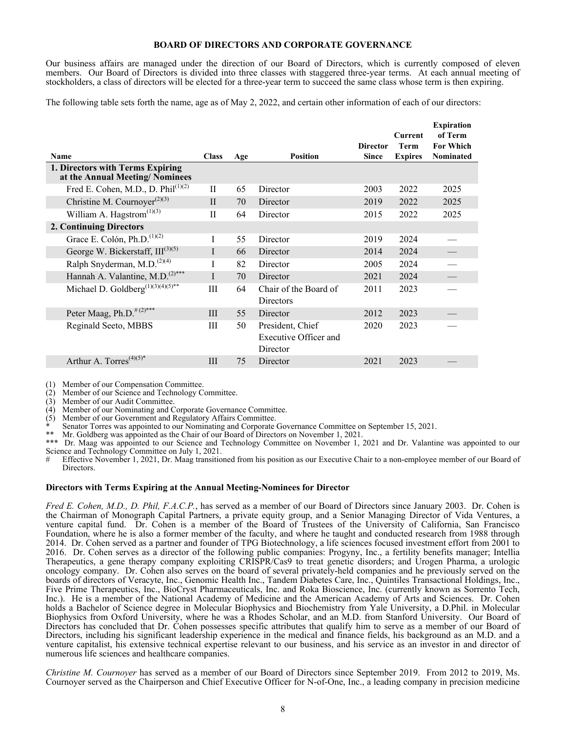## BOARD OF DIRECTORS AND CORPORATE GOVERNANCE

Our business affairs are managed under the direction of our Board of Directors, which is currently composed of eleven members. Our Board of Directors is divided into three classes with staggered three-year terms. At each annual meeting of stockholders, a class of directors will be elected for a three-year term to succeed the same class whose term is then expiring.

The following table sets forth the name, age as of May 2, 2022, and certain other information of each of our directors:

| Name | Class | Age | Position | Director Since | Current Term Expires | Expiration of Term For Which Nominated |
|---|---|---|---|---|---|---|
| **1. Directors with Terms Expiring at the Annual Meeting/ Nominees** | | | | | | |
| Fred E. Cohen, M.D., D. Phil(1)(2) | II | 65 | Director | 2003 | 2022 | 2025 |
| Christine M. Cournoyer(2)(3) | II | 70 | Director | 2019 | 2022 | 2025 |
| William A. Hagstrom(1)(3) | II | 64 | Director | 2015 | 2022 | 2025 |
| **2. Continuing Directors** | | | | | | |
| Grace E. Colón, Ph.D.(1)(2) | I | 55 | Director | 2019 | 2024 | — |
| George W. Bickerstaff, III(3)(5) | I | 66 | Director | 2014 | 2024 | — |
| Ralph Snyderman, M.D.(2)(4) | I | 82 | Director | 2005 | 2024 | — |
| Hannah A. Valantine, M.D.(2)*** | I | 70 | Director | 2021 | 2024 | — |
| Michael D. Goldberg(1)(3)(4)(5)** | III | 64 | Chair of the Board of Directors | 2011 | 2023 | — |
| Peter Maag, Ph.D.# (2)*** | III | 55 | Director | 2012 | 2023 | — |
| Reginald Seeto, MBBS | III | 50 | President, Chief Executive Officer and Director | 2020 | 2023 | — |
| Arthur A. Torres(4)(5)* | III | 75 | Director | 2021 | 2023 | — |

(1) Member of our Compensation Committee.
(2) Member of our Science and Technology Committee.
(3) Member of our Audit Committee.
(4) Member of our Nominating and Corporate Governance Committee.
(5) Member of our Government and Regulatory Affairs Committee.
\* Senator Torres was appointed to our Nominating and Corporate Governance Committee on September 15, 2021.
** Mr. Goldberg was appointed as the Chair of our Board of Directors on November 1, 2021.
*** Dr. Maag was appointed to our Science and Technology Committee on November 1, 2021 and Dr. Valantine was appointed to our Science and Technology Committee on July 1, 2021.
\# Effective November 1, 2021, Dr. Maag transitioned from his position as our Executive Chair to a non-employee member of our Board of Directors.

### Directors with Terms Expiring at the Annual Meeting-Nominees for Director

*Fred E. Cohen, M.D., D. Phil, F.A.C.P.*, has served as a member of our Board of Directors since January 2003. Dr. Cohen is the Chairman of Monograph Capital Partners, a private equity group, and a Senior Managing Director of Vida Ventures, a venture capital fund. Dr. Cohen is a member of the Board of Trustees of the University of California, San Francisco Foundation, where he is also a former member of the faculty, and where he taught and conducted research from 1988 through 2014. Dr. Cohen served as a partner and founder of TPG Biotechnology, a life sciences focused investment effort from 2001 to 2016. Dr. Cohen serves as a director of the following public companies: Progyny, Inc., a fertility benefits manager; Intellia Therapeutics, a gene therapy company exploiting CRISPR/Cas9 to treat genetic disorders; and Urogen Pharma, a urologic oncology company. Dr. Cohen also serves on the board of several privately-held companies and he previously served on the boards of directors of Veracyte, Inc., Genomic Health Inc., Tandem Diabetes Care, Inc., Quintiles Transactional Holdings, Inc., Five Prime Therapeutics, Inc., BioCryst Pharmaceuticals, Inc. and Roka Bioscience, Inc. (currently known as Sorrento Tech, Inc.). He is a member of the National Academy of Medicine and the American Academy of Arts and Sciences. Dr. Cohen holds a Bachelor of Science degree in Molecular Biophysics and Biochemistry from Yale University, a D.Phil. in Molecular Biophysics from Oxford University, where he was a Rhodes Scholar, and an M.D. from Stanford University. Our Board of Directors has concluded that Dr. Cohen possesses specific attributes that qualify him to serve as a member of our Board of Directors, including his significant leadership experience in the medical and finance fields, his background as an M.D. and a venture capitalist, his extensive technical expertise relevant to our business, and his service as an investor in and director of numerous life sciences and healthcare companies.

*Christine M. Cournoyer* has served as a member of our Board of Directors since September 2019. From 2012 to 2019, Ms. Cournoyer served as the Chairperson and Chief Executive Officer for N-of-One, Inc., a leading company in precision medicine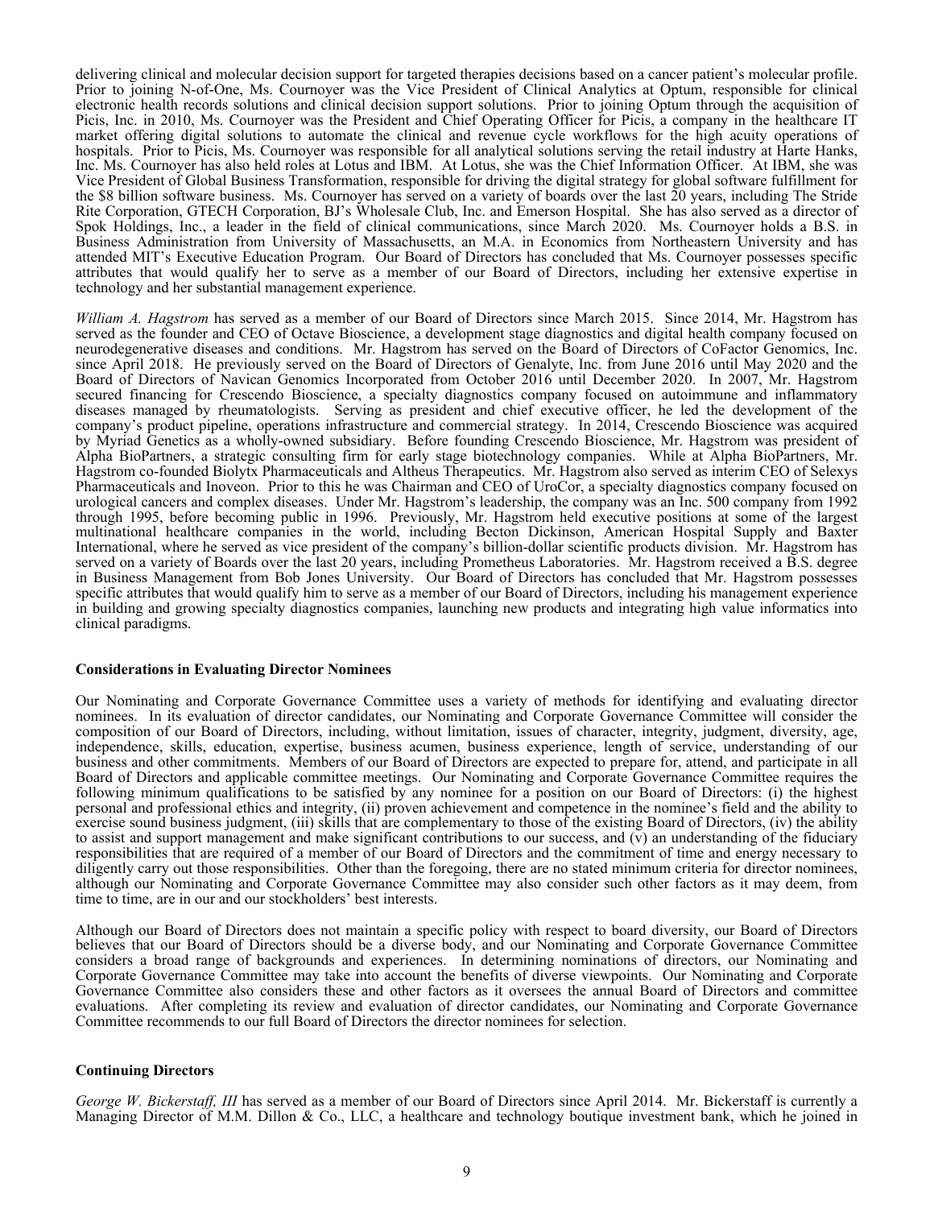delivering clinical and molecular decision support for targeted therapies decisions based on a cancer patient's molecular profile. Prior to joining N-of-One, Ms. Cournoyer was the Vice President of Clinical Analytics at Optum, responsible for clinical electronic health records solutions and clinical decision support solutions. Prior to joining Optum through the acquisition of Picis, Inc. in 2010, Ms. Cournoyer was the President and Chief Operating Officer for Picis, a company in the healthcare IT market offering digital solutions to automate the clinical and revenue cycle workflows for the high acuity operations of hospitals. Prior to Picis, Ms. Cournoyer was responsible for all analytical solutions serving the retail industry at Harte Hanks, Inc. Ms. Cournoyer has also held roles at Lotus and IBM. At Lotus, she was the Chief Information Officer. At IBM, she was Vice President of Global Business Transformation, responsible for driving the digital strategy for global software fulfillment for the $8 billion software business. Ms. Cournoyer has served on a variety of boards over the last 20 years, including The Stride Rite Corporation, GTECH Corporation, BJ's Wholesale Club, Inc. and Emerson Hospital. She has also served as a director of Spok Holdings, Inc., a leader in the field of clinical communications, since March 2020. Ms. Cournoyer holds a B.S. in Business Administration from University of Massachusetts, an M.A. in Economics from Northeastern University and has attended MIT's Executive Education Program. Our Board of Directors has concluded that Ms. Cournoyer possesses specific attributes that would qualify her to serve as a member of our Board of Directors, including her extensive expertise in technology and her substantial management experience.

*William A. Hagstrom* has served as a member of our Board of Directors since March 2015. Since 2014, Mr. Hagstrom has served as the founder and CEO of Octave Bioscience, a development stage diagnostics and digital health company focused on neurodegenerative diseases and conditions. Mr. Hagstrom has served on the Board of Directors of CoFactor Genomics, Inc. since April 2018. He previously served on the Board of Directors of Genalyte, Inc. from June 2016 until May 2020 and the Board of Directors of Navican Genomics Incorporated from October 2016 until December 2020. In 2007, Mr. Hagstrom secured financing for Crescendo Bioscience, a specialty diagnostics company focused on autoimmune and inflammatory diseases managed by rheumatologists. Serving as president and chief executive officer, he led the development of the company's product pipeline, operations infrastructure and commercial strategy. In 2014, Crescendo Bioscience was acquired by Myriad Genetics as a wholly-owned subsidiary. Before founding Crescendo Bioscience, Mr. Hagstrom was president of Alpha BioPartners, a strategic consulting firm for early stage biotechnology companies. While at Alpha BioPartners, Mr. Hagstrom co-founded Biolytx Pharmaceuticals and Altheus Therapeutics. Mr. Hagstrom also served as interim CEO of Selexys Pharmaceuticals and Inoveon. Prior to this he was Chairman and CEO of UroCor, a specialty diagnostics company focused on urological cancers and complex diseases. Under Mr. Hagstrom's leadership, the company was an Inc. 500 company from 1992 through 1995, before becoming public in 1996. Previously, Mr. Hagstrom held executive positions at some of the largest multinational healthcare companies in the world, including Becton Dickinson, American Hospital Supply and Baxter International, where he served as vice president of the company's billion-dollar scientific products division. Mr. Hagstrom has served on a variety of Boards over the last 20 years, including Prometheus Laboratories. Mr. Hagstrom received a B.S. degree in Business Management from Bob Jones University. Our Board of Directors has concluded that Mr. Hagstrom possesses specific attributes that would qualify him to serve as a member of our Board of Directors, including his management experience in building and growing specialty diagnostics companies, launching new products and integrating high value informatics into clinical paradigms.

**Considerations in Evaluating Director Nominees**

Our Nominating and Corporate Governance Committee uses a variety of methods for identifying and evaluating director nominees. In its evaluation of director candidates, our Nominating and Corporate Governance Committee will consider the composition of our Board of Directors, including, without limitation, issues of character, integrity, judgment, diversity, age, independence, skills, education, expertise, business acumen, business experience, length of service, understanding of our business and other commitments. Members of our Board of Directors are expected to prepare for, attend, and participate in all Board of Directors and applicable committee meetings. Our Nominating and Corporate Governance Committee requires the following minimum qualifications to be satisfied by any nominee for a position on our Board of Directors: (i) the highest personal and professional ethics and integrity, (ii) proven achievement and competence in the nominee's field and the ability to exercise sound business judgment, (iii) skills that are complementary to those of the existing Board of Directors, (iv) the ability to assist and support management and make significant contributions to our success, and (v) an understanding of the fiduciary responsibilities that are required of a member of our Board of Directors and the commitment of time and energy necessary to diligently carry out those responsibilities. Other than the foregoing, there are no stated minimum criteria for director nominees, although our Nominating and Corporate Governance Committee may also consider such other factors as it may deem, from time to time, are in our and our stockholders' best interests.

Although our Board of Directors does not maintain a specific policy with respect to board diversity, our Board of Directors believes that our Board of Directors should be a diverse body, and our Nominating and Corporate Governance Committee considers a broad range of backgrounds and experiences. In determining nominations of directors, our Nominating and Corporate Governance Committee may take into account the benefits of diverse viewpoints. Our Nominating and Corporate Governance Committee also considers these and other factors as it oversees the annual Board of Directors and committee evaluations. After completing its review and evaluation of director candidates, our Nominating and Corporate Governance Committee recommends to our full Board of Directors the director nominees for selection.

**Continuing Directors**

*George W. Bickerstaff, III* has served as a member of our Board of Directors since April 2014. Mr. Bickerstaff is currently a Managing Director of M.M. Dillon & Co., LLC, a healthcare and technology boutique investment bank, which he joined in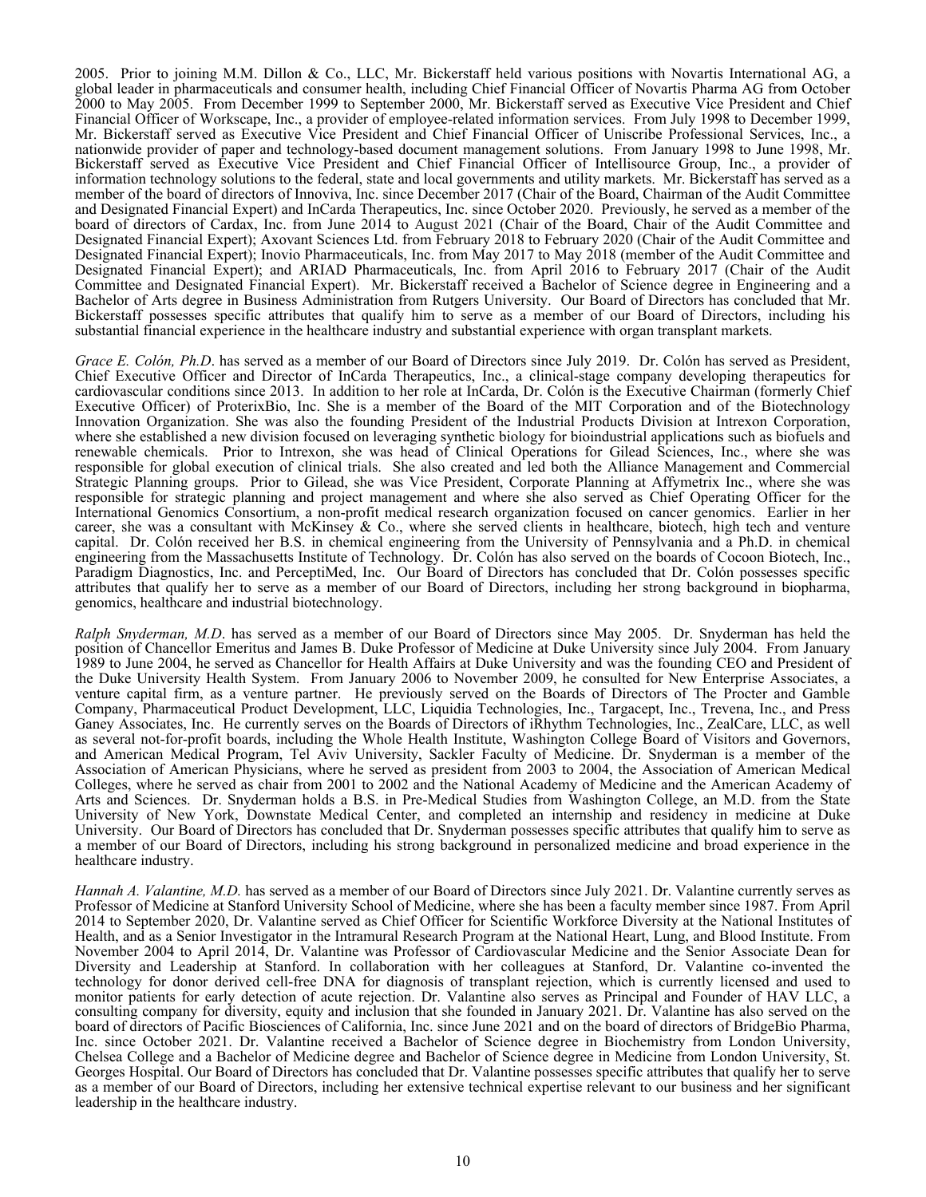2005. Prior to joining M.M. Dillon & Co., LLC, Mr. Bickerstaff held various positions with Novartis International AG, a global leader in pharmaceuticals and consumer health, including Chief Financial Officer of Novartis Pharma AG from October 2000 to May 2005. From December 1999 to September 2000, Mr. Bickerstaff served as Executive Vice President and Chief Financial Officer of Workscape, Inc., a provider of employee-related information services. From July 1998 to December 1999, Mr. Bickerstaff served as Executive Vice President and Chief Financial Officer of Uniscribe Professional Services, Inc., a nationwide provider of paper and technology-based document management solutions. From January 1998 to June 1998, Mr. Bickerstaff served as Executive Vice President and Chief Financial Officer of Intellisource Group, Inc., a provider of information technology solutions to the federal, state and local governments and utility markets. Mr. Bickerstaff has served as a member of the board of directors of Innoviva, Inc. since December 2017 (Chair of the Board, Chairman of the Audit Committee and Designated Financial Expert) and InCarda Therapeutics, Inc. since October 2020. Previously, he served as a member of the board of directors of Cardax, Inc. from June 2014 to August 2021 (Chair of the Board, Chair of the Audit Committee and Designated Financial Expert); Axovant Sciences Ltd. from February 2018 to February 2020 (Chair of the Audit Committee and Designated Financial Expert); Inovio Pharmaceuticals, Inc. from May 2017 to May 2018 (member of the Audit Committee and Designated Financial Expert); and ARIAD Pharmaceuticals, Inc. from April 2016 to February 2017 (Chair of the Audit Committee and Designated Financial Expert). Mr. Bickerstaff received a Bachelor of Science degree in Engineering and a Bachelor of Arts degree in Business Administration from Rutgers University. Our Board of Directors has concluded that Mr. Bickerstaff possesses specific attributes that qualify him to serve as a member of our Board of Directors, including his substantial financial experience in the healthcare industry and substantial experience with organ transplant markets.

*Grace E. Colón, Ph.D*. has served as a member of our Board of Directors since July 2019. Dr. Colón has served as President, Chief Executive Officer and Director of InCarda Therapeutics, Inc., a clinical-stage company developing therapeutics for cardiovascular conditions since 2013. In addition to her role at InCarda, Dr. Colón is the Executive Chairman (formerly Chief Executive Officer) of ProterixBio, Inc. She is a member of the Board of the MIT Corporation and of the Biotechnology Innovation Organization. She was also the founding President of the Industrial Products Division at Intrexon Corporation, where she established a new division focused on leveraging synthetic biology for bioindustrial applications such as biofuels and renewable chemicals. Prior to Intrexon, she was head of Clinical Operations for Gilead Sciences, Inc., where she was responsible for global execution of clinical trials. She also created and led both the Alliance Management and Commercial Strategic Planning groups. Prior to Gilead, she was Vice President, Corporate Planning at Affymetrix Inc., where she was responsible for strategic planning and project management and where she also served as Chief Operating Officer for the International Genomics Consortium, a non-profit medical research organization focused on cancer genomics. Earlier in her career, she was a consultant with McKinsey & Co., where she served clients in healthcare, biotech, high tech and venture capital. Dr. Colón received her B.S. in chemical engineering from the University of Pennsylvania and a Ph.D. in chemical engineering from the Massachusetts Institute of Technology. Dr. Colón has also served on the boards of Cocoon Biotech, Inc., Paradigm Diagnostics, Inc. and PerceptiMed, Inc. Our Board of Directors has concluded that Dr. Colón possesses specific attributes that qualify her to serve as a member of our Board of Directors, including her strong background in biopharma, genomics, healthcare and industrial biotechnology.

*Ralph Snyderman, M.D*. has served as a member of our Board of Directors since May 2005. Dr. Snyderman has held the position of Chancellor Emeritus and James B. Duke Professor of Medicine at Duke University since July 2004. From January 1989 to June 2004, he served as Chancellor for Health Affairs at Duke University and was the founding CEO and President of the Duke University Health System. From January 2006 to November 2009, he consulted for New Enterprise Associates, a venture capital firm, as a venture partner. He previously served on the Boards of Directors of The Procter and Gamble Company, Pharmaceutical Product Development, LLC, Liquidia Technologies, Inc., Targacept, Inc., Trevena, Inc., and Press Ganey Associates, Inc. He currently serves on the Boards of Directors of iRhythm Technologies, Inc., ZealCare, LLC, as well as several not-for-profit boards, including the Whole Health Institute, Washington College Board of Visitors and Governors, and American Medical Program, Tel Aviv University, Sackler Faculty of Medicine. Dr. Snyderman is a member of the Association of American Physicians, where he served as president from 2003 to 2004, the Association of American Medical Colleges, where he served as chair from 2001 to 2002 and the National Academy of Medicine and the American Academy of Arts and Sciences. Dr. Snyderman holds a B.S. in Pre-Medical Studies from Washington College, an M.D. from the State University of New York, Downstate Medical Center, and completed an internship and residency in medicine at Duke University. Our Board of Directors has concluded that Dr. Snyderman possesses specific attributes that qualify him to serve as a member of our Board of Directors, including his strong background in personalized medicine and broad experience in the healthcare industry.

*Hannah A. Valantine, M.D.* has served as a member of our Board of Directors since July 2021. Dr. Valantine currently serves as Professor of Medicine at Stanford University School of Medicine, where she has been a faculty member since 1987. From April 2014 to September 2020, Dr. Valantine served as Chief Officer for Scientific Workforce Diversity at the National Institutes of Health, and as a Senior Investigator in the Intramural Research Program at the National Heart, Lung, and Blood Institute. From November 2004 to April 2014, Dr. Valantine was Professor of Cardiovascular Medicine and the Senior Associate Dean for Diversity and Leadership at Stanford. In collaboration with her colleagues at Stanford, Dr. Valantine co-invented the technology for donor derived cell-free DNA for diagnosis of transplant rejection, which is currently licensed and used to monitor patients for early detection of acute rejection. Dr. Valantine also serves as Principal and Founder of HAV LLC, a consulting company for diversity, equity and inclusion that she founded in January 2021. Dr. Valantine has also served on the board of directors of Pacific Biosciences of California, Inc. since June 2021 and on the board of directors of BridgeBio Pharma, Inc. since October 2021. Dr. Valantine received a Bachelor of Science degree in Biochemistry from London University, Chelsea College and a Bachelor of Medicine degree and Bachelor of Science degree in Medicine from London University, St. Georges Hospital. Our Board of Directors has concluded that Dr. Valantine possesses specific attributes that qualify her to serve as a member of our Board of Directors, including her extensive technical expertise relevant to our business and her significant leadership in the healthcare industry.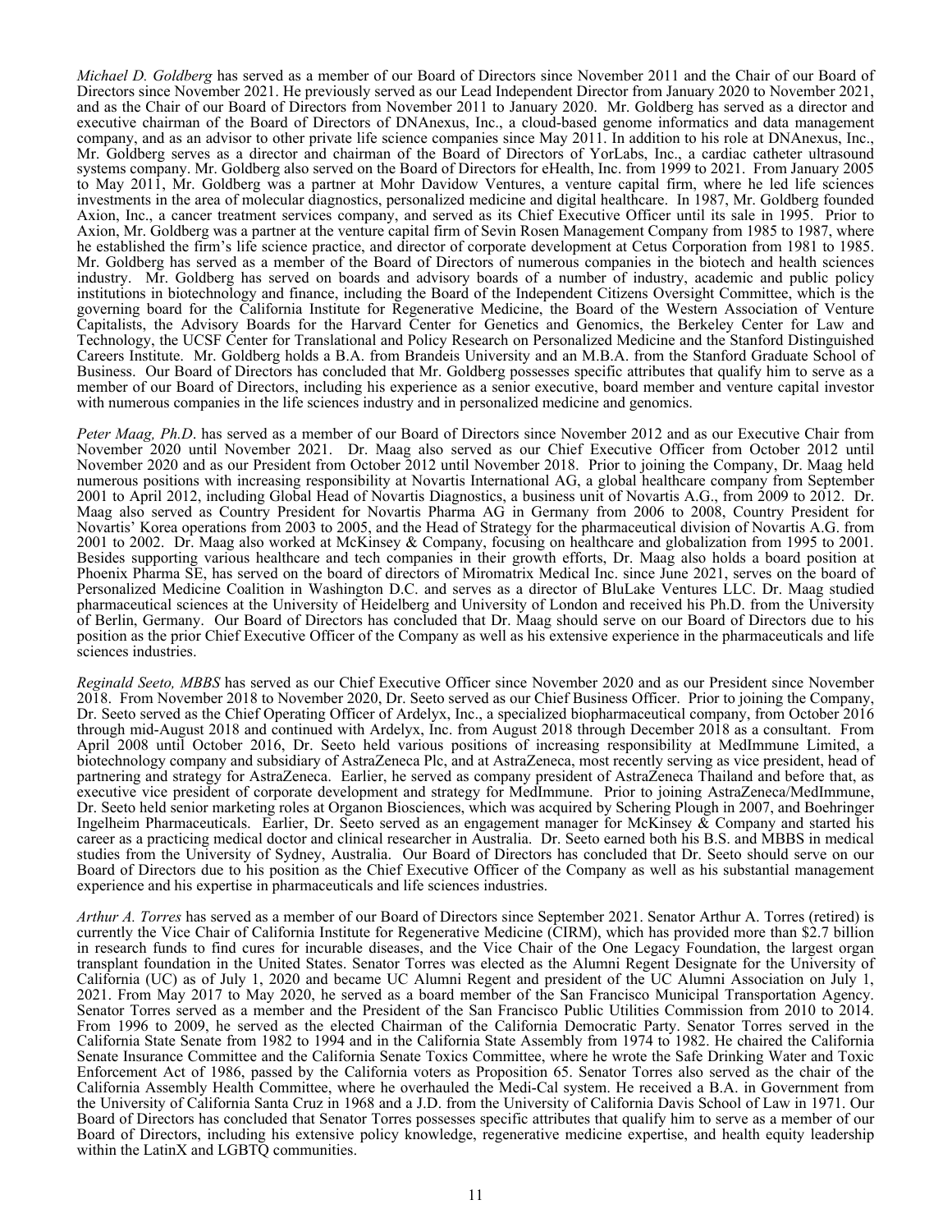*Michael D. Goldberg* has served as a member of our Board of Directors since November 2011 and the Chair of our Board of Directors since November 2021. He previously served as our Lead Independent Director from January 2020 to November 2021, and as the Chair of our Board of Directors from November 2011 to January 2020. Mr. Goldberg has served as a director and executive chairman of the Board of Directors of DNAnexus, Inc., a cloud-based genome informatics and data management company, and as an advisor to other private life science companies since May 2011. In addition to his role at DNAnexus, Inc., Mr. Goldberg serves as a director and chairman of the Board of Directors of YorLabs, Inc., a cardiac catheter ultrasound systems company. Mr. Goldberg also served on the Board of Directors for eHealth, Inc. from 1999 to 2021. From January 2005 to May 2011, Mr. Goldberg was a partner at Mohr Davidow Ventures, a venture capital firm, where he led life sciences investments in the area of molecular diagnostics, personalized medicine and digital healthcare. In 1987, Mr. Goldberg founded Axion, Inc., a cancer treatment services company, and served as its Chief Executive Officer until its sale in 1995. Prior to Axion, Mr. Goldberg was a partner at the venture capital firm of Sevin Rosen Management Company from 1985 to 1987, where he established the firm's life science practice, and director of corporate development at Cetus Corporation from 1981 to 1985. Mr. Goldberg has served as a member of the Board of Directors of numerous companies in the biotech and health sciences industry. Mr. Goldberg has served on boards and advisory boards of a number of industry, academic and public policy institutions in biotechnology and finance, including the Board of the Independent Citizens Oversight Committee, which is the governing board for the California Institute for Regenerative Medicine, the Board of the Western Association of Venture Capitalists, the Advisory Boards for the Harvard Center for Genetics and Genomics, the Berkeley Center for Law and Technology, the UCSF Center for Translational and Policy Research on Personalized Medicine and the Stanford Distinguished Careers Institute. Mr. Goldberg holds a B.A. from Brandeis University and an M.B.A. from the Stanford Graduate School of Business. Our Board of Directors has concluded that Mr. Goldberg possesses specific attributes that qualify him to serve as a member of our Board of Directors, including his experience as a senior executive, board member and venture capital investor with numerous companies in the life sciences industry and in personalized medicine and genomics.

*Peter Maag, Ph.D*. has served as a member of our Board of Directors since November 2012 and as our Executive Chair from November 2020 until November 2021. Dr. Maag also served as our Chief Executive Officer from October 2012 until November 2020 and as our President from October 2012 until November 2018. Prior to joining the Company, Dr. Maag held numerous positions with increasing responsibility at Novartis International AG, a global healthcare company from September 2001 to April 2012, including Global Head of Novartis Diagnostics, a business unit of Novartis A.G., from 2009 to 2012. Dr. Maag also served as Country President for Novartis Pharma AG in Germany from 2006 to 2008, Country President for Novartis' Korea operations from 2003 to 2005, and the Head of Strategy for the pharmaceutical division of Novartis A.G. from 2001 to 2002. Dr. Maag also worked at McKinsey & Company, focusing on healthcare and globalization from 1995 to 2001. Besides supporting various healthcare and tech companies in their growth efforts, Dr. Maag also holds a board position at Phoenix Pharma SE, has served on the board of directors of Miromatrix Medical Inc. since June 2021, serves on the board of Personalized Medicine Coalition in Washington D.C. and serves as a director of BluLake Ventures LLC. Dr. Maag studied pharmaceutical sciences at the University of Heidelberg and University of London and received his Ph.D. from the University of Berlin, Germany. Our Board of Directors has concluded that Dr. Maag should serve on our Board of Directors due to his position as the prior Chief Executive Officer of the Company as well as his extensive experience in the pharmaceuticals and life sciences industries.

*Reginald Seeto, MBBS* has served as our Chief Executive Officer since November 2020 and as our President since November 2018. From November 2018 to November 2020, Dr. Seeto served as our Chief Business Officer. Prior to joining the Company, Dr. Seeto served as the Chief Operating Officer of Ardelyx, Inc., a specialized biopharmaceutical company, from October 2016 through mid-August 2018 and continued with Ardelyx, Inc. from August 2018 through December 2018 as a consultant. From April 2008 until October 2016, Dr. Seeto held various positions of increasing responsibility at MedImmune Limited, a biotechnology company and subsidiary of AstraZeneca Plc, and at AstraZeneca, most recently serving as vice president, head of partnering and strategy for AstraZeneca. Earlier, he served as company president of AstraZeneca Thailand and before that, as executive vice president of corporate development and strategy for MedImmune. Prior to joining AstraZeneca/MedImmune, Dr. Seeto held senior marketing roles at Organon Biosciences, which was acquired by Schering Plough in 2007, and Boehringer Ingelheim Pharmaceuticals. Earlier, Dr. Seeto served as an engagement manager for McKinsey & Company and started his career as a practicing medical doctor and clinical researcher in Australia. Dr. Seeto earned both his B.S. and MBBS in medical studies from the University of Sydney, Australia. Our Board of Directors has concluded that Dr. Seeto should serve on our Board of Directors due to his position as the Chief Executive Officer of the Company as well as his substantial management experience and his expertise in pharmaceuticals and life sciences industries.

*Arthur A. Torres* has served as a member of our Board of Directors since September 2021. Senator Arthur A. Torres (retired) is currently the Vice Chair of California Institute for Regenerative Medicine (CIRM), which has provided more than $2.7 billion in research funds to find cures for incurable diseases, and the Vice Chair of the One Legacy Foundation, the largest organ transplant foundation in the United States. Senator Torres was elected as the Alumni Regent Designate for the University of California (UC) as of July 1, 2020 and became UC Alumni Regent and president of the UC Alumni Association on July 1, 2021. From May 2017 to May 2020, he served as a board member of the San Francisco Municipal Transportation Agency. Senator Torres served as a member and the President of the San Francisco Public Utilities Commission from 2010 to 2014. From 1996 to 2009, he served as the elected Chairman of the California Democratic Party. Senator Torres served in the California State Senate from 1982 to 1994 and in the California State Assembly from 1974 to 1982. He chaired the California Senate Insurance Committee and the California Senate Toxics Committee, where he wrote the Safe Drinking Water and Toxic Enforcement Act of 1986, passed by the California voters as Proposition 65. Senator Torres also served as the chair of the California Assembly Health Committee, where he overhauled the Medi-Cal system. He received a B.A. in Government from the University of California Santa Cruz in 1968 and a J.D. from the University of California Davis School of Law in 1971. Our Board of Directors has concluded that Senator Torres possesses specific attributes that qualify him to serve as a member of our Board of Directors, including his extensive policy knowledge, regenerative medicine expertise, and health equity leadership within the LatinX and LGBTQ communities.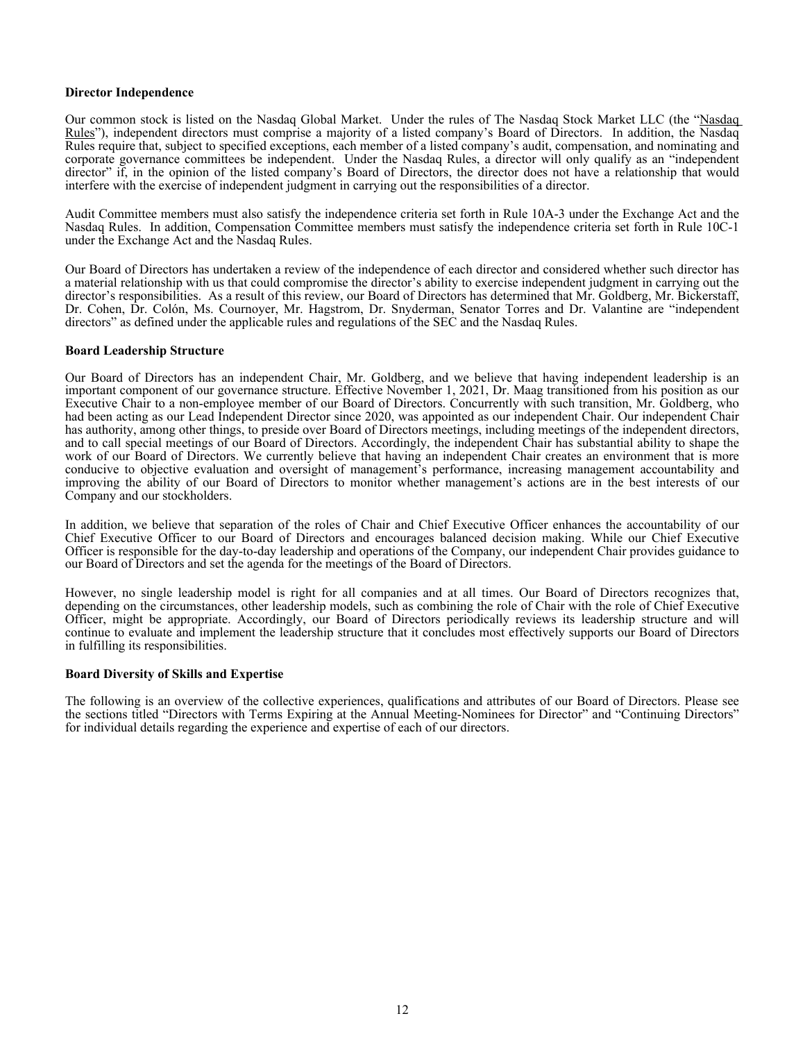**Director Independence**

Our common stock is listed on the Nasdaq Global Market. Under the rules of The Nasdaq Stock Market LLC (the "Nasdaq Rules"), independent directors must comprise a majority of a listed company's Board of Directors. In addition, the Nasdaq Rules require that, subject to specified exceptions, each member of a listed company's audit, compensation, and nominating and corporate governance committees be independent. Under the Nasdaq Rules, a director will only qualify as an "independent director" if, in the opinion of the listed company's Board of Directors, the director does not have a relationship that would interfere with the exercise of independent judgment in carrying out the responsibilities of a director.

Audit Committee members must also satisfy the independence criteria set forth in Rule 10A-3 under the Exchange Act and the Nasdaq Rules. In addition, Compensation Committee members must satisfy the independence criteria set forth in Rule 10C-1 under the Exchange Act and the Nasdaq Rules.

Our Board of Directors has undertaken a review of the independence of each director and considered whether such director has a material relationship with us that could compromise the director's ability to exercise independent judgment in carrying out the director's responsibilities. As a result of this review, our Board of Directors has determined that Mr. Goldberg, Mr. Bickerstaff, Dr. Cohen, Dr. Colón, Ms. Cournoyer, Mr. Hagstrom, Dr. Snyderman, Senator Torres and Dr. Valantine are "independent directors" as defined under the applicable rules and regulations of the SEC and the Nasdaq Rules.

**Board Leadership Structure**

Our Board of Directors has an independent Chair, Mr. Goldberg, and we believe that having independent leadership is an important component of our governance structure. Effective November 1, 2021, Dr. Maag transitioned from his position as our Executive Chair to a non-employee member of our Board of Directors. Concurrently with such transition, Mr. Goldberg, who had been acting as our Lead Independent Director since 2020, was appointed as our independent Chair. Our independent Chair has authority, among other things, to preside over Board of Directors meetings, including meetings of the independent directors, and to call special meetings of our Board of Directors. Accordingly, the independent Chair has substantial ability to shape the work of our Board of Directors. We currently believe that having an independent Chair creates an environment that is more conducive to objective evaluation and oversight of management's performance, increasing management accountability and improving the ability of our Board of Directors to monitor whether management's actions are in the best interests of our Company and our stockholders.

In addition, we believe that separation of the roles of Chair and Chief Executive Officer enhances the accountability of our Chief Executive Officer to our Board of Directors and encourages balanced decision making. While our Chief Executive Officer is responsible for the day-to-day leadership and operations of the Company, our independent Chair provides guidance to our Board of Directors and set the agenda for the meetings of the Board of Directors.

However, no single leadership model is right for all companies and at all times. Our Board of Directors recognizes that, depending on the circumstances, other leadership models, such as combining the role of Chair with the role of Chief Executive Officer, might be appropriate. Accordingly, our Board of Directors periodically reviews its leadership structure and will continue to evaluate and implement the leadership structure that it concludes most effectively supports our Board of Directors in fulfilling its responsibilities.

**Board Diversity of Skills and Expertise**

The following is an overview of the collective experiences, qualifications and attributes of our Board of Directors. Please see the sections titled "Directors with Terms Expiring at the Annual Meeting-Nominees for Director" and "Continuing Directors" for individual details regarding the experience and expertise of each of our directors.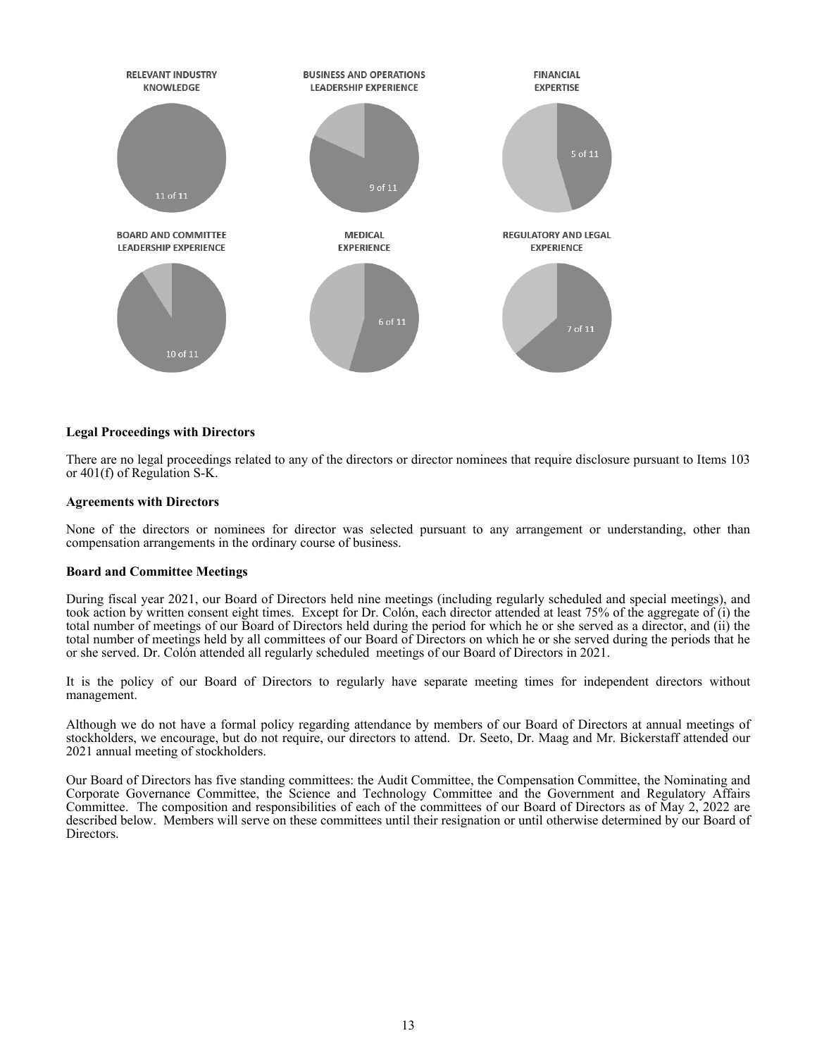**RELEVANT INDUSTRY KNOWLEDGE**

11 of 11

**BUSINESS AND OPERATIONS LEADERSHIP EXPERIENCE**

9 of 11

**FINANCIAL EXPERTISE**

5 of 11

**BOARD AND COMMITTEE LEADERSHIP EXPERIENCE**

10 of 11

**MEDICAL EXPERIENCE**

6 of 11

**REGULATORY AND LEGAL EXPERIENCE**

7 of 11

**Legal Proceedings with Directors**

There are no legal proceedings related to any of the directors or director nominees that require disclosure pursuant to Items 103 or 401(f) of Regulation S-K.

**Agreements with Directors**

None of the directors or nominees for director was selected pursuant to any arrangement or understanding, other than compensation arrangements in the ordinary course of business.

**Board and Committee Meetings**

During fiscal year 2021, our Board of Directors held nine meetings (including regularly scheduled and special meetings), and took action by written consent eight times. Except for Dr. Colón, each director attended at least 75% of the aggregate of (i) the total number of meetings of our Board of Directors held during the period for which he or she served as a director, and (ii) the total number of meetings held by all committees of our Board of Directors on which he or she served during the periods that he or she served. Dr. Colón attended all regularly scheduled meetings of our Board of Directors in 2021.

It is the policy of our Board of Directors to regularly have separate meeting times for independent directors without management.

Although we do not have a formal policy regarding attendance by members of our Board of Directors at annual meetings of stockholders, we encourage, but do not require, our directors to attend. Dr. Seeto, Dr. Maag and Mr. Bickerstaff attended our 2021 annual meeting of stockholders.

Our Board of Directors has five standing committees: the Audit Committee, the Compensation Committee, the Nominating and Corporate Governance Committee, the Science and Technology Committee and the Government and Regulatory Affairs Committee. The composition and responsibilities of each of the committees of our Board of Directors as of May 2, 2022 are described below. Members will serve on these committees until their resignation or until otherwise determined by our Board of Directors.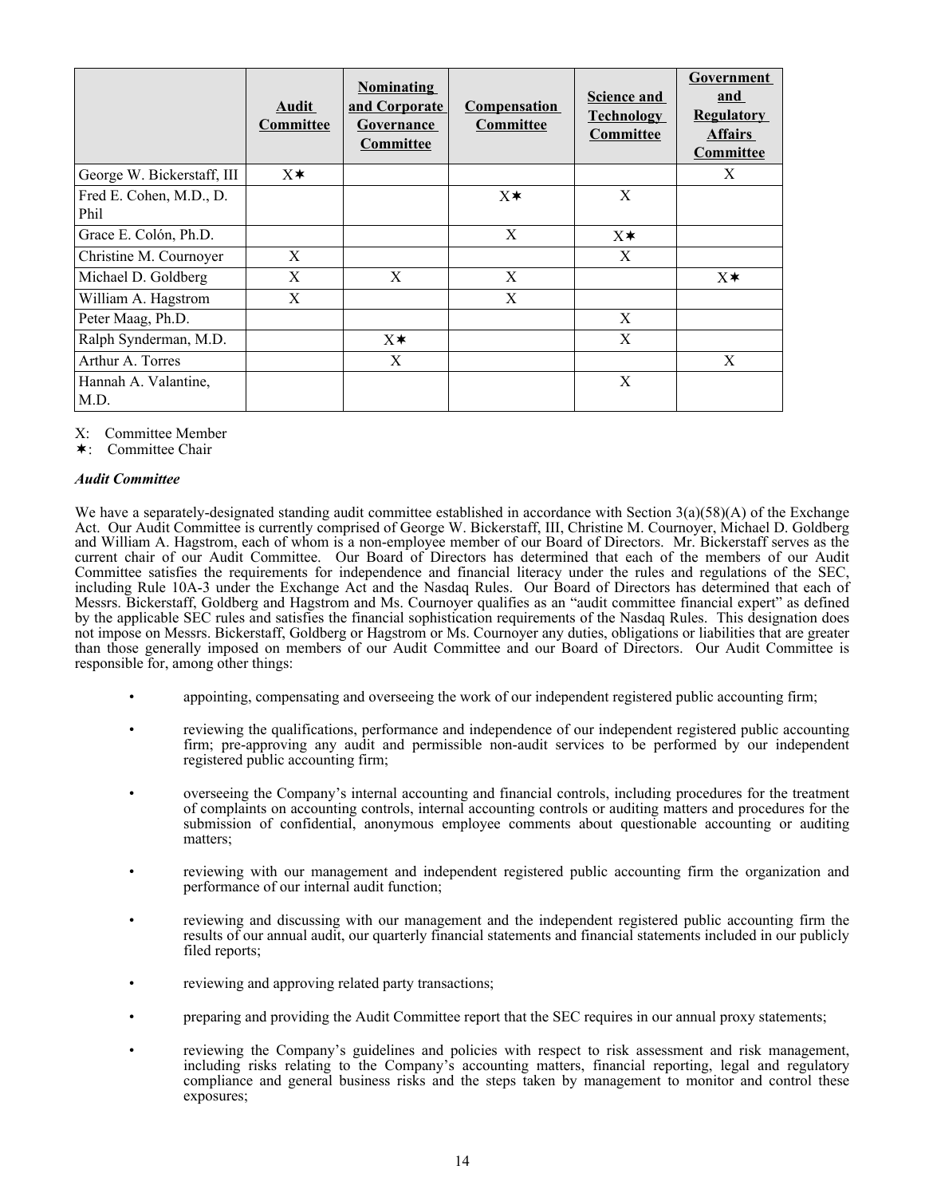| | Audit Committee | Nominating and Corporate Governance Committee | Compensation Committee | Science and Technology Committee | Government and Regulatory Affairs Committee |
|---|---|---|---|---|---|
| George W. Bickerstaff, III | X✶ | | | | X |
| Fred E. Cohen, M.D., D. Phil | | | X✶ | X | |
| Grace E. Colón, Ph.D. | | | X | X✶ | |
| Christine M. Cournoyer | X | | | X | |
| Michael D. Goldberg | X | X | X | | X✶ |
| William A. Hagstrom | X | | X | | |
| Peter Maag, Ph.D. | | | | X | |
| Ralph Synderman, M.D. | | X✶ | | X | |
| Arthur A. Torres | | X | | | X |
| Hannah A. Valantine, M.D. | | | | X | |

X: Committee Member
✶: Committee Chair

***Audit Committee***

We have a separately-designated standing audit committee established in accordance with Section 3(a)(58)(A) of the Exchange Act. Our Audit Committee is currently comprised of George W. Bickerstaff, III, Christine M. Cournoyer, Michael D. Goldberg and William A. Hagstrom, each of whom is a non-employee member of our Board of Directors. Mr. Bickerstaff serves as the current chair of our Audit Committee. Our Board of Directors has determined that each of the members of our Audit Committee satisfies the requirements for independence and financial literacy under the rules and regulations of the SEC, including Rule 10A-3 under the Exchange Act and the Nasdaq Rules. Our Board of Directors has determined that each of Messrs. Bickerstaff, Goldberg and Hagstrom and Ms. Cournoyer qualifies as an "audit committee financial expert" as defined by the applicable SEC rules and satisfies the financial sophistication requirements of the Nasdaq Rules. This designation does not impose on Messrs. Bickerstaff, Goldberg or Hagstrom or Ms. Cournoyer any duties, obligations or liabilities that are greater than those generally imposed on members of our Audit Committee and our Board of Directors. Our Audit Committee is responsible for, among other things:

- appointing, compensating and overseeing the work of our independent registered public accounting firm;
- reviewing the qualifications, performance and independence of our independent registered public accounting firm; pre-approving any audit and permissible non-audit services to be performed by our independent registered public accounting firm;
- overseeing the Company's internal accounting and financial controls, including procedures for the treatment of complaints on accounting controls, internal accounting controls or auditing matters and procedures for the submission of confidential, anonymous employee comments about questionable accounting or auditing matters;
- reviewing with our management and independent registered public accounting firm the organization and performance of our internal audit function;
- reviewing and discussing with our management and the independent registered public accounting firm the results of our annual audit, our quarterly financial statements and financial statements included in our publicly filed reports;
- reviewing and approving related party transactions;
- preparing and providing the Audit Committee report that the SEC requires in our annual proxy statements;
- reviewing the Company's guidelines and policies with respect to risk assessment and risk management, including risks relating to the Company's accounting matters, financial reporting, legal and regulatory compliance and general business risks and the steps taken by management to monitor and control these exposures;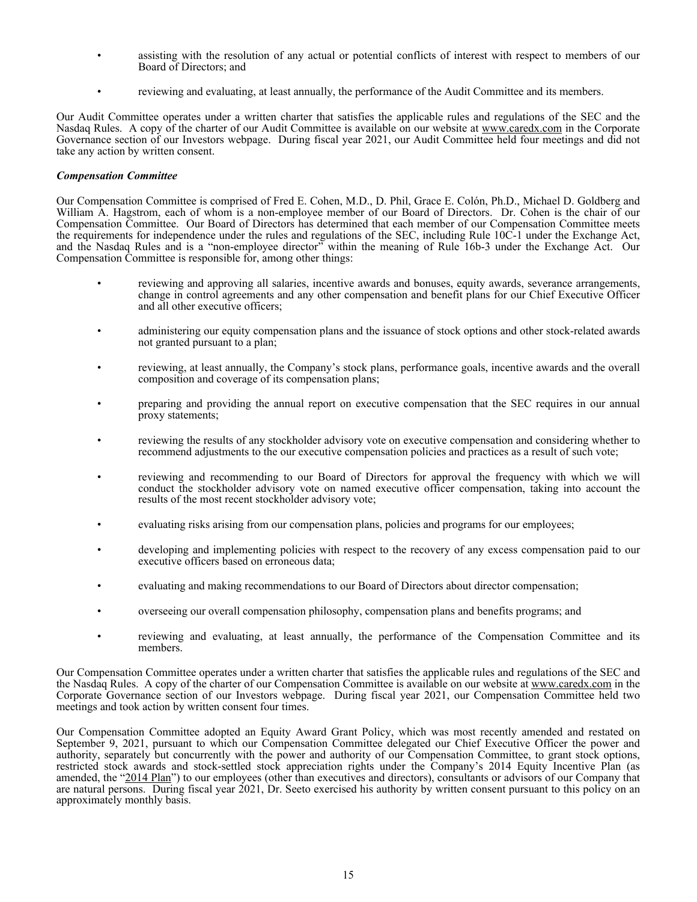- assisting with the resolution of any actual or potential conflicts of interest with respect to members of our Board of Directors; and
- reviewing and evaluating, at least annually, the performance of the Audit Committee and its members.

Our Audit Committee operates under a written charter that satisfies the applicable rules and regulations of the SEC and the Nasdaq Rules. A copy of the charter of our Audit Committee is available on our website at www.caredx.com in the Corporate Governance section of our Investors webpage. During fiscal year 2021, our Audit Committee held four meetings and did not take any action by written consent.

***Compensation Committee***

Our Compensation Committee is comprised of Fred E. Cohen, M.D., D. Phil, Grace E. Colón, Ph.D., Michael D. Goldberg and William A. Hagstrom, each of whom is a non-employee member of our Board of Directors. Dr. Cohen is the chair of our Compensation Committee. Our Board of Directors has determined that each member of our Compensation Committee meets the requirements for independence under the rules and regulations of the SEC, including Rule 10C-1 under the Exchange Act, and the Nasdaq Rules and is a "non-employee director" within the meaning of Rule 16b-3 under the Exchange Act. Our Compensation Committee is responsible for, among other things:

- reviewing and approving all salaries, incentive awards and bonuses, equity awards, severance arrangements, change in control agreements and any other compensation and benefit plans for our Chief Executive Officer and all other executive officers;
- administering our equity compensation plans and the issuance of stock options and other stock-related awards not granted pursuant to a plan;
- reviewing, at least annually, the Company's stock plans, performance goals, incentive awards and the overall composition and coverage of its compensation plans;
- preparing and providing the annual report on executive compensation that the SEC requires in our annual proxy statements;
- reviewing the results of any stockholder advisory vote on executive compensation and considering whether to recommend adjustments to the our executive compensation policies and practices as a result of such vote;
- reviewing and recommending to our Board of Directors for approval the frequency with which we will conduct the stockholder advisory vote on named executive officer compensation, taking into account the results of the most recent stockholder advisory vote;
- evaluating risks arising from our compensation plans, policies and programs for our employees;
- developing and implementing policies with respect to the recovery of any excess compensation paid to our executive officers based on erroneous data;
- evaluating and making recommendations to our Board of Directors about director compensation;
- overseeing our overall compensation philosophy, compensation plans and benefits programs; and
- reviewing and evaluating, at least annually, the performance of the Compensation Committee and its members.

Our Compensation Committee operates under a written charter that satisfies the applicable rules and regulations of the SEC and the Nasdaq Rules. A copy of the charter of our Compensation Committee is available on our website at www.caredx.com in the Corporate Governance section of our Investors webpage. During fiscal year 2021, our Compensation Committee held two meetings and took action by written consent four times.

Our Compensation Committee adopted an Equity Award Grant Policy, which was most recently amended and restated on September 9, 2021, pursuant to which our Compensation Committee delegated our Chief Executive Officer the power and authority, separately but concurrently with the power and authority of our Compensation Committee, to grant stock options, restricted stock awards and stock-settled stock appreciation rights under the Company's 2014 Equity Incentive Plan (as amended, the "2014 Plan") to our employees (other than executives and directors), consultants or advisors of our Company that are natural persons. During fiscal year 2021, Dr. Seeto exercised his authority by written consent pursuant to this policy on an approximately monthly basis.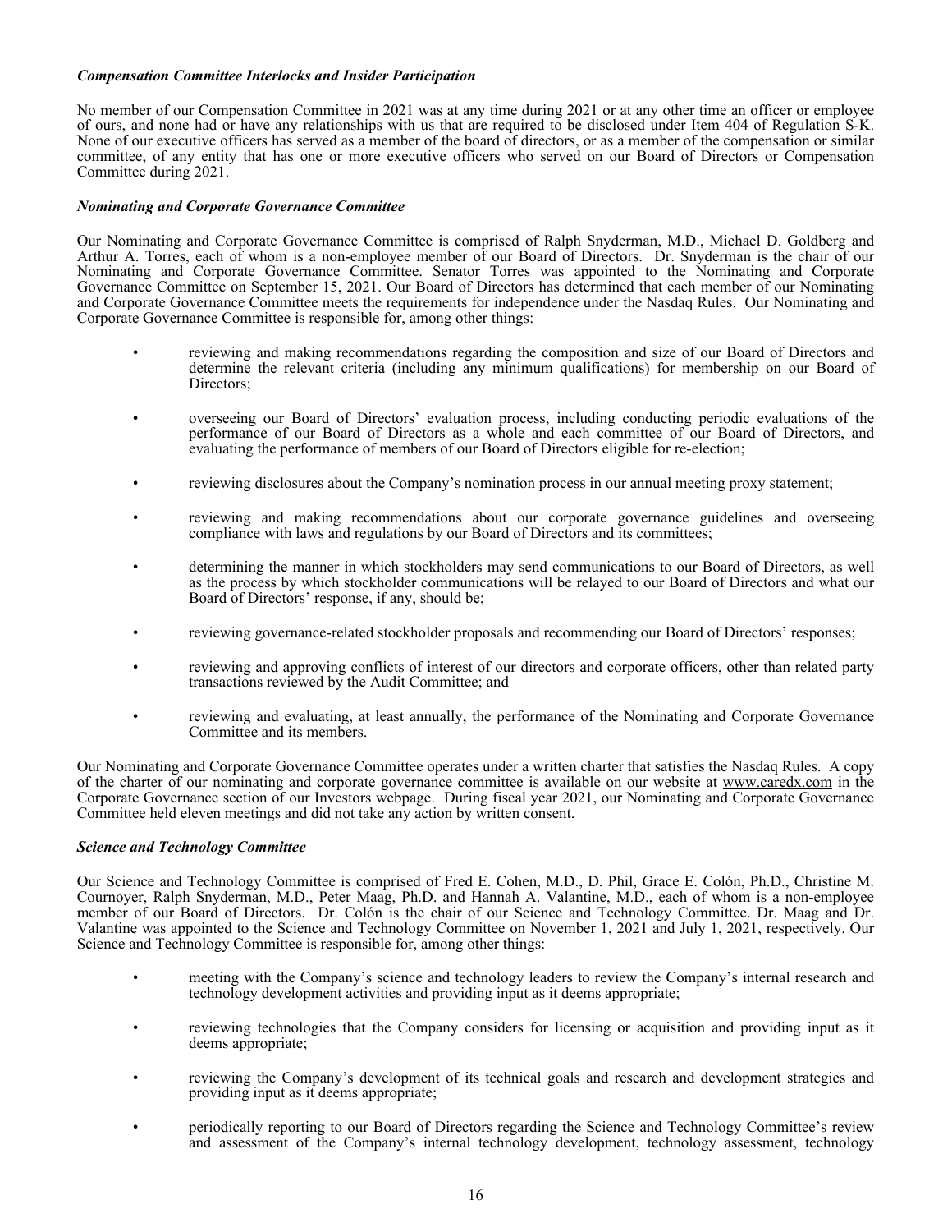***Compensation Committee Interlocks and Insider Participation***

No member of our Compensation Committee in 2021 was at any time during 2021 or at any other time an officer or employee of ours, and none had or have any relationships with us that are required to be disclosed under Item 404 of Regulation S-K. None of our executive officers has served as a member of the board of directors, or as a member of the compensation or similar committee, of any entity that has one or more executive officers who served on our Board of Directors or Compensation Committee during 2021.

***Nominating and Corporate Governance Committee***

Our Nominating and Corporate Governance Committee is comprised of Ralph Snyderman, M.D., Michael D. Goldberg and Arthur A. Torres, each of whom is a non-employee member of our Board of Directors. Dr. Snyderman is the chair of our Nominating and Corporate Governance Committee. Senator Torres was appointed to the Nominating and Corporate Governance Committee on September 15, 2021. Our Board of Directors has determined that each member of our Nominating and Corporate Governance Committee meets the requirements for independence under the Nasdaq Rules. Our Nominating and Corporate Governance Committee is responsible for, among other things:

- reviewing and making recommendations regarding the composition and size of our Board of Directors and determine the relevant criteria (including any minimum qualifications) for membership on our Board of Directors;
- overseeing our Board of Directors' evaluation process, including conducting periodic evaluations of the performance of our Board of Directors as a whole and each committee of our Board of Directors, and evaluating the performance of members of our Board of Directors eligible for re-election;
- reviewing disclosures about the Company's nomination process in our annual meeting proxy statement;
- reviewing and making recommendations about our corporate governance guidelines and overseeing compliance with laws and regulations by our Board of Directors and its committees;
- determining the manner in which stockholders may send communications to our Board of Directors, as well as the process by which stockholder communications will be relayed to our Board of Directors and what our Board of Directors' response, if any, should be;
- reviewing governance-related stockholder proposals and recommending our Board of Directors' responses;
- reviewing and approving conflicts of interest of our directors and corporate officers, other than related party transactions reviewed by the Audit Committee; and
- reviewing and evaluating, at least annually, the performance of the Nominating and Corporate Governance Committee and its members.

Our Nominating and Corporate Governance Committee operates under a written charter that satisfies the Nasdaq Rules. A copy of the charter of our nominating and corporate governance committee is available on our website at www.caredx.com in the Corporate Governance section of our Investors webpage. During fiscal year 2021, our Nominating and Corporate Governance Committee held eleven meetings and did not take any action by written consent.

***Science and Technology Committee***

Our Science and Technology Committee is comprised of Fred E. Cohen, M.D., D. Phil, Grace E. Colón, Ph.D., Christine M. Cournoyer, Ralph Snyderman, M.D., Peter Maag, Ph.D. and Hannah A. Valantine, M.D., each of whom is a non-employee member of our Board of Directors. Dr. Colón is the chair of our Science and Technology Committee. Dr. Maag and Dr. Valantine was appointed to the Science and Technology Committee on November 1, 2021 and July 1, 2021, respectively. Our Science and Technology Committee is responsible for, among other things:

- meeting with the Company's science and technology leaders to review the Company's internal research and technology development activities and providing input as it deems appropriate;
- reviewing technologies that the Company considers for licensing or acquisition and providing input as it deems appropriate;
- reviewing the Company's development of its technical goals and research and development strategies and providing input as it deems appropriate;
- periodically reporting to our Board of Directors regarding the Science and Technology Committee's review and assessment of the Company's internal technology development, technology assessment, technology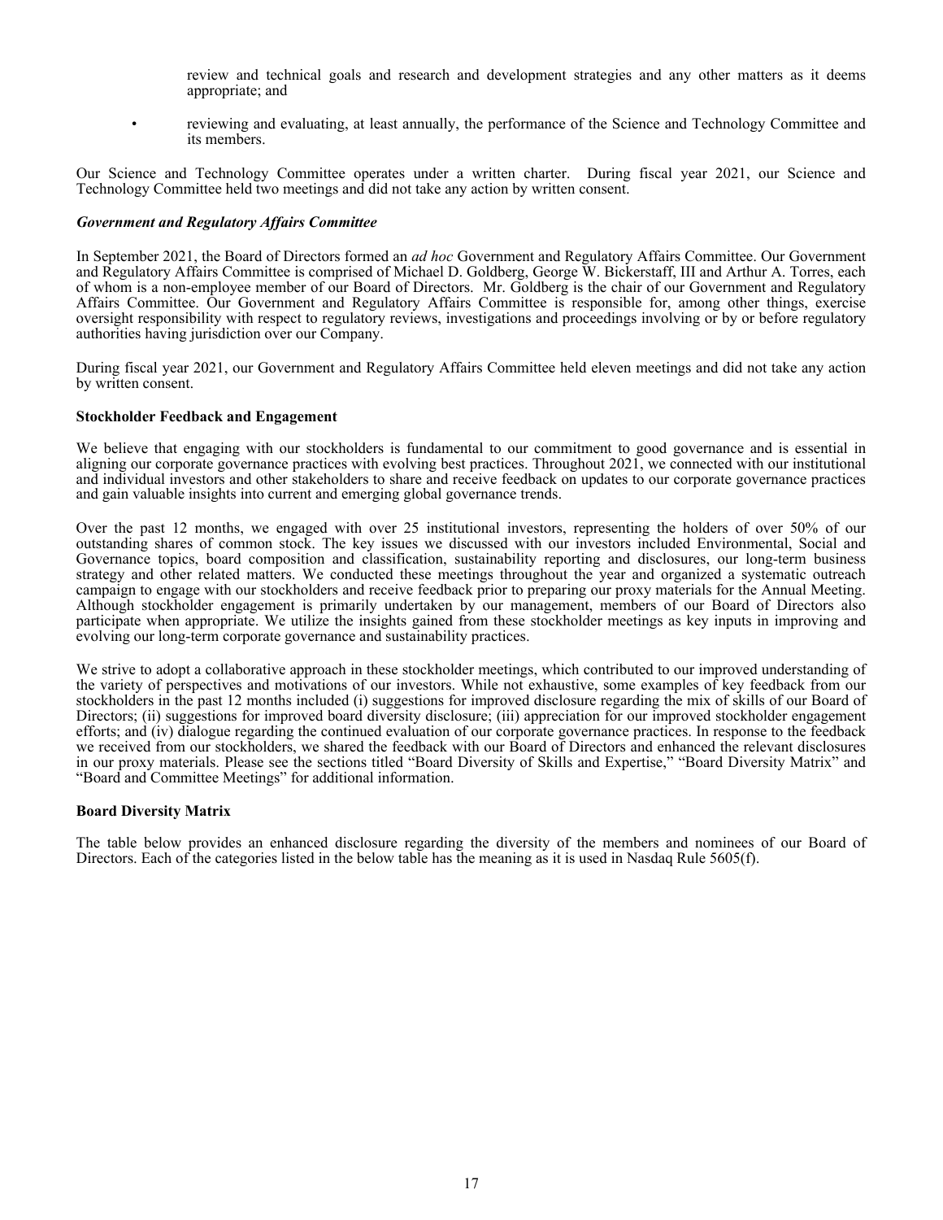review and technical goals and research and development strategies and any other matters as it deems appropriate; and

- reviewing and evaluating, at least annually, the performance of the Science and Technology Committee and its members.

Our Science and Technology Committee operates under a written charter. During fiscal year 2021, our Science and Technology Committee held two meetings and did not take any action by written consent.

***Government and Regulatory Affairs Committee***

In September 2021, the Board of Directors formed an *ad hoc* Government and Regulatory Affairs Committee. Our Government and Regulatory Affairs Committee is comprised of Michael D. Goldberg, George W. Bickerstaff, III and Arthur A. Torres, each of whom is a non-employee member of our Board of Directors. Mr. Goldberg is the chair of our Government and Regulatory Affairs Committee. Our Government and Regulatory Affairs Committee is responsible for, among other things, exercise oversight responsibility with respect to regulatory reviews, investigations and proceedings involving or by or before regulatory authorities having jurisdiction over our Company.

During fiscal year 2021, our Government and Regulatory Affairs Committee held eleven meetings and did not take any action by written consent.

**Stockholder Feedback and Engagement**

We believe that engaging with our stockholders is fundamental to our commitment to good governance and is essential in aligning our corporate governance practices with evolving best practices. Throughout 2021, we connected with our institutional and individual investors and other stakeholders to share and receive feedback on updates to our corporate governance practices and gain valuable insights into current and emerging global governance trends.

Over the past 12 months, we engaged with over 25 institutional investors, representing the holders of over 50% of our outstanding shares of common stock. The key issues we discussed with our investors included Environmental, Social and Governance topics, board composition and classification, sustainability reporting and disclosures, our long-term business strategy and other related matters. We conducted these meetings throughout the year and organized a systematic outreach campaign to engage with our stockholders and receive feedback prior to preparing our proxy materials for the Annual Meeting. Although stockholder engagement is primarily undertaken by our management, members of our Board of Directors also participate when appropriate. We utilize the insights gained from these stockholder meetings as key inputs in improving and evolving our long-term corporate governance and sustainability practices.

We strive to adopt a collaborative approach in these stockholder meetings, which contributed to our improved understanding of the variety of perspectives and motivations of our investors. While not exhaustive, some examples of key feedback from our stockholders in the past 12 months included (i) suggestions for improved disclosure regarding the mix of skills of our Board of Directors; (ii) suggestions for improved board diversity disclosure; (iii) appreciation for our improved stockholder engagement efforts; and (iv) dialogue regarding the continued evaluation of our corporate governance practices. In response to the feedback we received from our stockholders, we shared the feedback with our Board of Directors and enhanced the relevant disclosures in our proxy materials. Please see the sections titled "Board Diversity of Skills and Expertise," "Board Diversity Matrix" and "Board and Committee Meetings" for additional information.

**Board Diversity Matrix**

The table below provides an enhanced disclosure regarding the diversity of the members and nominees of our Board of Directors. Each of the categories listed in the below table has the meaning as it is used in Nasdaq Rule 5605(f).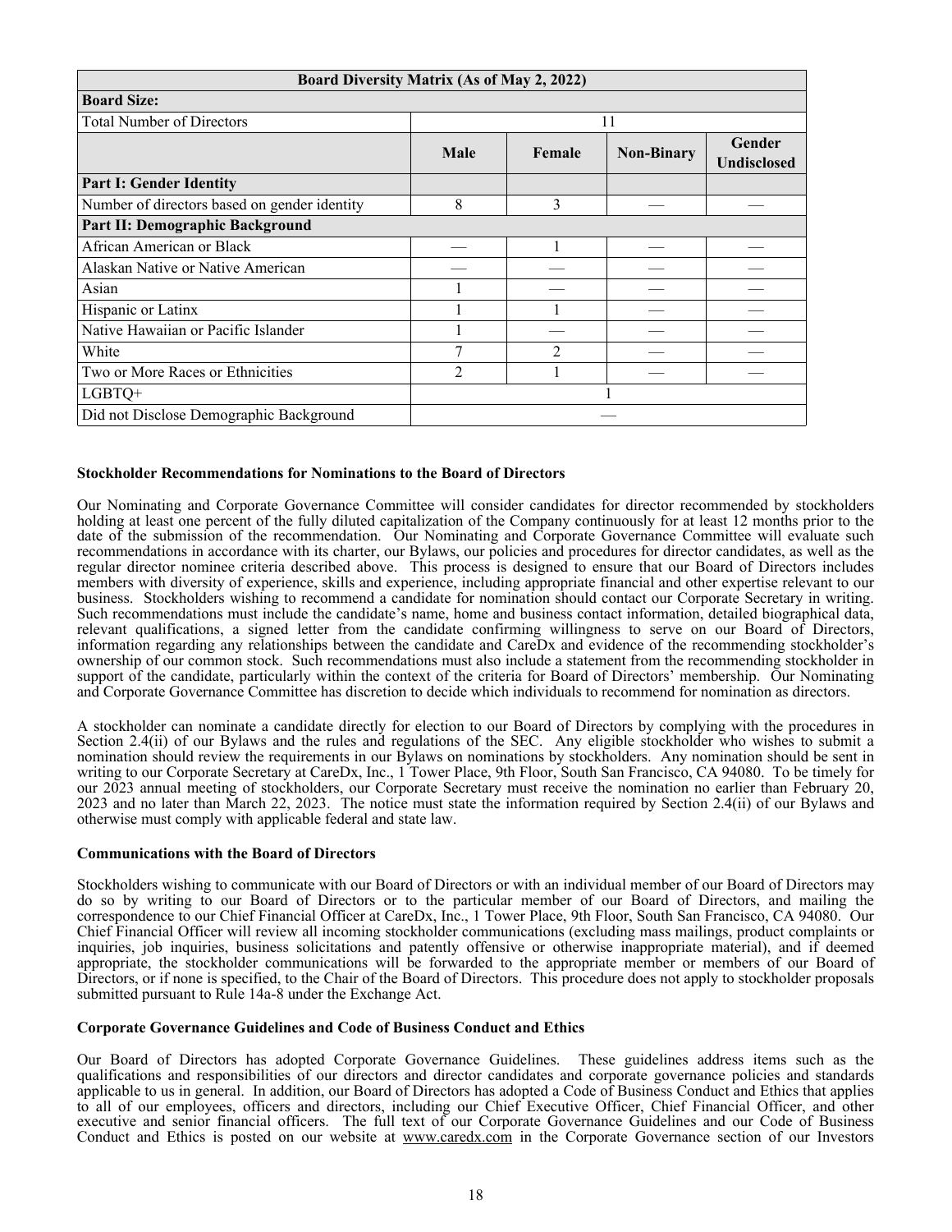| Board Diversity Matrix (As of May 2, 2022) | | | | |
|---|---|---|---|---|
| **Board Size:** | | | | |
| Total Number of Directors | 11 | | | |
| | **Male** | **Female** | **Non-Binary** | **Gender Undisclosed** |
| **Part I: Gender Identity** | | | | |
| Number of directors based on gender identity | 8 | 3 | — | — |
| **Part II: Demographic Background** | | | | |
| African American or Black | — | 1 | — | — |
| Alaskan Native or Native American | — | — | — | — |
| Asian | 1 | — | — | — |
| Hispanic or Latinx | 1 | 1 | — | — |
| Native Hawaiian or Pacific Islander | 1 | — | — | — |
| White | 7 | 2 | — | — |
| Two or More Races or Ethnicities | 2 | 1 | — | — |
| LGBTQ+ | 1 | | | |
| Did not Disclose Demographic Background | — | | | |

**Stockholder Recommendations for Nominations to the Board of Directors**

Our Nominating and Corporate Governance Committee will consider candidates for director recommended by stockholders holding at least one percent of the fully diluted capitalization of the Company continuously for at least 12 months prior to the date of the submission of the recommendation. Our Nominating and Corporate Governance Committee will evaluate such recommendations in accordance with its charter, our Bylaws, our policies and procedures for director candidates, as well as the regular director nominee criteria described above. This process is designed to ensure that our Board of Directors includes members with diversity of experience, skills and experience, including appropriate financial and other expertise relevant to our business. Stockholders wishing to recommend a candidate for nomination should contact our Corporate Secretary in writing. Such recommendations must include the candidate's name, home and business contact information, detailed biographical data, relevant qualifications, a signed letter from the candidate confirming willingness to serve on our Board of Directors, information regarding any relationships between the candidate and CareDx and evidence of the recommending stockholder's ownership of our common stock. Such recommendations must also include a statement from the recommending stockholder in support of the candidate, particularly within the context of the criteria for Board of Directors' membership. Our Nominating and Corporate Governance Committee has discretion to decide which individuals to recommend for nomination as directors.

A stockholder can nominate a candidate directly for election to our Board of Directors by complying with the procedures in Section 2.4(ii) of our Bylaws and the rules and regulations of the SEC. Any eligible stockholder who wishes to submit a nomination should review the requirements in our Bylaws on nominations by stockholders. Any nomination should be sent in writing to our Corporate Secretary at CareDx, Inc., 1 Tower Place, 9th Floor, South San Francisco, CA 94080. To be timely for our 2023 annual meeting of stockholders, our Corporate Secretary must receive the nomination no earlier than February 20, 2023 and no later than March 22, 2023. The notice must state the information required by Section 2.4(ii) of our Bylaws and otherwise must comply with applicable federal and state law.

**Communications with the Board of Directors**

Stockholders wishing to communicate with our Board of Directors or with an individual member of our Board of Directors may do so by writing to our Board of Directors or to the particular member of our Board of Directors, and mailing the correspondence to our Chief Financial Officer at CareDx, Inc., 1 Tower Place, 9th Floor, South San Francisco, CA 94080. Our Chief Financial Officer will review all incoming stockholder communications (excluding mass mailings, product complaints or inquiries, job inquiries, business solicitations and patently offensive or otherwise inappropriate material), and if deemed appropriate, the stockholder communications will be forwarded to the appropriate member or members of our Board of Directors, or if none is specified, to the Chair of the Board of Directors. This procedure does not apply to stockholder proposals submitted pursuant to Rule 14a-8 under the Exchange Act.

**Corporate Governance Guidelines and Code of Business Conduct and Ethics**

Our Board of Directors has adopted Corporate Governance Guidelines. These guidelines address items such as the qualifications and responsibilities of our directors and director candidates and corporate governance policies and standards applicable to us in general. In addition, our Board of Directors has adopted a Code of Business Conduct and Ethics that applies to all of our employees, officers and directors, including our Chief Executive Officer, Chief Financial Officer, and other executive and senior financial officers. The full text of our Corporate Governance Guidelines and our Code of Business Conduct and Ethics is posted on our website at www.caredx.com in the Corporate Governance section of our Investors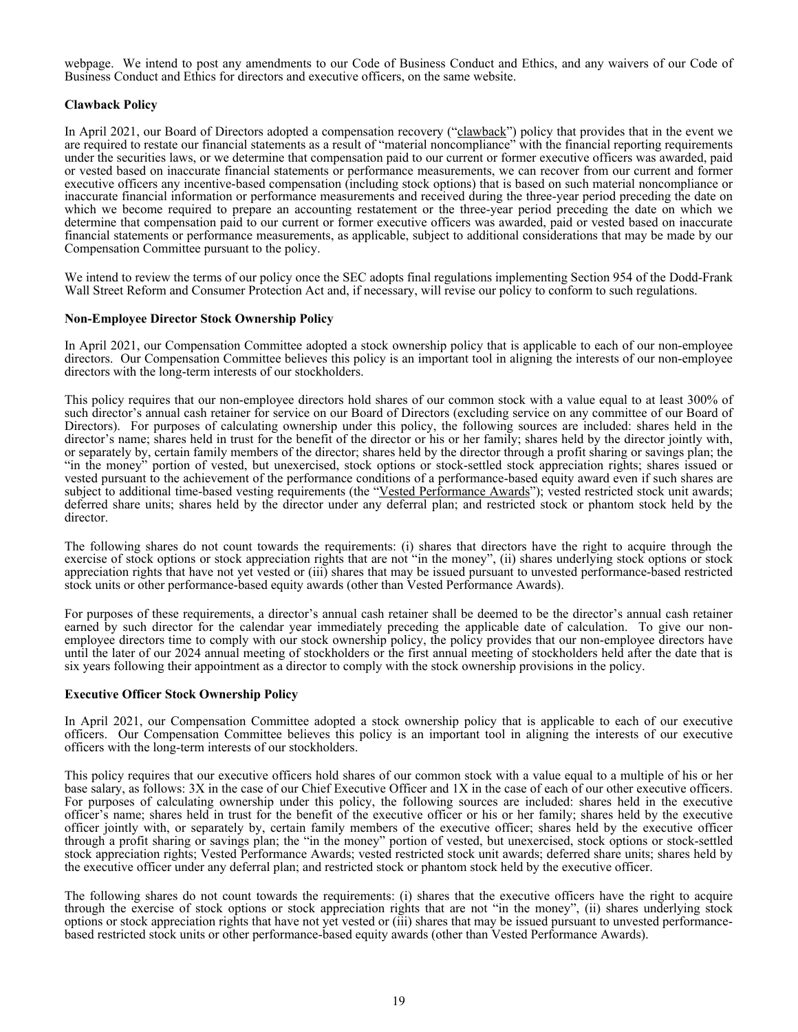webpage. We intend to post any amendments to our Code of Business Conduct and Ethics, and any waivers of our Code of Business Conduct and Ethics for directors and executive officers, on the same website.

**Clawback Policy**

In April 2021, our Board of Directors adopted a compensation recovery ("clawback") policy that provides that in the event we are required to restate our financial statements as a result of "material noncompliance" with the financial reporting requirements under the securities laws, or we determine that compensation paid to our current or former executive officers was awarded, paid or vested based on inaccurate financial statements or performance measurements, we can recover from our current and former executive officers any incentive-based compensation (including stock options) that is based on such material noncompliance or inaccurate financial information or performance measurements and received during the three-year period preceding the date on which we become required to prepare an accounting restatement or the three-year period preceding the date on which we determine that compensation paid to our current or former executive officers was awarded, paid or vested based on inaccurate financial statements or performance measurements, as applicable, subject to additional considerations that may be made by our Compensation Committee pursuant to the policy.

We intend to review the terms of our policy once the SEC adopts final regulations implementing Section 954 of the Dodd-Frank Wall Street Reform and Consumer Protection Act and, if necessary, will revise our policy to conform to such regulations.

**Non-Employee Director Stock Ownership Policy**

In April 2021, our Compensation Committee adopted a stock ownership policy that is applicable to each of our non-employee directors. Our Compensation Committee believes this policy is an important tool in aligning the interests of our non-employee directors with the long-term interests of our stockholders.

This policy requires that our non-employee directors hold shares of our common stock with a value equal to at least 300% of such director's annual cash retainer for service on our Board of Directors (excluding service on any committee of our Board of Directors). For purposes of calculating ownership under this policy, the following sources are included: shares held in the director's name; shares held in trust for the benefit of the director or his or her family; shares held by the director jointly with, or separately by, certain family members of the director; shares held by the director through a profit sharing or savings plan; the "in the money" portion of vested, but unexercised, stock options or stock-settled stock appreciation rights; shares issued or vested pursuant to the achievement of the performance conditions of a performance-based equity award even if such shares are subject to additional time-based vesting requirements (the "Vested Performance Awards"); vested restricted stock unit awards; deferred share units; shares held by the director under any deferral plan; and restricted stock or phantom stock held by the director.

The following shares do not count towards the requirements: (i) shares that directors have the right to acquire through the exercise of stock options or stock appreciation rights that are not "in the money", (ii) shares underlying stock options or stock appreciation rights that have not yet vested or (iii) shares that may be issued pursuant to unvested performance-based restricted stock units or other performance-based equity awards (other than Vested Performance Awards).

For purposes of these requirements, a director's annual cash retainer shall be deemed to be the director's annual cash retainer earned by such director for the calendar year immediately preceding the applicable date of calculation. To give our non-employee directors time to comply with our stock ownership policy, the policy provides that our non-employee directors have until the later of our 2024 annual meeting of stockholders or the first annual meeting of stockholders held after the date that is six years following their appointment as a director to comply with the stock ownership provisions in the policy.

**Executive Officer Stock Ownership Policy**

In April 2021, our Compensation Committee adopted a stock ownership policy that is applicable to each of our executive officers. Our Compensation Committee believes this policy is an important tool in aligning the interests of our executive officers with the long-term interests of our stockholders.

This policy requires that our executive officers hold shares of our common stock with a value equal to a multiple of his or her base salary, as follows: 3X in the case of our Chief Executive Officer and 1X in the case of each of our other executive officers. For purposes of calculating ownership under this policy, the following sources are included: shares held in the executive officer's name; shares held in trust for the benefit of the executive officer or his or her family; shares held by the executive officer jointly with, or separately by, certain family members of the executive officer; shares held by the executive officer through a profit sharing or savings plan; the "in the money" portion of vested, but unexercised, stock options or stock-settled stock appreciation rights; Vested Performance Awards; vested restricted stock unit awards; deferred share units; shares held by the executive officer under any deferral plan; and restricted stock or phantom stock held by the executive officer.

The following shares do not count towards the requirements: (i) shares that the executive officers have the right to acquire through the exercise of stock options or stock appreciation rights that are not "in the money", (ii) shares underlying stock options or stock appreciation rights that have not yet vested or (iii) shares that may be issued pursuant to unvested performance-based restricted stock units or other performance-based equity awards (other than Vested Performance Awards).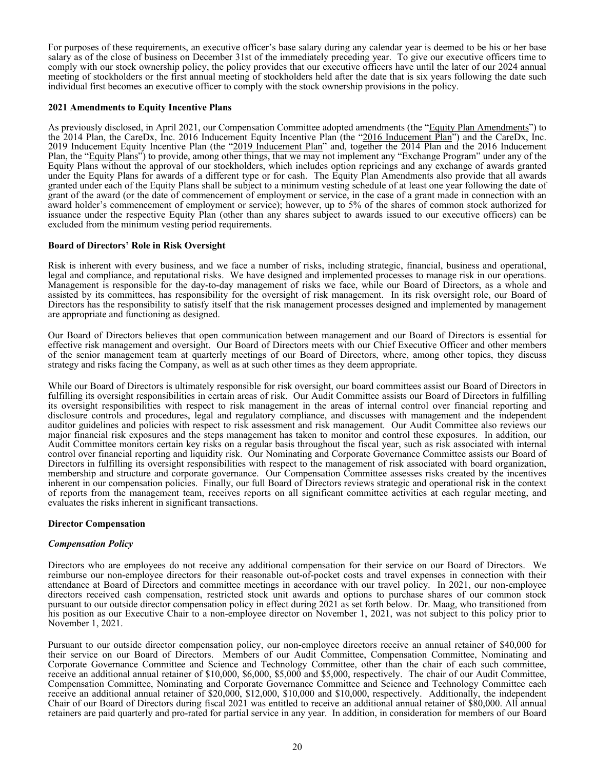For purposes of these requirements, an executive officer's base salary during any calendar year is deemed to be his or her base salary as of the close of business on December 31st of the immediately preceding year. To give our executive officers time to comply with our stock ownership policy, the policy provides that our executive officers have until the later of our 2024 annual meeting of stockholders or the first annual meeting of stockholders held after the date that is six years following the date such individual first becomes an executive officer to comply with the stock ownership provisions in the policy.

**2021 Amendments to Equity Incentive Plans**

As previously disclosed, in April 2021, our Compensation Committee adopted amendments (the "Equity Plan Amendments") to the 2014 Plan, the CareDx, Inc. 2016 Inducement Equity Incentive Plan (the "2016 Inducement Plan") and the CareDx, Inc. 2019 Inducement Equity Incentive Plan (the "2019 Inducement Plan" and, together the 2014 Plan and the 2016 Inducement Plan, the "Equity Plans") to provide, among other things, that we may not implement any "Exchange Program" under any of the Equity Plans without the approval of our stockholders, which includes option repricings and any exchange of awards granted under the Equity Plans for awards of a different type or for cash. The Equity Plan Amendments also provide that all awards granted under each of the Equity Plans shall be subject to a minimum vesting schedule of at least one year following the date of grant of the award (or the date of commencement of employment or service, in the case of a grant made in connection with an award holder's commencement of employment or service); however, up to 5% of the shares of common stock authorized for issuance under the respective Equity Plan (other than any shares subject to awards issued to our executive officers) can be excluded from the minimum vesting period requirements.

**Board of Directors' Role in Risk Oversight**

Risk is inherent with every business, and we face a number of risks, including strategic, financial, business and operational, legal and compliance, and reputational risks. We have designed and implemented processes to manage risk in our operations. Management is responsible for the day-to-day management of risks we face, while our Board of Directors, as a whole and assisted by its committees, has responsibility for the oversight of risk management. In its risk oversight role, our Board of Directors has the responsibility to satisfy itself that the risk management processes designed and implemented by management are appropriate and functioning as designed.

Our Board of Directors believes that open communication between management and our Board of Directors is essential for effective risk management and oversight. Our Board of Directors meets with our Chief Executive Officer and other members of the senior management team at quarterly meetings of our Board of Directors, where, among other topics, they discuss strategy and risks facing the Company, as well as at such other times as they deem appropriate.

While our Board of Directors is ultimately responsible for risk oversight, our board committees assist our Board of Directors in fulfilling its oversight responsibilities in certain areas of risk. Our Audit Committee assists our Board of Directors in fulfilling its oversight responsibilities with respect to risk management in the areas of internal control over financial reporting and disclosure controls and procedures, legal and regulatory compliance, and discusses with management and the independent auditor guidelines and policies with respect to risk assessment and risk management. Our Audit Committee also reviews our major financial risk exposures and the steps management has taken to monitor and control these exposures. In addition, our Audit Committee monitors certain key risks on a regular basis throughout the fiscal year, such as risk associated with internal control over financial reporting and liquidity risk. Our Nominating and Corporate Governance Committee assists our Board of Directors in fulfilling its oversight responsibilities with respect to the management of risk associated with board organization, membership and structure and corporate governance. Our Compensation Committee assesses risks created by the incentives inherent in our compensation policies. Finally, our full Board of Directors reviews strategic and operational risk in the context of reports from the management team, receives reports on all significant committee activities at each regular meeting, and evaluates the risks inherent in significant transactions.

**Director Compensation**

***Compensation Policy***

Directors who are employees do not receive any additional compensation for their service on our Board of Directors. We reimburse our non-employee directors for their reasonable out-of-pocket costs and travel expenses in connection with their attendance at Board of Directors and committee meetings in accordance with our travel policy. In 2021, our non-employee directors received cash compensation, restricted stock unit awards and options to purchase shares of our common stock pursuant to our outside director compensation policy in effect during 2021 as set forth below. Dr. Maag, who transitioned from his position as our Executive Chair to a non-employee director on November 1, 2021, was not subject to this policy prior to November 1, 2021.

Pursuant to our outside director compensation policy, our non-employee directors receive an annual retainer of $40,000 for their service on our Board of Directors. Members of our Audit Committee, Compensation Committee, Nominating and Corporate Governance Committee and Science and Technology Committee, other than the chair of each such committee, receive an additional annual retainer of $10,000, $6,000, $5,000 and $5,000, respectively. The chair of our Audit Committee, Compensation Committee, Nominating and Corporate Governance Committee and Science and Technology Committee each receive an additional annual retainer of $20,000, $12,000, $10,000 and $10,000, respectively. Additionally, the independent Chair of our Board of Directors during fiscal 2021 was entitled to receive an additional annual retainer of $80,000. All annual retainers are paid quarterly and pro-rated for partial service in any year. In addition, in consideration for members of our Board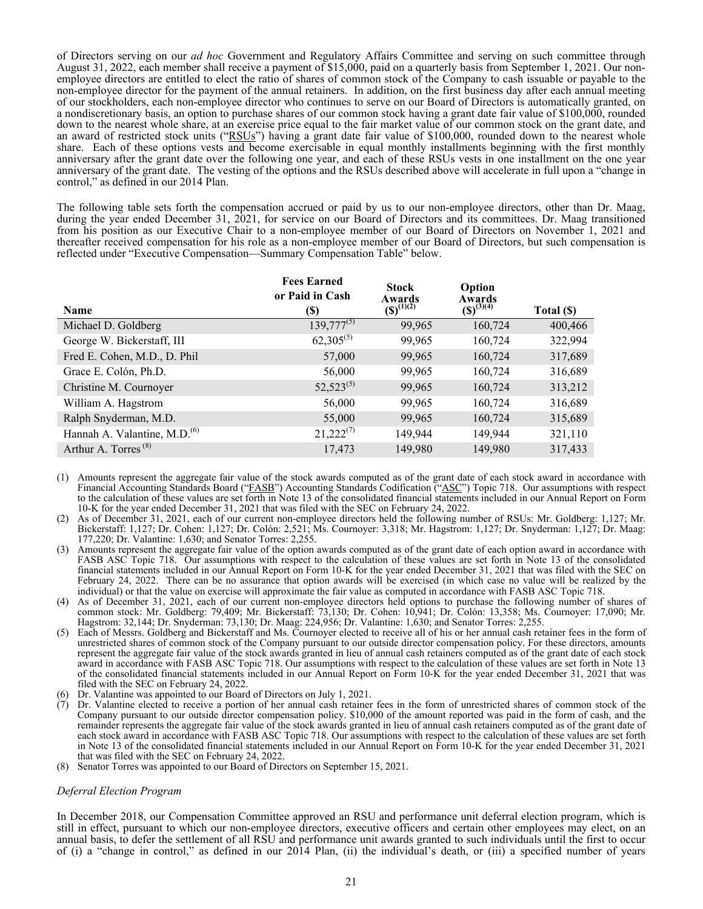of Directors serving on our *ad hoc* Government and Regulatory Affairs Committee and serving on such committee through August 31, 2022, each member shall receive a payment of $15,000, paid on a quarterly basis from September 1, 2021. Our non-employee directors are entitled to elect the ratio of shares of common stock of the Company to cash issuable or payable to the non-employee director for the payment of the annual retainers. In addition, on the first business day after each annual meeting of our stockholders, each non-employee director who continues to serve on our Board of Directors is automatically granted, on a nondiscretionary basis, an option to purchase shares of our common stock having a grant date fair value of $100,000, rounded down to the nearest whole share, at an exercise price equal to the fair market value of our common stock on the grant date, and an award of restricted stock units ("RSUs") having a grant date fair value of $100,000, rounded down to the nearest whole share. Each of these options vests and become exercisable in equal monthly installments beginning with the first monthly anniversary after the grant date over the following one year, and each of these RSUs vests in one installment on the one year anniversary of the grant date. The vesting of the options and the RSUs described above will accelerate in full upon a "change in control," as defined in our 2014 Plan.

The following table sets forth the compensation accrued or paid by us to our non-employee directors, other than Dr. Maag, during the year ended December 31, 2021, for service on our Board of Directors and its committees. Dr. Maag transitioned from his position as our Executive Chair to a non-employee member of our Board of Directors on November 1, 2021 and thereafter received compensation for his role as a non-employee member of our Board of Directors, but such compensation is reflected under "Executive Compensation—Summary Compensation Table" below.

| Name | Fees Earned or Paid in Cash ($) | Stock Awards ($)[(1)(2)] | Option Awards ($)[(3)(4)] | Total ($) |
|---|---|---|---|---|
| Michael D. Goldberg | 139,777[(5)] | 99,965 | 160,724 | 400,466 |
| George W. Bickerstaff, III | 62,305[(5)] | 99,965 | 160,724 | 322,994 |
| Fred E. Cohen, M.D., D. Phil | 57,000 | 99,965 | 160,724 | 317,689 |
| Grace E. Colón, Ph.D. | 56,000 | 99,965 | 160,724 | 316,689 |
| Christine M. Cournoyer | 52,523[(5)] | 99,965 | 160,724 | 313,212 |
| William A. Hagstrom | 56,000 | 99,965 | 160,724 | 316,689 |
| Ralph Snyderman, M.D. | 55,000 | 99,965 | 160,724 | 315,689 |
| Hannah A. Valantine, M.D.[(6)] | 21,222[(7)] | 149,944 | 149,944 | 321,110 |
| Arthur A. Torres[(8)] | 17,473 | 149,980 | 149,980 | 317,433 |

(1) Amounts represent the aggregate fair value of the stock awards computed as of the grant date of each stock award in accordance with Financial Accounting Standards Board ("FASB") Accounting Standards Codification ("ASC") Topic 718. Our assumptions with respect to the calculation of these values are set forth in Note 13 of the consolidated financial statements included in our Annual Report on Form 10-K for the year ended December 31, 2021 that was filed with the SEC on February 24, 2022.

(2) As of December 31, 2021, each of our current non-employee directors held the following number of RSUs: Mr. Goldberg: 1,127; Mr. Bickerstaff: 1,127; Dr. Cohen: 1,127; Dr. Colón: 2,521; Ms. Cournoyer: 3,318; Mr. Hagstrom: 1,127; Dr. Snyderman: 1,127; Dr. Maag: 177,220; Dr. Valantine: 1,630; and Senator Torres: 2,255.

(3) Amounts represent the aggregate fair value of the option awards computed as of the grant date of each option award in accordance with FASB ASC Topic 718. Our assumptions with respect to the calculation of these values are set forth in Note 13 of the consolidated financial statements included in our Annual Report on Form 10-K for the year ended December 31, 2021 that was filed with the SEC on February 24, 2022. There can be no assurance that option awards will be exercised (in which case no value will be realized by the individual) or that the value on exercise will approximate the fair value as computed in accordance with FASB ASC Topic 718.

(4) As of December 31, 2021, each of our current non-employee directors held options to purchase the following number of shares of common stock: Mr. Goldberg: 79,409; Mr. Bickerstaff: 73,130; Dr. Cohen: 10,941; Dr. Colón: 13,358; Ms. Cournoyer: 17,090; Mr. Hagstrom: 32,144; Dr. Snyderman: 73,130; Dr. Maag: 224,956; Dr. Valantine: 1,630; and Senator Torres: 2,255.

(5) Each of Messrs. Goldberg and Bickerstaff and Ms. Cournoyer elected to receive all of his or her annual cash retainer fees in the form of unrestricted shares of common stock of the Company pursuant to our outside director compensation policy. For these directors, amounts represent the aggregate fair value of the stock awards granted in lieu of annual cash retainers computed as of the grant date of each stock award in accordance with FASB ASC Topic 718. Our assumptions with respect to the calculation of these values are set forth in Note 13 of the consolidated financial statements included in our Annual Report on Form 10-K for the year ended December 31, 2021 that was filed with the SEC on February 24, 2022.

(6) Dr. Valantine was appointed to our Board of Directors on July 1, 2021.

(7) Dr. Valantine elected to receive a portion of her annual cash retainer fees in the form of unrestricted shares of common stock of the Company pursuant to our outside director compensation policy. $10,000 of the amount reported was paid in the form of cash, and the remainder represents the aggregate fair value of the stock awards granted in lieu of annual cash retainers computed as of the grant date of each stock award in accordance with FASB ASC Topic 718. Our assumptions with respect to the calculation of these values are set forth in Note 13 of the consolidated financial statements included in our Annual Report on Form 10-K for the year ended December 31, 2021 that was filed with the SEC on February 24, 2022.

(8) Senator Torres was appointed to our Board of Directors on September 15, 2021.

*Deferral Election Program*

In December 2018, our Compensation Committee approved an RSU and performance unit deferral election program, which is still in effect, pursuant to which our non-employee directors, executive officers and certain other employees may elect, on an annual basis, to defer the settlement of all RSU and performance unit awards granted to such individuals until the first to occur of (i) a "change in control," as defined in our 2014 Plan, (ii) the individual's death, or (iii) a specified number of years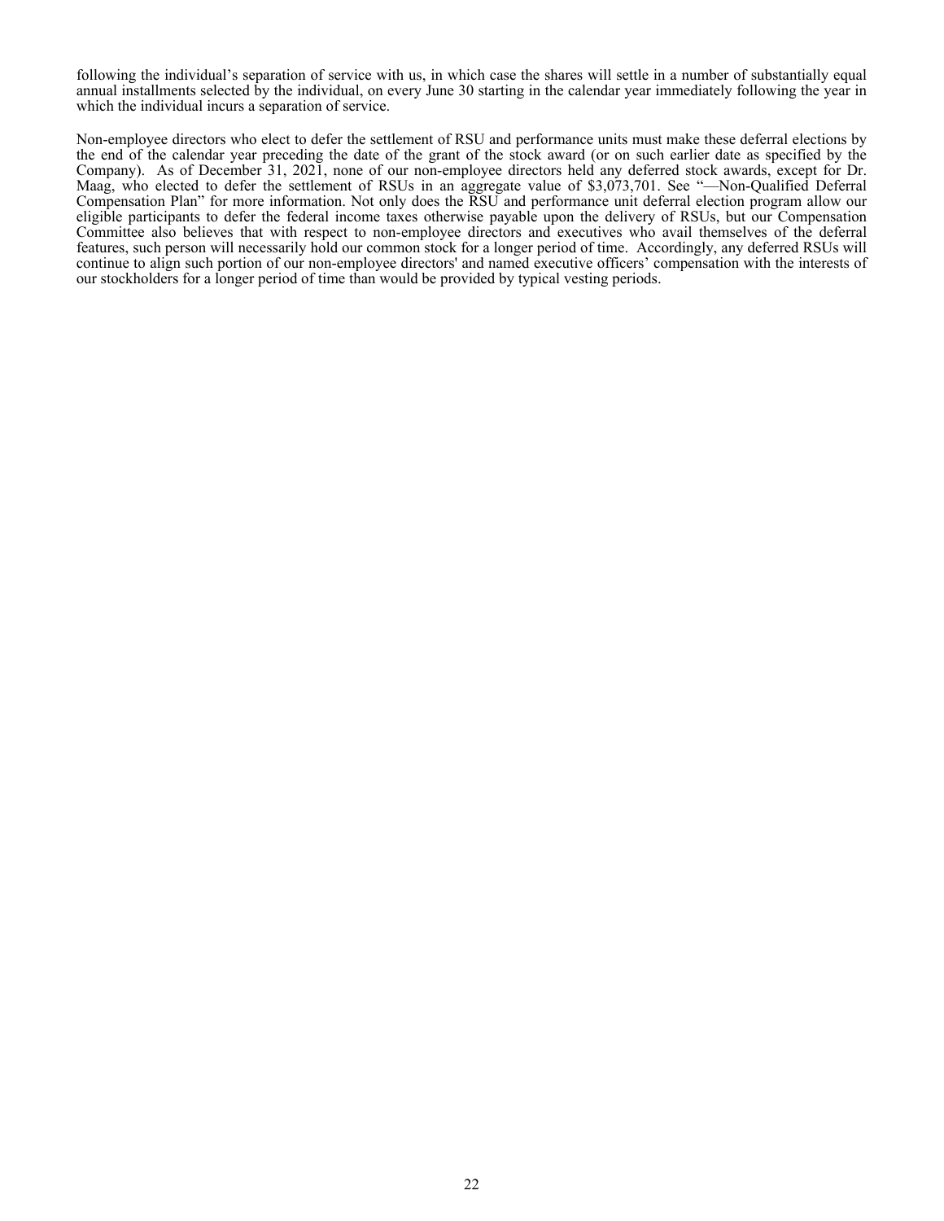following the individual's separation of service with us, in which case the shares will settle in a number of substantially equal annual installments selected by the individual, on every June 30 starting in the calendar year immediately following the year in which the individual incurs a separation of service.

Non-employee directors who elect to defer the settlement of RSU and performance units must make these deferral elections by the end of the calendar year preceding the date of the grant of the stock award (or on such earlier date as specified by the Company). As of December 31, 2021, none of our non-employee directors held any deferred stock awards, except for Dr. Maag, who elected to defer the settlement of RSUs in an aggregate value of $3,073,701. See "—Non-Qualified Deferral Compensation Plan" for more information. Not only does the RSU and performance unit deferral election program allow our eligible participants to defer the federal income taxes otherwise payable upon the delivery of RSUs, but our Compensation Committee also believes that with respect to non-employee directors and executives who avail themselves of the deferral features, such person will necessarily hold our common stock for a longer period of time. Accordingly, any deferred RSUs will continue to align such portion of our non-employee directors' and named executive officers' compensation with the interests of our stockholders for a longer period of time than would be provided by typical vesting periods.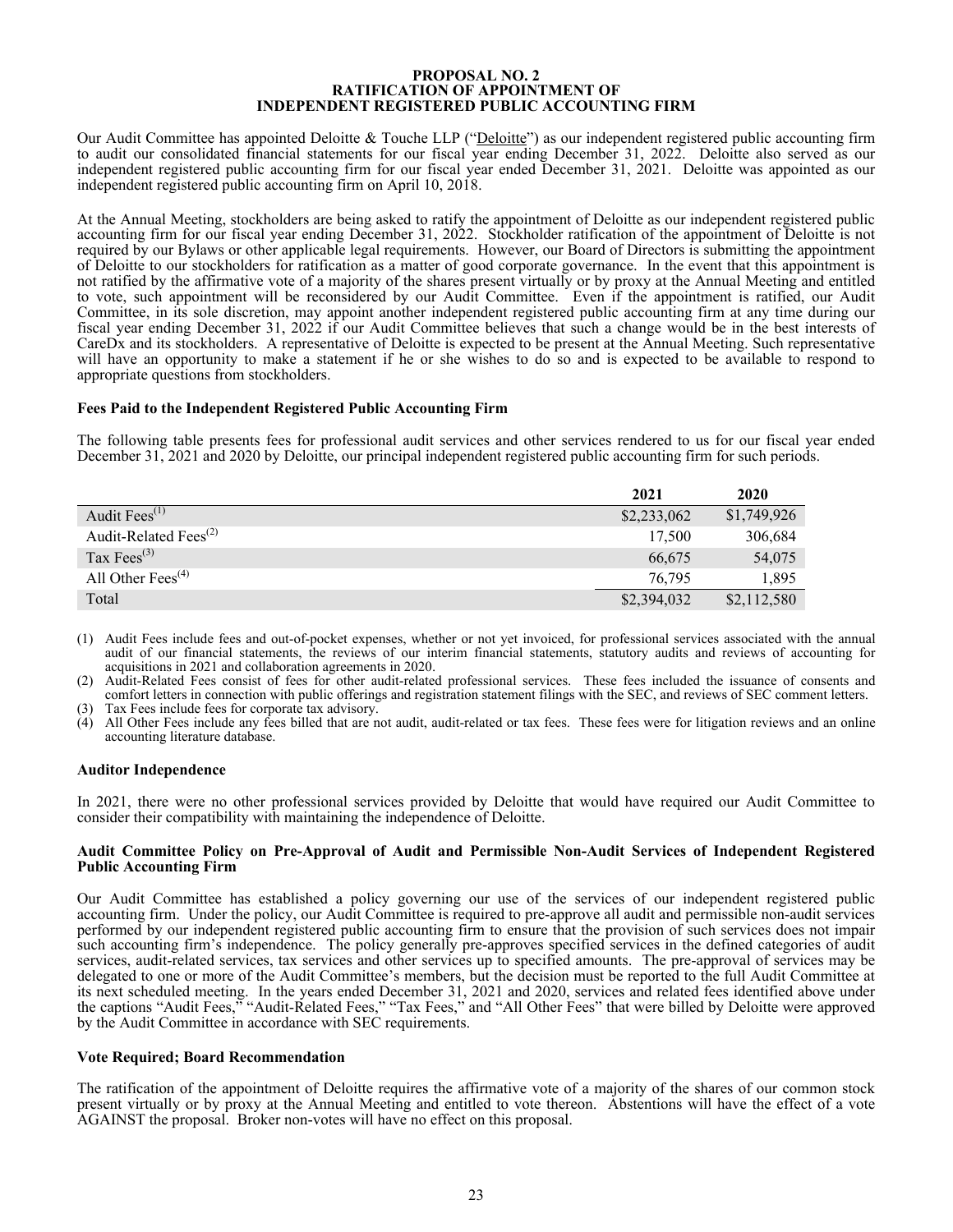## PROPOSAL NO. 2
## RATIFICATION OF APPOINTMENT OF
## INDEPENDENT REGISTERED PUBLIC ACCOUNTING FIRM

Our Audit Committee has appointed Deloitte & Touche LLP ("Deloitte") as our independent registered public accounting firm to audit our consolidated financial statements for our fiscal year ending December 31, 2022. Deloitte also served as our independent registered public accounting firm for our fiscal year ended December 31, 2021. Deloitte was appointed as our independent registered public accounting firm on April 10, 2018.

At the Annual Meeting, stockholders are being asked to ratify the appointment of Deloitte as our independent registered public accounting firm for our fiscal year ending December 31, 2022. Stockholder ratification of the appointment of Deloitte is not required by our Bylaws or other applicable legal requirements. However, our Board of Directors is submitting the appointment of Deloitte to our stockholders for ratification as a matter of good corporate governance. In the event that this appointment is not ratified by the affirmative vote of a majority of the shares present virtually or by proxy at the Annual Meeting and entitled to vote, such appointment will be reconsidered by our Audit Committee. Even if the appointment is ratified, our Audit Committee, in its sole discretion, may appoint another independent registered public accounting firm at any time during our fiscal year ending December 31, 2022 if our Audit Committee believes that such a change would be in the best interests of CareDx and its stockholders. A representative of Deloitte is expected to be present at the Annual Meeting. Such representative will have an opportunity to make a statement if he or she wishes to do so and is expected to be available to respond to appropriate questions from stockholders.

### Fees Paid to the Independent Registered Public Accounting Firm

The following table presents fees for professional audit services and other services rendered to us for our fiscal year ended December 31, 2021 and 2020 by Deloitte, our principal independent registered public accounting firm for such periods.

| | 2021 | 2020 |
|---|---|---|
| Audit Fees(1) | $2,233,062 | $1,749,926 |
| Audit-Related Fees(2) | 17,500 | 306,684 |
| Tax Fees(3) | 66,675 | 54,075 |
| All Other Fees(4) | 76,795 | 1,895 |
| Total | $2,394,032 | $2,112,580 |

(1) Audit Fees include fees and out-of-pocket expenses, whether or not yet invoiced, for professional services associated with the annual audit of our financial statements, the reviews of our interim financial statements, statutory audits and reviews of accounting for acquisitions in 2021 and collaboration agreements in 2020.
(2) Audit-Related Fees consist of fees for other audit-related professional services. These fees included the issuance of consents and comfort letters in connection with public offerings and registration statement filings with the SEC, and reviews of SEC comment letters.
(3) Tax Fees include fees for corporate tax advisory.
(4) All Other Fees include any fees billed that are not audit, audit-related or tax fees. These fees were for litigation reviews and an online accounting literature database.

### Auditor Independence

In 2021, there were no other professional services provided by Deloitte that would have required our Audit Committee to consider their compatibility with maintaining the independence of Deloitte.

### Audit Committee Policy on Pre-Approval of Audit and Permissible Non-Audit Services of Independent Registered Public Accounting Firm

Our Audit Committee has established a policy governing our use of the services of our independent registered public accounting firm. Under the policy, our Audit Committee is required to pre-approve all audit and permissible non-audit services performed by our independent registered public accounting firm to ensure that the provision of such services does not impair such accounting firm's independence. The policy generally pre-approves specified services in the defined categories of audit services, audit-related services, tax services and other services up to specified amounts. The pre-approval of services may be delegated to one or more of the Audit Committee's members, but the decision must be reported to the full Audit Committee at its next scheduled meeting. In the years ended December 31, 2021 and 2020, services and related fees identified above under the captions "Audit Fees," "Audit-Related Fees," "Tax Fees," and "All Other Fees" that were billed by Deloitte were approved by the Audit Committee in accordance with SEC requirements.

### Vote Required; Board Recommendation

The ratification of the appointment of Deloitte requires the affirmative vote of a majority of the shares of our common stock present virtually or by proxy at the Annual Meeting and entitled to vote thereon. Abstentions will have the effect of a vote AGAINST the proposal. Broker non-votes will have no effect on this proposal.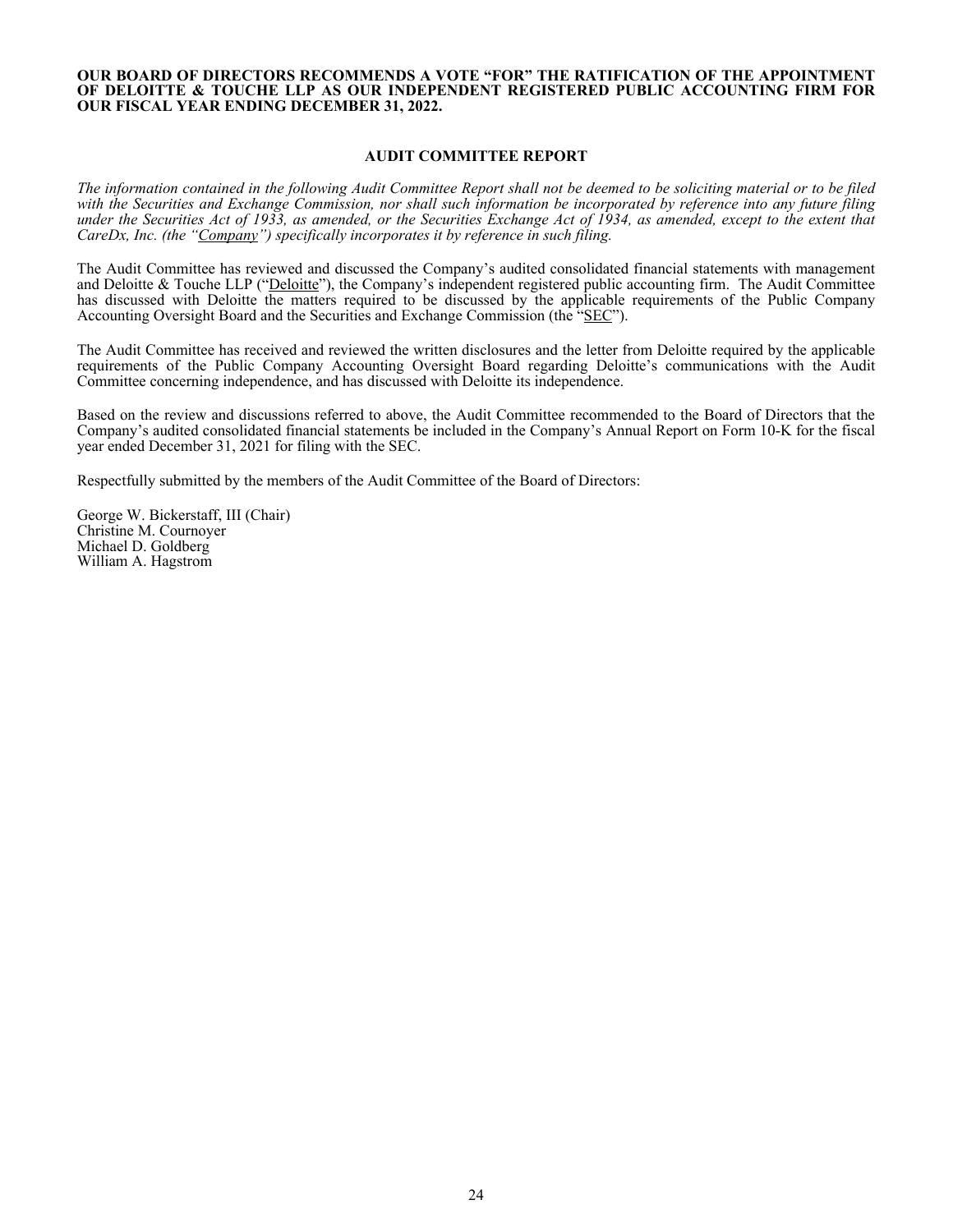**OUR BOARD OF DIRECTORS RECOMMENDS A VOTE "FOR" THE RATIFICATION OF THE APPOINTMENT OF DELOITTE & TOUCHE LLP AS OUR INDEPENDENT REGISTERED PUBLIC ACCOUNTING FIRM FOR OUR FISCAL YEAR ENDING DECEMBER 31, 2022.**

## AUDIT COMMITTEE REPORT

*The information contained in the following Audit Committee Report shall not be deemed to be soliciting material or to be filed with the Securities and Exchange Commission, nor shall such information be incorporated by reference into any future filing under the Securities Act of 1933, as amended, or the Securities Exchange Act of 1934, as amended, except to the extent that CareDx, Inc. (the "Company") specifically incorporates it by reference in such filing.*

The Audit Committee has reviewed and discussed the Company's audited consolidated financial statements with management and Deloitte & Touche LLP ("Deloitte"), the Company's independent registered public accounting firm. The Audit Committee has discussed with Deloitte the matters required to be discussed by the applicable requirements of the Public Company Accounting Oversight Board and the Securities and Exchange Commission (the "SEC").

The Audit Committee has received and reviewed the written disclosures and the letter from Deloitte required by the applicable requirements of the Public Company Accounting Oversight Board regarding Deloitte's communications with the Audit Committee concerning independence, and has discussed with Deloitte its independence.

Based on the review and discussions referred to above, the Audit Committee recommended to the Board of Directors that the Company's audited consolidated financial statements be included in the Company's Annual Report on Form 10-K for the fiscal year ended December 31, 2021 for filing with the SEC.

Respectfully submitted by the members of the Audit Committee of the Board of Directors:

George W. Bickerstaff, III (Chair)
Christine M. Cournoyer
Michael D. Goldberg
William A. Hagstrom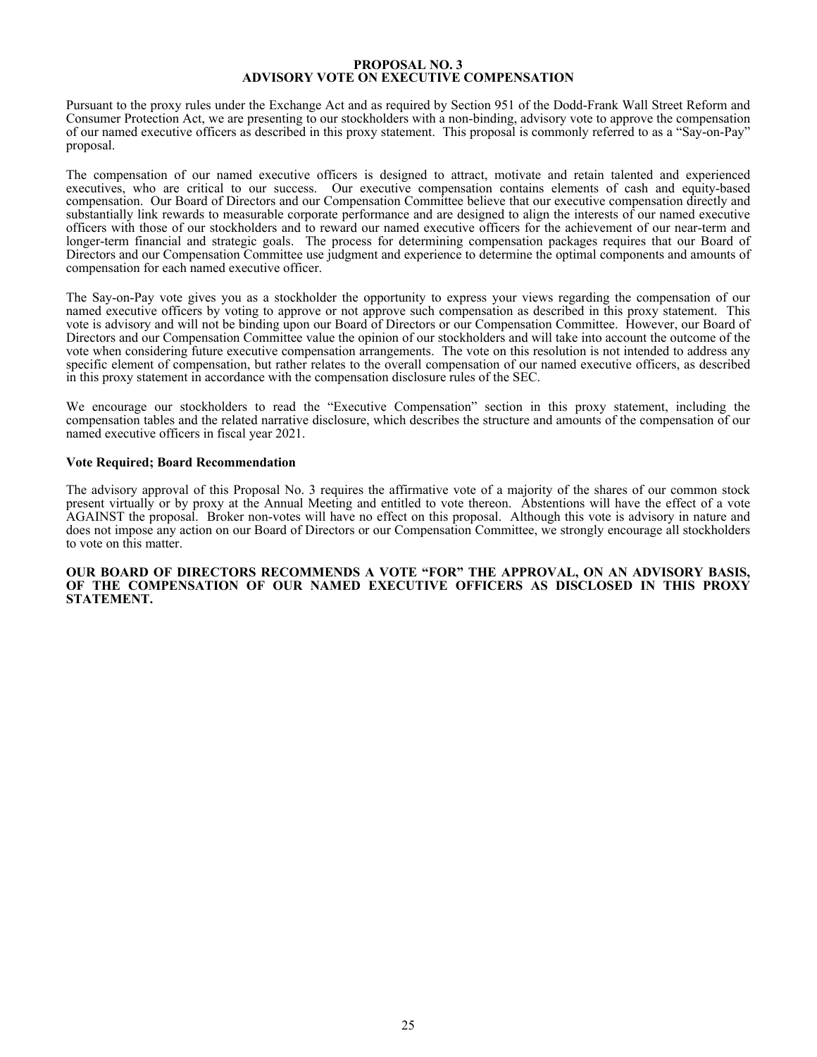## PROPOSAL NO. 3
## ADVISORY VOTE ON EXECUTIVE COMPENSATION

Pursuant to the proxy rules under the Exchange Act and as required by Section 951 of the Dodd-Frank Wall Street Reform and Consumer Protection Act, we are presenting to our stockholders with a non-binding, advisory vote to approve the compensation of our named executive officers as described in this proxy statement. This proposal is commonly referred to as a "Say-on-Pay" proposal.

The compensation of our named executive officers is designed to attract, motivate and retain talented and experienced executives, who are critical to our success. Our executive compensation contains elements of cash and equity-based compensation. Our Board of Directors and our Compensation Committee believe that our executive compensation directly and substantially link rewards to measurable corporate performance and are designed to align the interests of our named executive officers with those of our stockholders and to reward our named executive officers for the achievement of our near-term and longer-term financial and strategic goals. The process for determining compensation packages requires that our Board of Directors and our Compensation Committee use judgment and experience to determine the optimal components and amounts of compensation for each named executive officer.

The Say-on-Pay vote gives you as a stockholder the opportunity to express your views regarding the compensation of our named executive officers by voting to approve or not approve such compensation as described in this proxy statement. This vote is advisory and will not be binding upon our Board of Directors or our Compensation Committee. However, our Board of Directors and our Compensation Committee value the opinion of our stockholders and will take into account the outcome of the vote when considering future executive compensation arrangements. The vote on this resolution is not intended to address any specific element of compensation, but rather relates to the overall compensation of our named executive officers, as described in this proxy statement in accordance with the compensation disclosure rules of the SEC.

We encourage our stockholders to read the "Executive Compensation" section in this proxy statement, including the compensation tables and the related narrative disclosure, which describes the structure and amounts of the compensation of our named executive officers in fiscal year 2021.

### Vote Required; Board Recommendation

The advisory approval of this Proposal No. 3 requires the affirmative vote of a majority of the shares of our common stock present virtually or by proxy at the Annual Meeting and entitled to vote thereon. Abstentions will have the effect of a vote AGAINST the proposal. Broker non-votes will have no effect on this proposal. Although this vote is advisory in nature and does not impose any action on our Board of Directors or our Compensation Committee, we strongly encourage all stockholders to vote on this matter.

**OUR BOARD OF DIRECTORS RECOMMENDS A VOTE "FOR" THE APPROVAL, ON AN ADVISORY BASIS, OF THE COMPENSATION OF OUR NAMED EXECUTIVE OFFICERS AS DISCLOSED IN THIS PROXY STATEMENT.**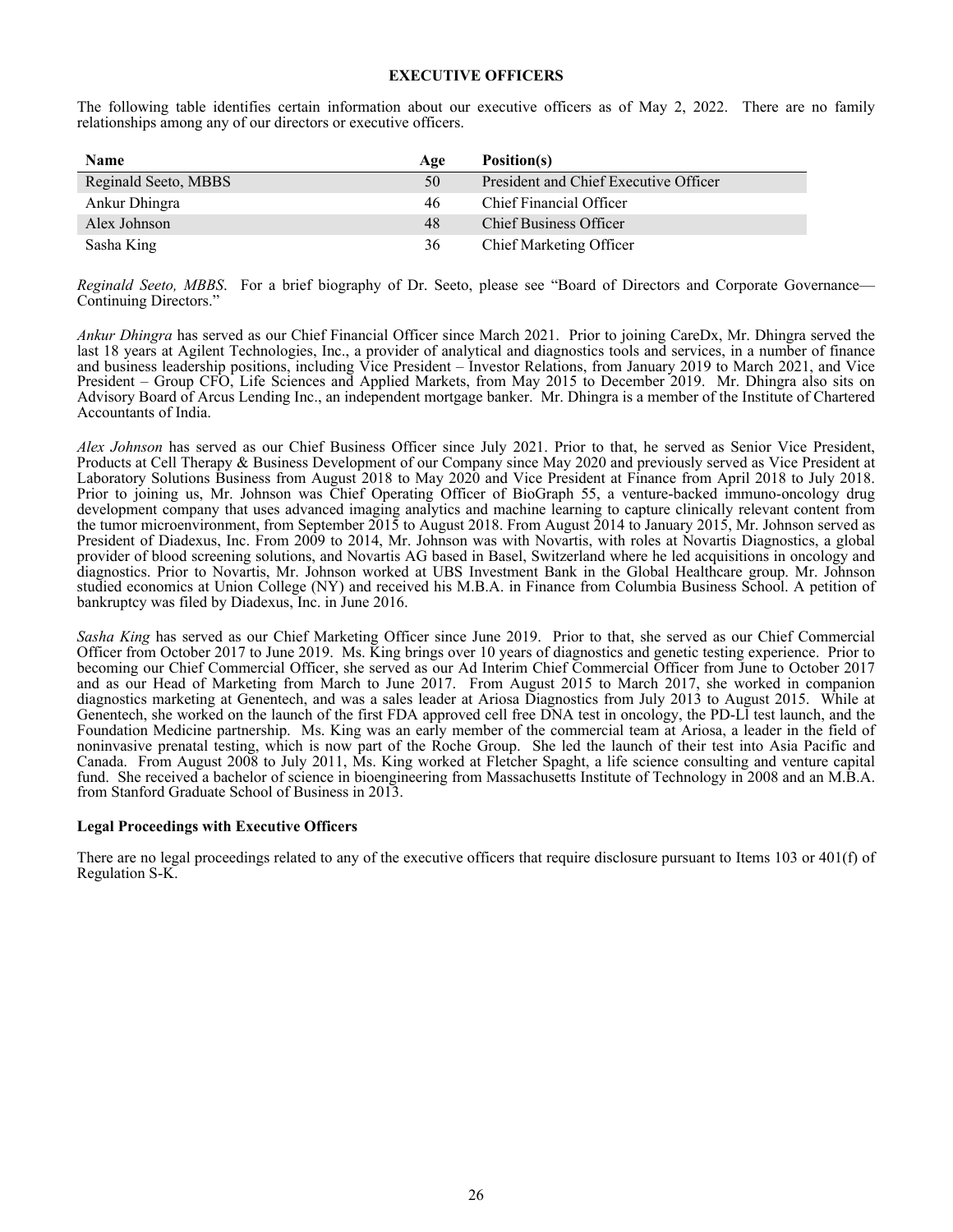## EXECUTIVE OFFICERS

The following table identifies certain information about our executive officers as of May 2, 2022. There are no family relationships among any of our directors or executive officers.

| Name | Age | Position(s) |
|---|---|---|
| Reginald Seeto, MBBS | 50 | President and Chief Executive Officer |
| Ankur Dhingra | 46 | Chief Financial Officer |
| Alex Johnson | 48 | Chief Business Officer |
| Sasha King | 36 | Chief Marketing Officer |

*Reginald Seeto, MBBS*. For a brief biography of Dr. Seeto, please see "Board of Directors and Corporate Governance—Continuing Directors."

*Ankur Dhingra* has served as our Chief Financial Officer since March 2021. Prior to joining CareDx, Mr. Dhingra served the last 18 years at Agilent Technologies, Inc., a provider of analytical and diagnostics tools and services, in a number of finance and business leadership positions, including Vice President – Investor Relations, from January 2019 to March 2021, and Vice President – Group CFO, Life Sciences and Applied Markets, from May 2015 to December 2019. Mr. Dhingra also sits on Advisory Board of Arcus Lending Inc., an independent mortgage banker. Mr. Dhingra is a member of the Institute of Chartered Accountants of India.

*Alex Johnson* has served as our Chief Business Officer since July 2021. Prior to that, he served as Senior Vice President, Products at Cell Therapy & Business Development of our Company since May 2020 and previously served as Vice President at Laboratory Solutions Business from August 2018 to May 2020 and Vice President at Finance from April 2018 to July 2018. Prior to joining us, Mr. Johnson was Chief Operating Officer of BioGraph 55, a venture-backed immuno-oncology drug development company that uses advanced imaging analytics and machine learning to capture clinically relevant content from the tumor microenvironment, from September 2015 to August 2018. From August 2014 to January 2015, Mr. Johnson served as President of Diadexus, Inc. From 2009 to 2014, Mr. Johnson was with Novartis, with roles at Novartis Diagnostics, a global provider of blood screening solutions, and Novartis AG based in Basel, Switzerland where he led acquisitions in oncology and diagnostics. Prior to Novartis, Mr. Johnson worked at UBS Investment Bank in the Global Healthcare group. Mr. Johnson studied economics at Union College (NY) and received his M.B.A. in Finance from Columbia Business School. A petition of bankruptcy was filed by Diadexus, Inc. in June 2016.

*Sasha King* has served as our Chief Marketing Officer since June 2019. Prior to that, she served as our Chief Commercial Officer from October 2017 to June 2019. Ms. King brings over 10 years of diagnostics and genetic testing experience. Prior to becoming our Chief Commercial Officer, she served as our Ad Interim Chief Commercial Officer from June to October 2017 and as our Head of Marketing from March to June 2017. From August 2015 to March 2017, she worked in companion diagnostics marketing at Genentech, and was a sales leader at Ariosa Diagnostics from July 2013 to August 2015. While at Genentech, she worked on the launch of the first FDA approved cell free DNA test in oncology, the PD-L1 test launch, and the Foundation Medicine partnership. Ms. King was an early member of the commercial team at Ariosa, a leader in the field of noninvasive prenatal testing, which is now part of the Roche Group. She led the launch of their test into Asia Pacific and Canada. From August 2008 to July 2011, Ms. King worked at Fletcher Spaght, a life science consulting and venture capital fund. She received a bachelor of science in bioengineering from Massachusetts Institute of Technology in 2008 and an M.B.A. from Stanford Graduate School of Business in 2013.

### Legal Proceedings with Executive Officers

There are no legal proceedings related to any of the executive officers that require disclosure pursuant to Items 103 or 401(f) of Regulation S-K.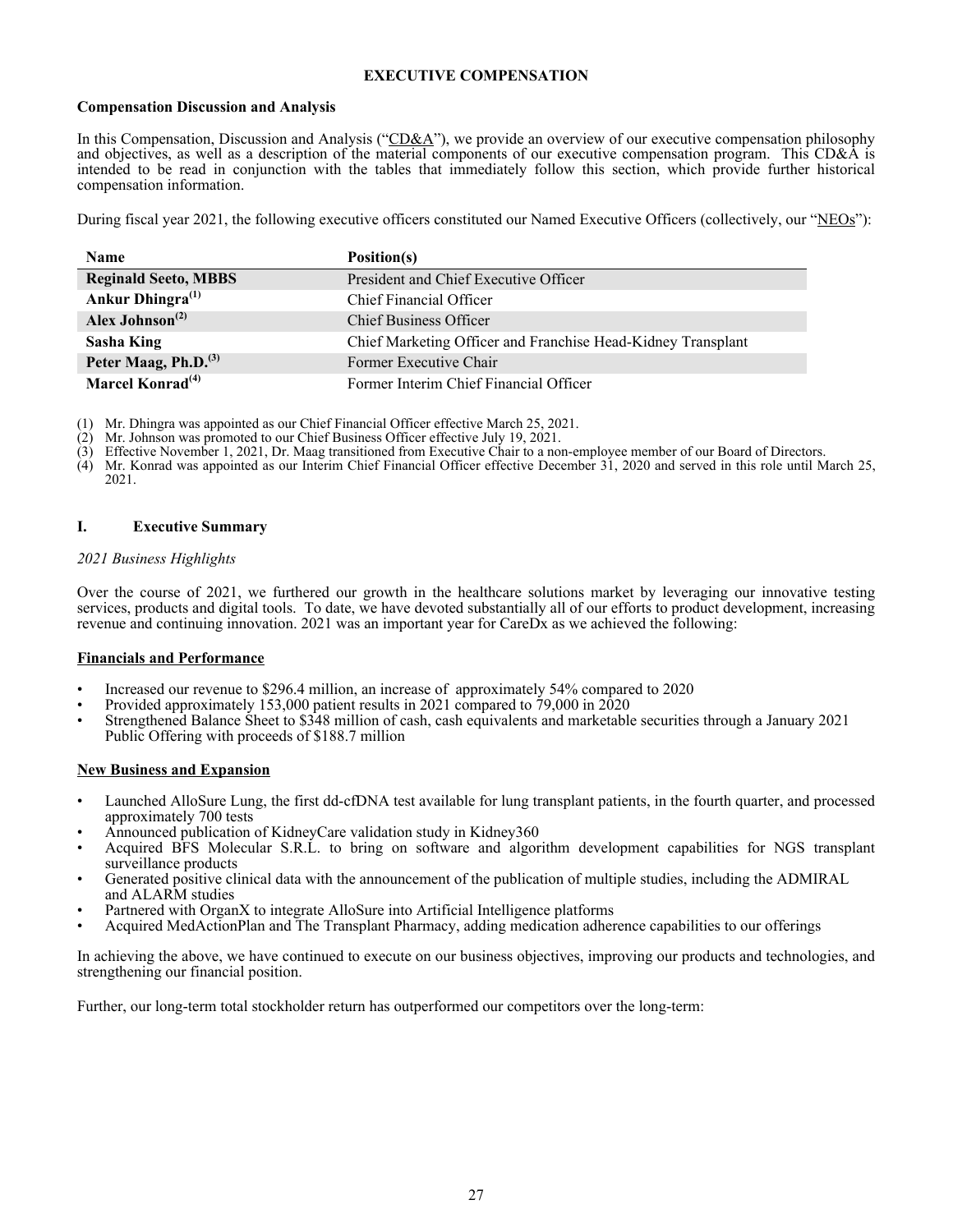# EXECUTIVE COMPENSATION

## Compensation Discussion and Analysis

In this Compensation, Discussion and Analysis ("CD&A"), we provide an overview of our executive compensation philosophy and objectives, as well as a description of the material components of our executive compensation program. This CD&A is intended to be read in conjunction with the tables that immediately follow this section, which provide further historical compensation information.

During fiscal year 2021, the following executive officers constituted our Named Executive Officers (collectively, our "NEOs"):

| Name | Position(s) |
|---|---|
| **Reginald Seeto, MBBS** | President and Chief Executive Officer |
| **Ankur Dhingra**[(1)] | Chief Financial Officer |
| **Alex Johnson**[(2)] | Chief Business Officer |
| **Sasha King** | Chief Marketing Officer and Franchise Head-Kidney Transplant |
| **Peter Maag, Ph.D.**[(3)] | Former Executive Chair |
| **Marcel Konrad**[(4)] | Former Interim Chief Financial Officer |

(1) Mr. Dhingra was appointed as our Chief Financial Officer effective March 25, 2021.
(2) Mr. Johnson was promoted to our Chief Business Officer effective July 19, 2021.
(3) Effective November 1, 2021, Dr. Maag transitioned from Executive Chair to a non-employee member of our Board of Directors.
(4) Mr. Konrad was appointed as our Interim Chief Financial Officer effective December 31, 2020 and served in this role until March 25, 2021.

## I. Executive Summary

*2021 Business Highlights*

Over the course of 2021, we furthered our growth in the healthcare solutions market by leveraging our innovative testing services, products and digital tools. To date, we have devoted substantially all of our efforts to product development, increasing revenue and continuing innovation. 2021 was an important year for CareDx as we achieved the following:

**Financials and Performance**

- Increased our revenue to $296.4 million, an increase of approximately 54% compared to 2020
- Provided approximately 153,000 patient results in 2021 compared to 79,000 in 2020
- Strengthened Balance Sheet to $348 million of cash, cash equivalents and marketable securities through a January 2021 Public Offering with proceeds of $188.7 million

**New Business and Expansion**

- Launched AlloSure Lung, the first dd-cfDNA test available for lung transplant patients, in the fourth quarter, and processed approximately 700 tests
- Announced publication of KidneyCare validation study in Kidney360
- Acquired BFS Molecular S.R.L. to bring on software and algorithm development capabilities for NGS transplant surveillance products
- Generated positive clinical data with the announcement of the publication of multiple studies, including the ADMIRAL and ALARM studies
- Partnered with OrganX to integrate AlloSure into Artificial Intelligence platforms
- Acquired MedActionPlan and The Transplant Pharmacy, adding medication adherence capabilities to our offerings

In achieving the above, we have continued to execute on our business objectives, improving our products and technologies, and strengthening our financial position.

Further, our long-term total stockholder return has outperformed our competitors over the long-term: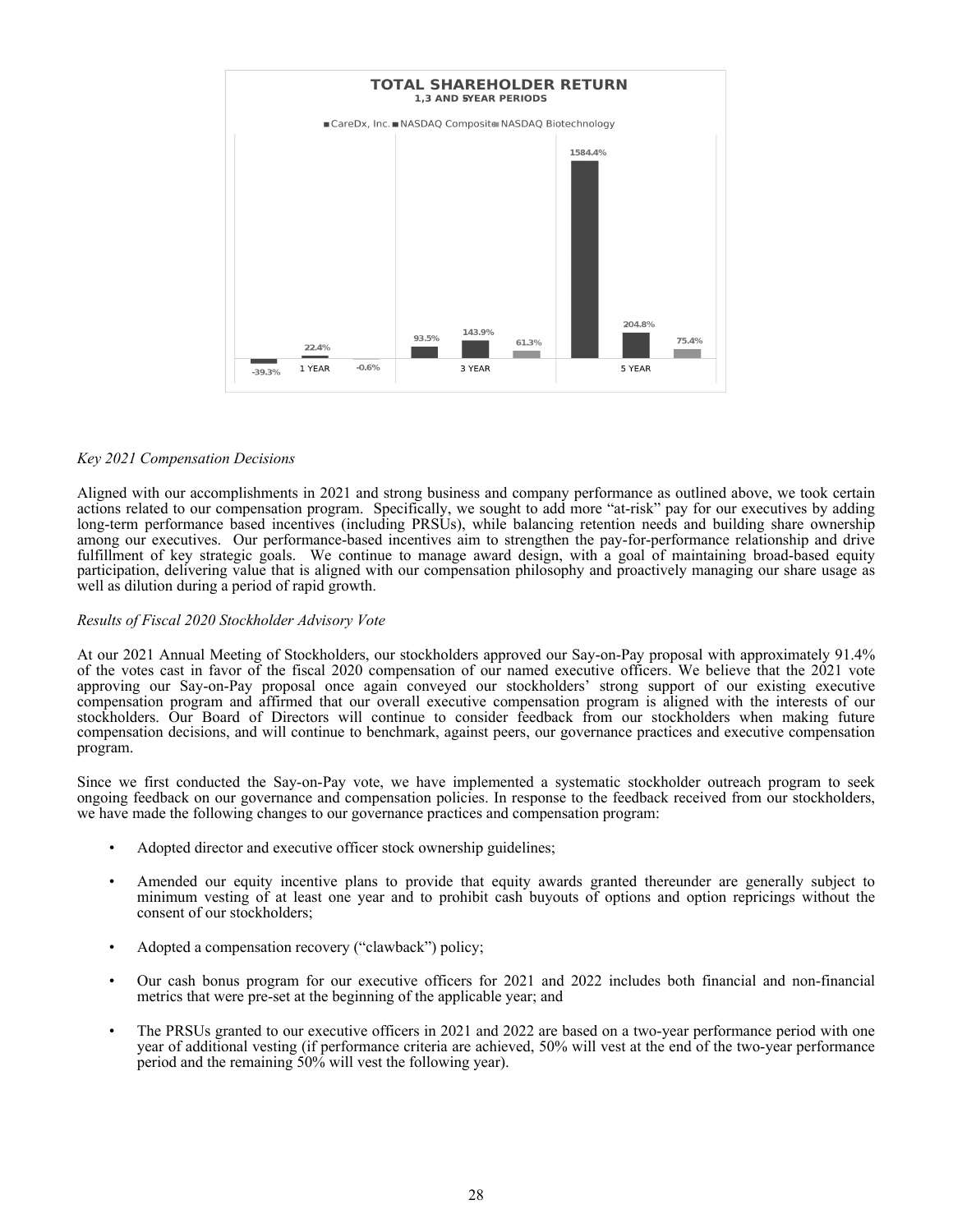**TOTAL SHAREHOLDER RETURN**
**1,3 AND 5 YEAR PERIODS**

| | CareDx, Inc. | NASDAQ Composite | NASDAQ Biotechnology |
|---|---|---|---|
| 1 YEAR | -39.3% | 22.4% | -0.6% |
| 3 YEAR | 93.5% | 143.9% | 61.3% |
| 5 YEAR | 1584.4% | 204.8% | 75.4% |

*Key 2021 Compensation Decisions*

Aligned with our accomplishments in 2021 and strong business and company performance as outlined above, we took certain actions related to our compensation program. Specifically, we sought to add more "at-risk" pay for our executives by adding long-term performance based incentives (including PRSUs), while balancing retention needs and building share ownership among our executives. Our performance-based incentives aim to strengthen the pay-for-performance relationship and drive fulfillment of key strategic goals. We continue to manage award design, with a goal of maintaining broad-based equity participation, delivering value that is aligned with our compensation philosophy and proactively managing our share usage as well as dilution during a period of rapid growth.

*Results of Fiscal 2020 Stockholder Advisory Vote*

At our 2021 Annual Meeting of Stockholders, our stockholders approved our Say-on-Pay proposal with approximately 91.4% of the votes cast in favor of the fiscal 2020 compensation of our named executive officers. We believe that the 2021 vote approving our Say-on-Pay proposal once again conveyed our stockholders' strong support of our existing executive compensation program and affirmed that our overall executive compensation program is aligned with the interests of our stockholders. Our Board of Directors will continue to consider feedback from our stockholders when making future compensation decisions, and will continue to benchmark, against peers, our governance practices and executive compensation program.

Since we first conducted the Say-on-Pay vote, we have implemented a systematic stockholder outreach program to seek ongoing feedback on our governance and compensation policies. In response to the feedback received from our stockholders, we have made the following changes to our governance practices and compensation program:

- Adopted director and executive officer stock ownership guidelines;
- Amended our equity incentive plans to provide that equity awards granted thereunder are generally subject to minimum vesting of at least one year and to prohibit cash buyouts of options and option repricings without the consent of our stockholders;
- Adopted a compensation recovery ("clawback") policy;
- Our cash bonus program for our executive officers for 2021 and 2022 includes both financial and non-financial metrics that were pre-set at the beginning of the applicable year; and
- The PRSUs granted to our executive officers in 2021 and 2022 are based on a two-year performance period with one year of additional vesting (if performance criteria are achieved, 50% will vest at the end of the two-year performance period and the remaining 50% will vest the following year).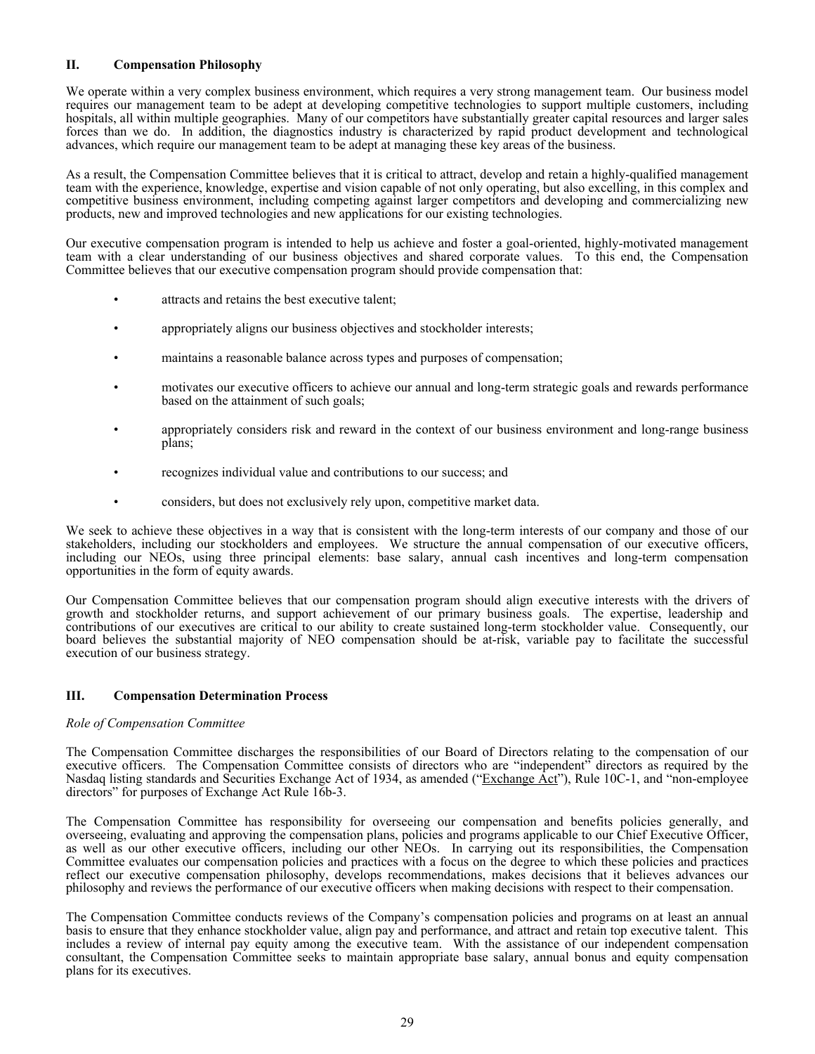## II. Compensation Philosophy

We operate within a very complex business environment, which requires a very strong management team. Our business model requires our management team to be adept at developing competitive technologies to support multiple customers, including hospitals, all within multiple geographies. Many of our competitors have substantially greater capital resources and larger sales forces than we do. In addition, the diagnostics industry is characterized by rapid product development and technological advances, which require our management team to be adept at managing these key areas of the business.

As a result, the Compensation Committee believes that it is critical to attract, develop and retain a highly-qualified management team with the experience, knowledge, expertise and vision capable of not only operating, but also excelling, in this complex and competitive business environment, including competing against larger competitors and developing and commercializing new products, new and improved technologies and new applications for our existing technologies.

Our executive compensation program is intended to help us achieve and foster a goal-oriented, highly-motivated management team with a clear understanding of our business objectives and shared corporate values. To this end, the Compensation Committee believes that our executive compensation program should provide compensation that:

- attracts and retains the best executive talent;
- appropriately aligns our business objectives and stockholder interests;
- maintains a reasonable balance across types and purposes of compensation;
- motivates our executive officers to achieve our annual and long-term strategic goals and rewards performance based on the attainment of such goals;
- appropriately considers risk and reward in the context of our business environment and long-range business plans;
- recognizes individual value and contributions to our success; and
- considers, but does not exclusively rely upon, competitive market data.

We seek to achieve these objectives in a way that is consistent with the long-term interests of our company and those of our stakeholders, including our stockholders and employees. We structure the annual compensation of our executive officers, including our NEOs, using three principal elements: base salary, annual cash incentives and long-term compensation opportunities in the form of equity awards.

Our Compensation Committee believes that our compensation program should align executive interests with the drivers of growth and stockholder returns, and support achievement of our primary business goals. The expertise, leadership and contributions of our executives are critical to our ability to create sustained long-term stockholder value. Consequently, our board believes the substantial majority of NEO compensation should be at-risk, variable pay to facilitate the successful execution of our business strategy.

## III. Compensation Determination Process

*Role of Compensation Committee*

The Compensation Committee discharges the responsibilities of our Board of Directors relating to the compensation of our executive officers. The Compensation Committee consists of directors who are "independent" directors as required by the Nasdaq listing standards and Securities Exchange Act of 1934, as amended ("Exchange Act"), Rule 10C-1, and "non-employee directors" for purposes of Exchange Act Rule 16b-3.

The Compensation Committee has responsibility for overseeing our compensation and benefits policies generally, and overseeing, evaluating and approving the compensation plans, policies and programs applicable to our Chief Executive Officer, as well as our other executive officers, including our other NEOs. In carrying out its responsibilities, the Compensation Committee evaluates our compensation policies and practices with a focus on the degree to which these policies and practices reflect our executive compensation philosophy, develops recommendations, makes decisions that it believes advances our philosophy and reviews the performance of our executive officers when making decisions with respect to their compensation.

The Compensation Committee conducts reviews of the Company's compensation policies and programs on at least an annual basis to ensure that they enhance stockholder value, align pay and performance, and attract and retain top executive talent. This includes a review of internal pay equity among the executive team. With the assistance of our independent compensation consultant, the Compensation Committee seeks to maintain appropriate base salary, annual bonus and equity compensation plans for its executives.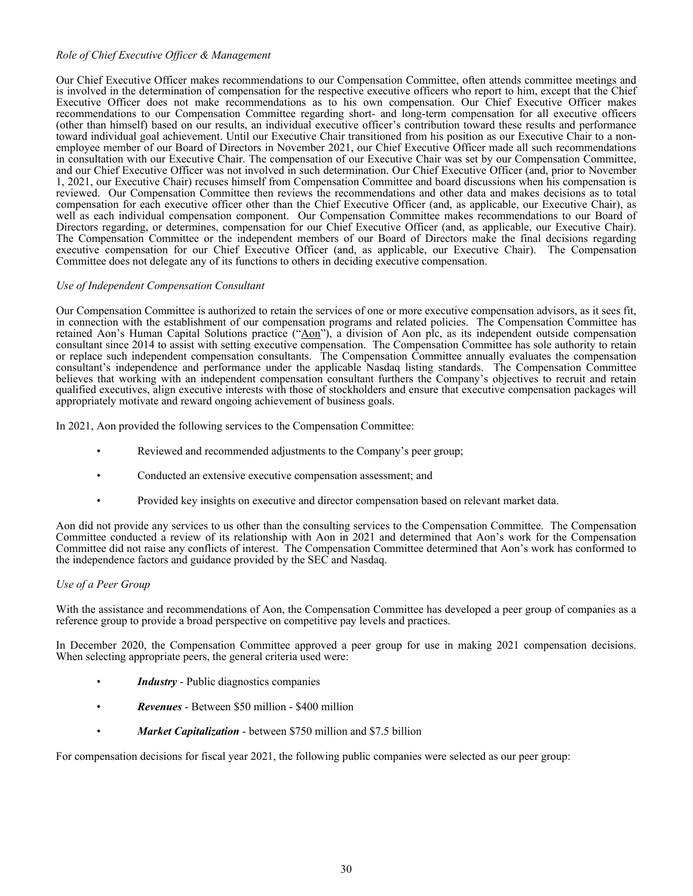*Role of Chief Executive Officer & Management*

Our Chief Executive Officer makes recommendations to our Compensation Committee, often attends committee meetings and is involved in the determination of compensation for the respective executive officers who report to him, except that the Chief Executive Officer does not make recommendations as to his own compensation. Our Chief Executive Officer makes recommendations to our Compensation Committee regarding short- and long-term compensation for all executive officers (other than himself) based on our results, an individual executive officer's contribution toward these results and performance toward individual goal achievement. Until our Executive Chair transitioned from his position as our Executive Chair to a non-employee member of our Board of Directors in November 2021, our Chief Executive Officer made all such recommendations in consultation with our Executive Chair. The compensation of our Executive Chair was set by our Compensation Committee, and our Chief Executive Officer was not involved in such determination. Our Chief Executive Officer (and, prior to November 1, 2021, our Executive Chair) recuses himself from Compensation Committee and board discussions when his compensation is reviewed. Our Compensation Committee then reviews the recommendations and other data and makes decisions as to total compensation for each executive officer other than the Chief Executive Officer (and, as applicable, our Executive Chair), as well as each individual compensation component. Our Compensation Committee makes recommendations to our Board of Directors regarding, or determines, compensation for our Chief Executive Officer (and, as applicable, our Executive Chair). The Compensation Committee or the independent members of our Board of Directors make the final decisions regarding executive compensation for our Chief Executive Officer (and, as applicable, our Executive Chair). The Compensation Committee does not delegate any of its functions to others in deciding executive compensation.

*Use of Independent Compensation Consultant*

Our Compensation Committee is authorized to retain the services of one or more executive compensation advisors, as it sees fit, in connection with the establishment of our compensation programs and related policies. The Compensation Committee has retained Aon's Human Capital Solutions practice ("Aon"), a division of Aon plc, as its independent outside compensation consultant since 2014 to assist with setting executive compensation. The Compensation Committee has sole authority to retain or replace such independent compensation consultants. The Compensation Committee annually evaluates the compensation consultant's independence and performance under the applicable Nasdaq listing standards. The Compensation Committee believes that working with an independent compensation consultant furthers the Company's objectives to recruit and retain qualified executives, align executive interests with those of stockholders and ensure that executive compensation packages will appropriately motivate and reward ongoing achievement of business goals.

In 2021, Aon provided the following services to the Compensation Committee:

- Reviewed and recommended adjustments to the Company's peer group;
- Conducted an extensive executive compensation assessment; and
- Provided key insights on executive and director compensation based on relevant market data.

Aon did not provide any services to us other than the consulting services to the Compensation Committee. The Compensation Committee conducted a review of its relationship with Aon in 2021 and determined that Aon's work for the Compensation Committee did not raise any conflicts of interest. The Compensation Committee determined that Aon's work has conformed to the independence factors and guidance provided by the SEC and Nasdaq.

*Use of a Peer Group*

With the assistance and recommendations of Aon, the Compensation Committee has developed a peer group of companies as a reference group to provide a broad perspective on competitive pay levels and practices.

In December 2020, the Compensation Committee approved a peer group for use in making 2021 compensation decisions. When selecting appropriate peers, the general criteria used were:

- ***Industry*** - Public diagnostics companies
- ***Revenues*** - Between $50 million - $400 million
- ***Market Capitalization*** - between $750 million and $7.5 billion

For compensation decisions for fiscal year 2021, the following public companies were selected as our peer group: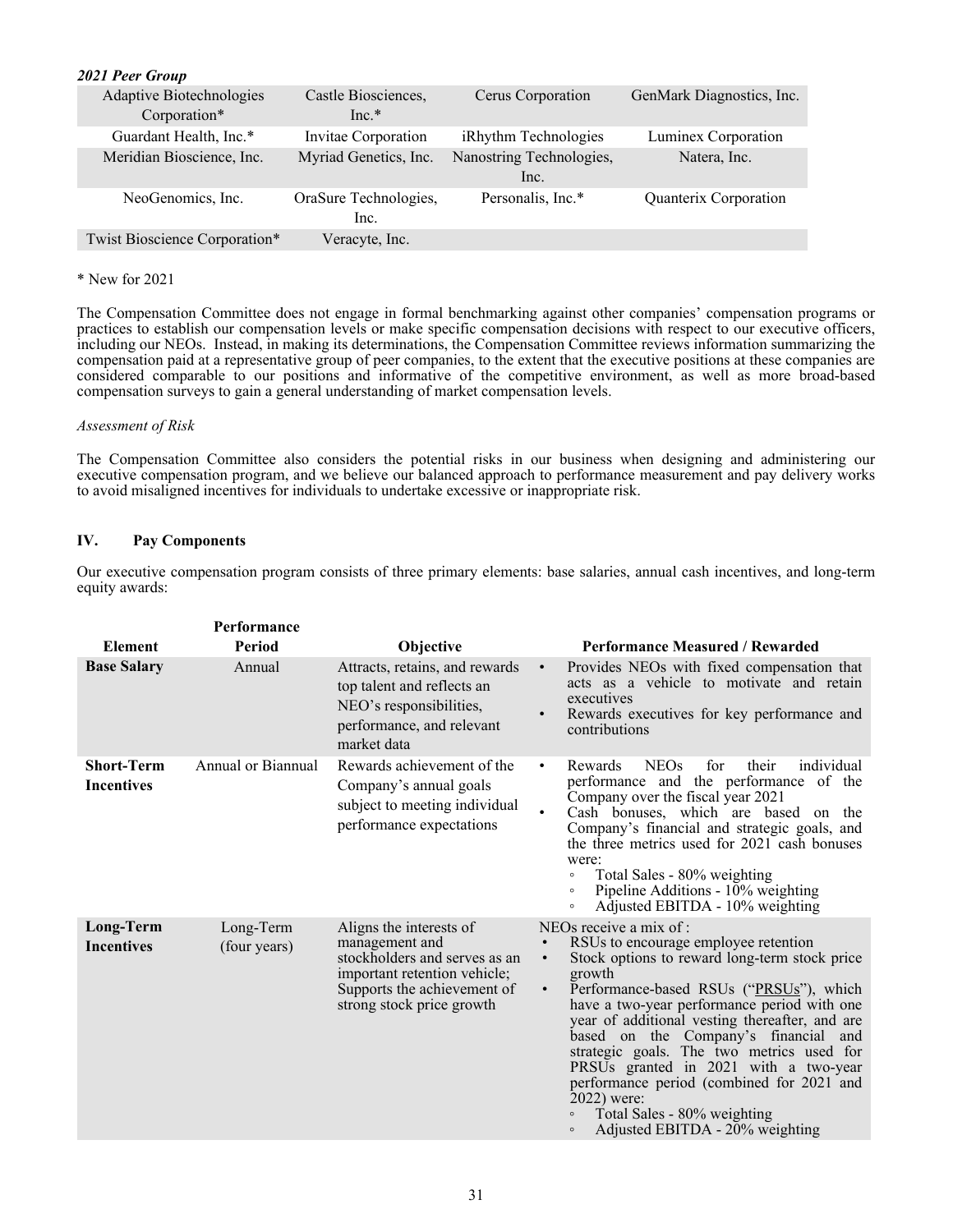***2021 Peer Group***

| | | | |
|---|---|---|---|
| Adaptive Biotechnologies Corporation* | Castle Biosciences, Inc.* | Cerus Corporation | GenMark Diagnostics, Inc. |
| Guardant Health, Inc.* | Invitae Corporation | iRhythm Technologies | Luminex Corporation |
| Meridian Bioscience, Inc. | Myriad Genetics, Inc. | Nanostring Technologies, Inc. | Natera, Inc. |
| NeoGenomics, Inc. | OraSure Technologies, Inc. | Personalis, Inc.* | Quanterix Corporation |
| Twist Bioscience Corporation* | Veracyte, Inc. | | |

\* New for 2021

The Compensation Committee does not engage in formal benchmarking against other companies' compensation programs or practices to establish our compensation levels or make specific compensation decisions with respect to our executive officers, including our NEOs. Instead, in making its determinations, the Compensation Committee reviews information summarizing the compensation paid at a representative group of peer companies, to the extent that the executive positions at these companies are considered comparable to our positions and informative of the competitive environment, as well as more broad-based compensation surveys to gain a general understanding of market compensation levels.

*Assessment of Risk*

The Compensation Committee also considers the potential risks in our business when designing and administering our executive compensation program, and we believe our balanced approach to performance measurement and pay delivery works to avoid misaligned incentives for individuals to undertake excessive or inappropriate risk.

## IV. Pay Components

Our executive compensation program consists of three primary elements: base salaries, annual cash incentives, and long-term equity awards:

| Element | Performance Period | Objective | Performance Measured / Rewarded |
|---|---|---|---|
| **Base Salary** | Annual | Attracts, retains, and rewards top talent and reflects an NEO's responsibilities, performance, and relevant market data | • Provides NEOs with fixed compensation that acts as a vehicle to motivate and retain executives<br>• Rewards executives for key performance and contributions |
| **Short-Term Incentives** | Annual or Biannual | Rewards achievement of the Company's annual goals subject to meeting individual performance expectations | • Rewards NEOs for their individual performance and the performance of the Company over the fiscal year 2021<br>• Cash bonuses, which are based on the Company's financial and strategic goals, and the three metrics used for 2021 cash bonuses were:<br>◦ Total Sales - 80% weighting<br>◦ Pipeline Additions - 10% weighting<br>◦ Adjusted EBITDA - 10% weighting |
| **Long-Term Incentives** | Long-Term (four years) | Aligns the interests of management and stockholders and serves as an important retention vehicle; Supports the achievement of strong stock price growth | NEOs receive a mix of :<br>• RSUs to encourage employee retention<br>• Stock options to reward long-term stock price growth<br>• Performance-based RSUs ("PRSUs"), which have a two-year performance period with one year of additional vesting thereafter, and are based on the Company's financial and strategic goals. The two metrics used for PRSUs granted in 2021 with a two-year performance period (combined for 2021 and 2022) were:<br>◦ Total Sales - 80% weighting<br>◦ Adjusted EBITDA - 20% weighting |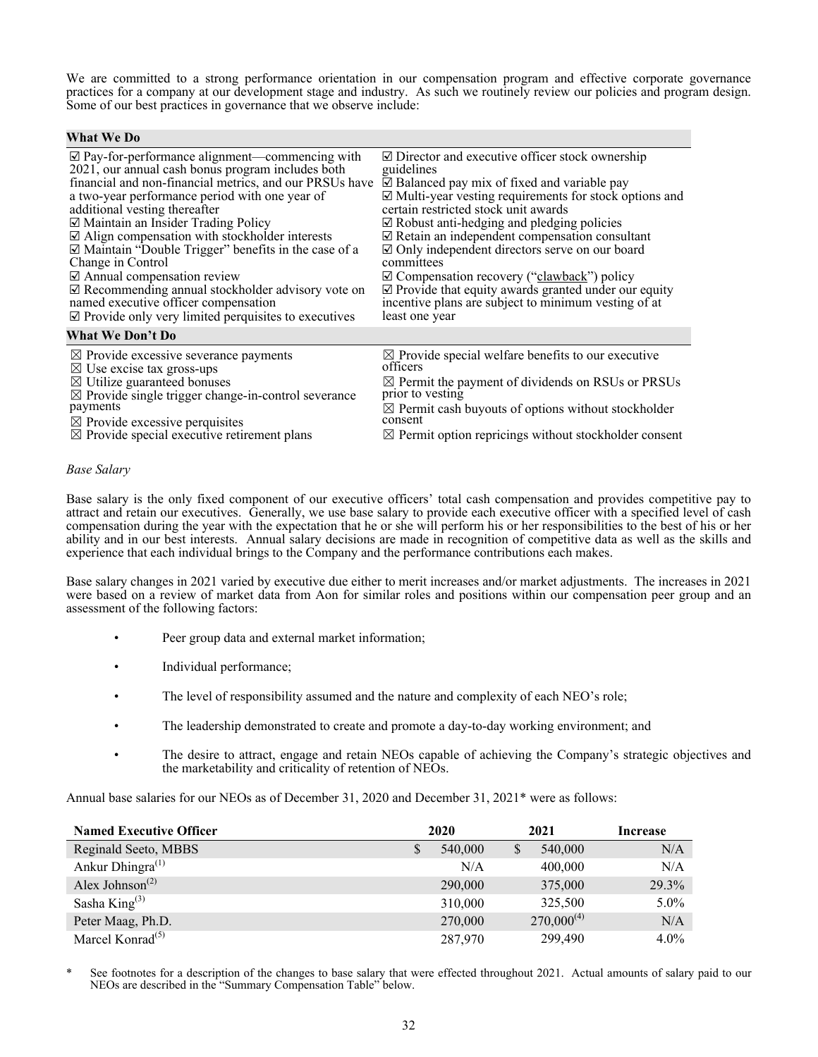We are committed to a strong performance orientation in our compensation program and effective corporate governance practices for a company at our development stage and industry. As such we routinely review our policies and program design. Some of our best practices in governance that we observe include:

| What We Do | |
|---|---|
| ☑ Pay-for-performance alignment—commencing with 2021, our annual cash bonus program includes both financial and non-financial metrics, and our PRSUs have a two-year performance period with one year of additional vesting thereafter<br>☑ Maintain an Insider Trading Policy<br>☑ Align compensation with stockholder interests<br>☑ Maintain "Double Trigger" benefits in the case of a Change in Control<br>☑ Annual compensation review<br>☑ Recommending annual stockholder advisory vote on named executive officer compensation<br>☑ Provide only very limited perquisites to executives | ☑ Director and executive officer stock ownership guidelines<br>☑ Balanced pay mix of fixed and variable pay<br>☑ Multi-year vesting requirements for stock options and certain restricted stock unit awards<br>☑ Robust anti-hedging and pledging policies<br>☑ Retain an independent compensation consultant<br>☑ Only independent directors serve on our board committees<br>☑ Compensation recovery ("clawback") policy<br>☑ Provide that equity awards granted under our equity incentive plans are subject to minimum vesting of at least one year |
| **What We Don't Do** | |
| ☒ Provide excessive severance payments<br>☒ Use excise tax gross-ups<br>☒ Utilize guaranteed bonuses<br>☒ Provide single trigger change-in-control severance payments<br>☒ Provide excessive perquisites<br>☒ Provide special executive retirement plans | ☒ Provide special welfare benefits to our executive officers<br>☒ Permit the payment of dividends on RSUs or PRSUs prior to vesting<br>☒ Permit cash buyouts of options without stockholder consent<br>☒ Permit option repricings without stockholder consent |

*Base Salary*

Base salary is the only fixed component of our executive officers' total cash compensation and provides competitive pay to attract and retain our executives. Generally, we use base salary to provide each executive officer with a specified level of cash compensation during the year with the expectation that he or she will perform his or her responsibilities to the best of his or her ability and in our best interests. Annual salary decisions are made in recognition of competitive data as well as the skills and experience that each individual brings to the Company and the performance contributions each makes.

Base salary changes in 2021 varied by executive due either to merit increases and/or market adjustments. The increases in 2021 were based on a review of market data from Aon for similar roles and positions within our compensation peer group and an assessment of the following factors:

- Peer group data and external market information;
- Individual performance;
- The level of responsibility assumed and the nature and complexity of each NEO's role;
- The leadership demonstrated to create and promote a day-to-day working environment; and
- The desire to attract, engage and retain NEOs capable of achieving the Company's strategic objectives and the marketability and criticality of retention of NEOs.

Annual base salaries for our NEOs as of December 31, 2020 and December 31, 2021* were as follows:

| Named Executive Officer | 2020 | 2021 | Increase |
|---|---|---|---|
| Reginald Seeto, MBBS | $ 540,000 | $ 540,000 | N/A |
| Ankur Dhingra[(1)] | N/A | 400,000 | N/A |
| Alex Johnson[(2)] | 290,000 | 375,000 | 29.3% |
| Sasha King[(3)] | 310,000 | 325,500 | 5.0% |
| Peter Maag, Ph.D. | 270,000 | 270,000[(4)] | N/A |
| Marcel Konrad[(5)] | 287,970 | 299,490 | 4.0% |

\* See footnotes for a description of the changes to base salary that were effected throughout 2021. Actual amounts of salary paid to our NEOs are described in the "Summary Compensation Table" below.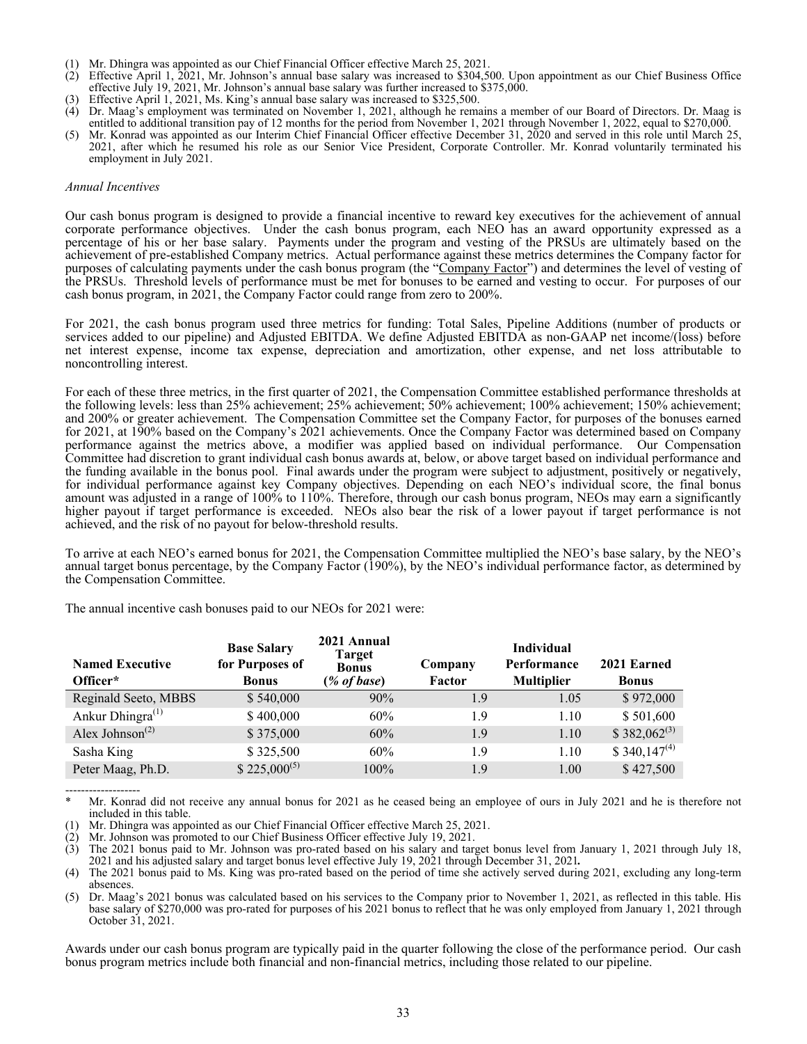(1) Mr. Dhingra was appointed as our Chief Financial Officer effective March 25, 2021.
(2) Effective April 1, 2021, Mr. Johnson's annual base salary was increased to $304,500. Upon appointment as our Chief Business Office effective July 19, 2021, Mr. Johnson's annual base salary was further increased to $375,000.
(3) Effective April 1, 2021, Ms. King's annual base salary was increased to $325,500.
(4) Dr. Maag's employment was terminated on November 1, 2021, although he remains a member of our Board of Directors. Dr. Maag is entitled to additional transition pay of 12 months for the period from November 1, 2021 through November 1, 2022, equal to $270,000.
(5) Mr. Konrad was appointed as our Interim Chief Financial Officer effective December 31, 2020 and served in this role until March 25, 2021, after which he resumed his role as our Senior Vice President, Corporate Controller. Mr. Konrad voluntarily terminated his employment in July 2021.

*Annual Incentives*

Our cash bonus program is designed to provide a financial incentive to reward key executives for the achievement of annual corporate performance objectives. Under the cash bonus program, each NEO has an award opportunity expressed as a percentage of his or her base salary. Payments under the program and vesting of the PRSUs are ultimately based on the achievement of pre-established Company metrics. Actual performance against these metrics determines the Company factor for purposes of calculating payments under the cash bonus program (the "Company Factor") and determines the level of vesting of the PRSUs. Threshold levels of performance must be met for bonuses to be earned and vesting to occur. For purposes of our cash bonus program, in 2021, the Company Factor could range from zero to 200%.

For 2021, the cash bonus program used three metrics for funding: Total Sales, Pipeline Additions (number of products or services added to our pipeline) and Adjusted EBITDA. We define Adjusted EBITDA as non-GAAP net income/(loss) before net interest expense, income tax expense, depreciation and amortization, other expense, and net loss attributable to noncontrolling interest.

For each of these three metrics, in the first quarter of 2021, the Compensation Committee established performance thresholds at the following levels: less than 25% achievement; 25% achievement; 50% achievement; 100% achievement; 150% achievement; and 200% or greater achievement. The Compensation Committee set the Company Factor, for purposes of the bonuses earned for 2021, at 190% based on the Company's 2021 achievements. Once the Company Factor was determined based on Company performance against the metrics above, a modifier was applied based on individual performance. Our Compensation Committee had discretion to grant individual cash bonus awards at, below, or above target based on individual performance and the funding available in the bonus pool. Final awards under the program were subject to adjustment, positively or negatively, for individual performance against key Company objectives. Depending on each NEO's individual score, the final bonus amount was adjusted in a range of 100% to 110%. Therefore, through our cash bonus program, NEOs may earn a significantly higher payout if target performance is exceeded. NEOs also bear the risk of a lower payout if target performance is not achieved, and the risk of no payout for below-threshold results.

To arrive at each NEO's earned bonus for 2021, the Compensation Committee multiplied the NEO's base salary, by the NEO's annual target bonus percentage, by the Company Factor (190%), by the NEO's individual performance factor, as determined by the Compensation Committee.

The annual incentive cash bonuses paid to our NEOs for 2021 were:

| Named Executive Officer* | Base Salary for Purposes of Bonus | 2021 Annual Target Bonus (*% of base*) | Company Factor | Individual Performance Multiplier | 2021 Earned Bonus |
|---|---|---|---|---|---|
| Reginald Seeto, MBBS | $ 540,000 | 90% | 1.9 | 1.05 | $ 972,000 |
| Ankur Dhingra[(1)] | $ 400,000 | 60% | 1.9 | 1.10 | $ 501,600 |
| Alex Johnson[(2)] | $ 375,000 | 60% | 1.9 | 1.10 | $ 382,062[(3)] |
| Sasha King | $ 325,500 | 60% | 1.9 | 1.10 | $ 340,147[(4)] |
| Peter Maag, Ph.D. | $ 225,000[(5)] | 100% | 1.9 | 1.00 | $ 427,500 |

-------------------

\* Mr. Konrad did not receive any annual bonus for 2021 as he ceased being an employee of ours in July 2021 and he is therefore not included in this table.
(1) Mr. Dhingra was appointed as our Chief Financial Officer effective March 25, 2021.
(2) Mr. Johnson was promoted to our Chief Business Officer effective July 19, 2021.
(3) The 2021 bonus paid to Mr. Johnson was pro-rated based on his salary and target bonus level from January 1, 2021 through July 18, 2021 and his adjusted salary and target bonus level effective July 19, 2021 through December 31, 2021**.**
(4) The 2021 bonus paid to Ms. King was pro-rated based on the period of time she actively served during 2021, excluding any long-term absences.
(5) Dr. Maag's 2021 bonus was calculated based on his services to the Company prior to November 1, 2021, as reflected in this table. His base salary of $270,000 was pro-rated for purposes of his 2021 bonus to reflect that he was only employed from January 1, 2021 through October 31, 2021.

Awards under our cash bonus program are typically paid in the quarter following the close of the performance period. Our cash bonus program metrics include both financial and non-financial metrics, including those related to our pipeline.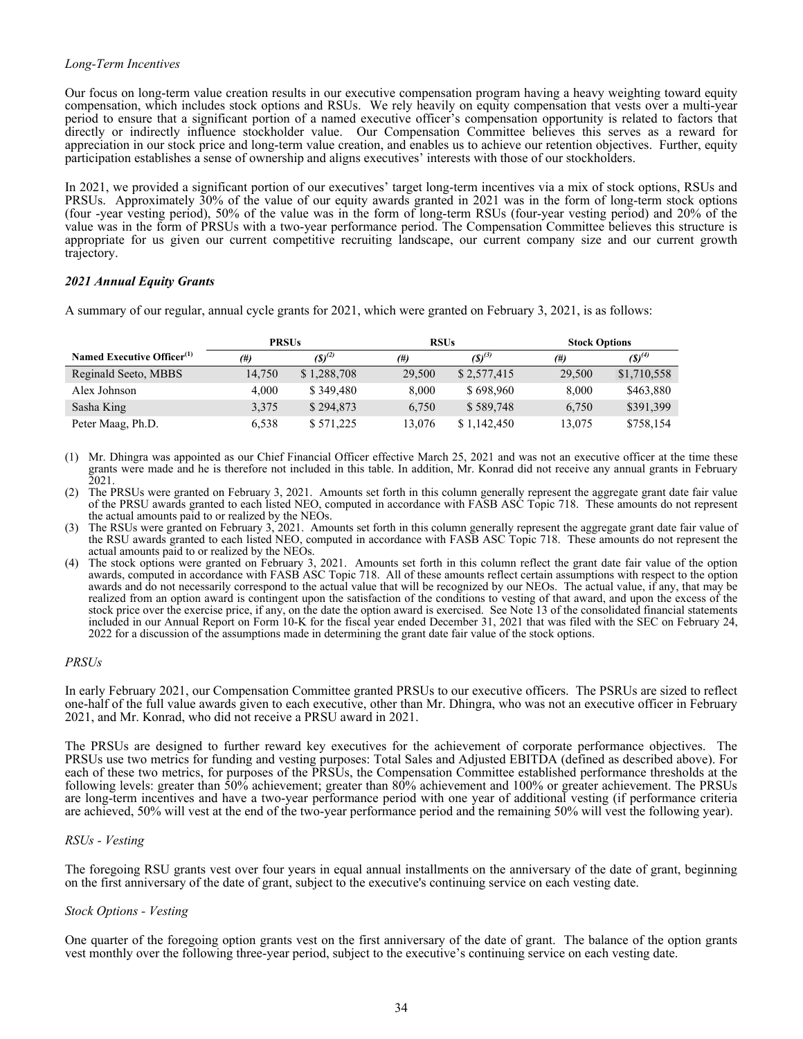*Long-Term Incentives*

Our focus on long-term value creation results in our executive compensation program having a heavy weighting toward equity compensation, which includes stock options and RSUs. We rely heavily on equity compensation that vests over a multi-year period to ensure that a significant portion of a named executive officer's compensation opportunity is related to factors that directly or indirectly influence stockholder value. Our Compensation Committee believes this serves as a reward for appreciation in our stock price and long-term value creation, and enables us to achieve our retention objectives. Further, equity participation establishes a sense of ownership and aligns executives' interests with those of our stockholders.

In 2021, we provided a significant portion of our executives' target long-term incentives via a mix of stock options, RSUs and PRSUs. Approximately 30% of the value of our equity awards granted in 2021 was in the form of long-term stock options (four -year vesting period), 50% of the value was in the form of long-term RSUs (four-year vesting period) and 20% of the value was in the form of PRSUs with a two-year performance period. The Compensation Committee believes this structure is appropriate for us given our current competitive recruiting landscape, our current company size and our current growth trajectory.

***2021 Annual Equity Grants***

A summary of our regular, annual cycle grants for 2021, which were granted on February 3, 2021, is as follows:

| | PRSUs | | RSUs | | Stock Options | |
|---|---|---|---|---|---|---|
| Named Executive Officer[1] | *(#)* | *($)*[2] | *(#)* | *($)*[3] | *(#)* | *($)*[4] |
| Reginald Seeto, MBBS | 14,750 | $ 1,288,708 | 29,500 | $ 2,577,415 | 29,500 | $1,710,558 |
| Alex Johnson | 4,000 | $ 349,480 | 8,000 | $ 698,960 | 8,000 | $463,880 |
| Sasha King | 3,375 | $ 294,873 | 6,750 | $ 589,748 | 6,750 | $391,399 |
| Peter Maag, Ph.D. | 6,538 | $ 571,225 | 13,076 | $ 1,142,450 | 13,075 | $758,154 |

(1) Mr. Dhingra was appointed as our Chief Financial Officer effective March 25, 2021 and was not an executive officer at the time these grants were made and he is therefore not included in this table. In addition, Mr. Konrad did not receive any annual grants in February 2021.

(2) The PRSUs were granted on February 3, 2021. Amounts set forth in this column generally represent the aggregate grant date fair value of the PRSU awards granted to each listed NEO, computed in accordance with FASB ASC Topic 718. These amounts do not represent the actual amounts paid to or realized by the NEOs.

(3) The RSUs were granted on February 3, 2021. Amounts set forth in this column generally represent the aggregate grant date fair value of the RSU awards granted to each listed NEO, computed in accordance with FASB ASC Topic 718. These amounts do not represent the actual amounts paid to or realized by the NEOs.

(4) The stock options were granted on February 3, 2021. Amounts set forth in this column reflect the grant date fair value of the option awards, computed in accordance with FASB ASC Topic 718. All of these amounts reflect certain assumptions with respect to the option awards and do not necessarily correspond to the actual value that will be recognized by our NEOs. The actual value, if any, that may be realized from an option award is contingent upon the satisfaction of the conditions to vesting of that award, and upon the excess of the stock price over the exercise price, if any, on the date the option award is exercised. See Note 13 of the consolidated financial statements included in our Annual Report on Form 10-K for the fiscal year ended December 31, 2021 that was filed with the SEC on February 24, 2022 for a discussion of the assumptions made in determining the grant date fair value of the stock options.

*PRSUs*

In early February 2021, our Compensation Committee granted PRSUs to our executive officers. The PSRUs are sized to reflect one-half of the full value awards given to each executive, other than Mr. Dhingra, who was not an executive officer in February 2021, and Mr. Konrad, who did not receive a PRSU award in 2021.

The PRSUs are designed to further reward key executives for the achievement of corporate performance objectives. The PRSUs use two metrics for funding and vesting purposes: Total Sales and Adjusted EBITDA (defined as described above). For each of these two metrics, for purposes of the PRSUs, the Compensation Committee established performance thresholds at the following levels: greater than 50% achievement; greater than 80% achievement and 100% or greater achievement. The PRSUs are long-term incentives and have a two-year performance period with one year of additional vesting (if performance criteria are achieved, 50% will vest at the end of the two-year performance period and the remaining 50% will vest the following year).

*RSUs - Vesting*

The foregoing RSU grants vest over four years in equal annual installments on the anniversary of the date of grant, beginning on the first anniversary of the date of grant, subject to the executive's continuing service on each vesting date.

*Stock Options - Vesting*

One quarter of the foregoing option grants vest on the first anniversary of the date of grant. The balance of the option grants vest monthly over the following three-year period, subject to the executive's continuing service on each vesting date.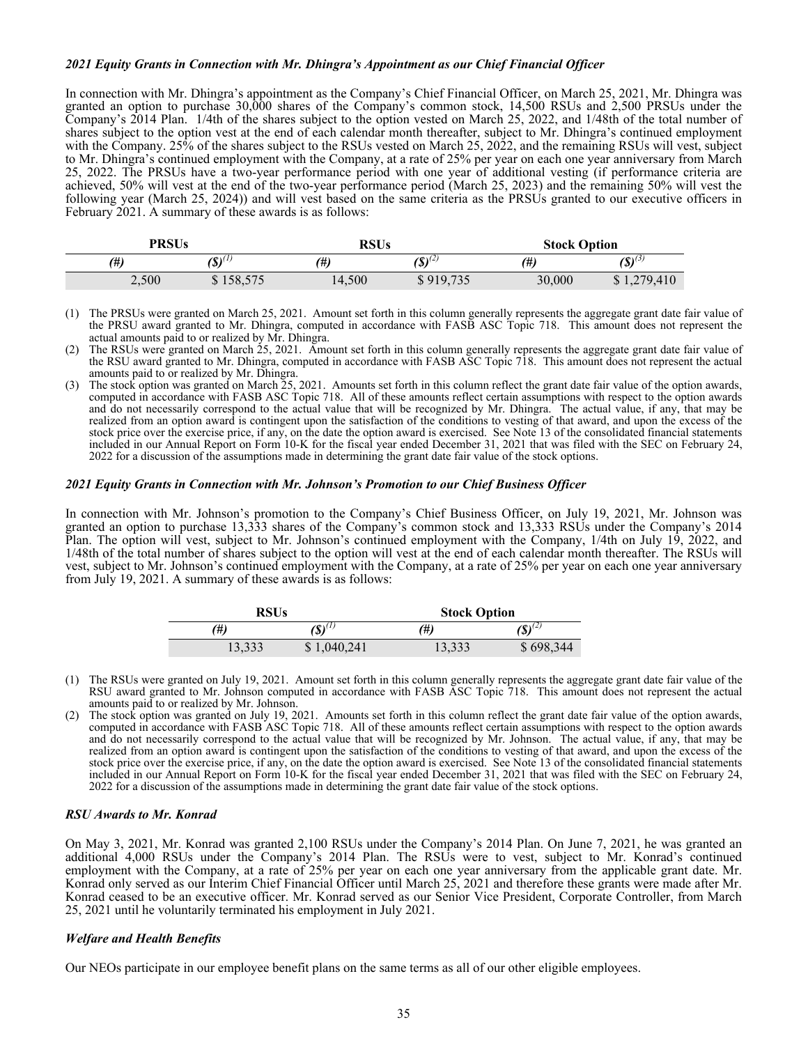### *2021 Equity Grants in Connection with Mr. Dhingra's Appointment as our Chief Financial Officer*

In connection with Mr. Dhingra's appointment as the Company's Chief Financial Officer, on March 25, 2021, Mr. Dhingra was granted an option to purchase 30,000 shares of the Company's common stock, 14,500 RSUs and 2,500 PRSUs under the Company's 2014 Plan. 1/4th of the shares subject to the option vested on March 25, 2022, and 1/48th of the total number of shares subject to the option vest at the end of each calendar month thereafter, subject to Mr. Dhingra's continued employment with the Company. 25% of the shares subject to the RSUs vested on March 25, 2022, and the remaining RSUs will vest, subject to Mr. Dhingra's continued employment with the Company, at a rate of 25% per year on each one year anniversary from March 25, 2022. The PRSUs have a two-year performance period with one year of additional vesting (if performance criteria are achieved, 50% will vest at the end of the two-year performance period (March 25, 2023) and the remaining 50% will vest the following year (March 25, 2024)) and will vest based on the same criteria as the PRSUs granted to our executive officers in February 2021. A summary of these awards is as follows:

| PRSUs | | RSUs | | Stock Option | |
|---|---|---|---|---|---|
| *(#)* | *($)*[(1)] | *(#)* | *($)*[(2)] | *(#)* | *($)*[(3)] |
| 2,500 | $ 158,575 | 14,500 | $ 919,735 | 30,000 | $ 1,279,410 |

(1) The PRSUs were granted on March 25, 2021. Amount set forth in this column generally represents the aggregate grant date fair value of the PRSU award granted to Mr. Dhingra, computed in accordance with FASB ASC Topic 718. This amount does not represent the actual amounts paid to or realized by Mr. Dhingra.

(2) The RSUs were granted on March 25, 2021. Amount set forth in this column generally represents the aggregate grant date fair value of the RSU award granted to Mr. Dhingra, computed in accordance with FASB ASC Topic 718. This amount does not represent the actual amounts paid to or realized by Mr. Dhingra.

(3) The stock option was granted on March 25, 2021. Amounts set forth in this column reflect the grant date fair value of the option awards, computed in accordance with FASB ASC Topic 718. All of these amounts reflect certain assumptions with respect to the option awards and do not necessarily correspond to the actual value that will be recognized by Mr. Dhingra. The actual value, if any, that may be realized from an option award is contingent upon the satisfaction of the conditions to vesting of that award, and upon the excess of the stock price over the exercise price, if any, on the date the option award is exercised. See Note 13 of the consolidated financial statements included in our Annual Report on Form 10-K for the fiscal year ended December 31, 2021 that was filed with the SEC on February 24, 2022 for a discussion of the assumptions made in determining the grant date fair value of the stock options.

### *2021 Equity Grants in Connection with Mr. Johnson's Promotion to our Chief Business Officer*

In connection with Mr. Johnson's promotion to the Company's Chief Business Officer, on July 19, 2021, Mr. Johnson was granted an option to purchase 13,333 shares of the Company's common stock and 13,333 RSUs under the Company's 2014 Plan. The option will vest, subject to Mr. Johnson's continued employment with the Company, 1/4th on July 19, 2022, and 1/48th of the total number of shares subject to the option will vest at the end of each calendar month thereafter. The RSUs will vest, subject to Mr. Johnson's continued employment with the Company, at a rate of 25% per year on each one year anniversary from July 19, 2021. A summary of these awards is as follows:

| RSUs | | Stock Option | |
|---|---|---|---|
| *(#)* | *($)*[(1)] | *(#)* | *($)*[(2)] |
| 13,333 | $ 1,040,241 | 13,333 | $ 698,344 |

(1) The RSUs were granted on July 19, 2021. Amount set forth in this column generally represents the aggregate grant date fair value of the RSU award granted to Mr. Johnson computed in accordance with FASB ASC Topic 718. This amount does not represent the actual amounts paid to or realized by Mr. Johnson.

(2) The stock option was granted on July 19, 2021. Amounts set forth in this column reflect the grant date fair value of the option awards, computed in accordance with FASB ASC Topic 718. All of these amounts reflect certain assumptions with respect to the option awards and do not necessarily correspond to the actual value that will be recognized by Mr. Johnson. The actual value, if any, that may be realized from an option award is contingent upon the satisfaction of the conditions to vesting of that award, and upon the excess of the stock price over the exercise price, if any, on the date the option award is exercised. See Note 13 of the consolidated financial statements included in our Annual Report on Form 10-K for the fiscal year ended December 31, 2021 that was filed with the SEC on February 24, 2022 for a discussion of the assumptions made in determining the grant date fair value of the stock options.

### *RSU Awards to Mr. Konrad*

On May 3, 2021, Mr. Konrad was granted 2,100 RSUs under the Company's 2014 Plan. On June 7, 2021, he was granted an additional 4,000 RSUs under the Company's 2014 Plan. The RSUs were to vest, subject to Mr. Konrad's continued employment with the Company, at a rate of 25% per year on each one year anniversary from the applicable grant date. Mr. Konrad only served as our Interim Chief Financial Officer until March 25, 2021 and therefore these grants were made after Mr. Konrad ceased to be an executive officer. Mr. Konrad served as our Senior Vice President, Corporate Controller, from March 25, 2021 until he voluntarily terminated his employment in July 2021.

### *Welfare and Health Benefits*

Our NEOs participate in our employee benefit plans on the same terms as all of our other eligible employees.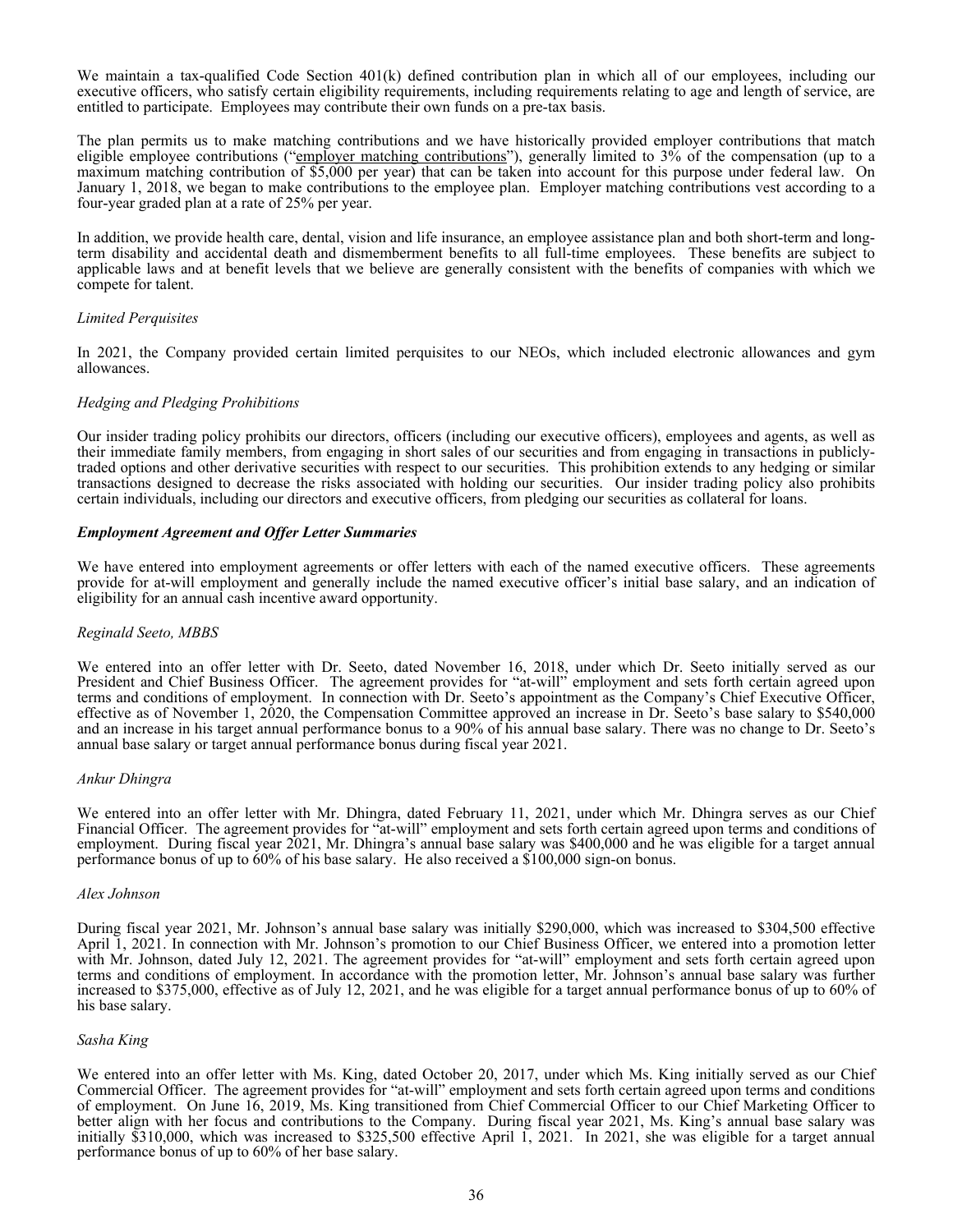We maintain a tax-qualified Code Section 401(k) defined contribution plan in which all of our employees, including our executive officers, who satisfy certain eligibility requirements, including requirements relating to age and length of service, are entitled to participate. Employees may contribute their own funds on a pre-tax basis.

The plan permits us to make matching contributions and we have historically provided employer contributions that match eligible employee contributions ("employer matching contributions"), generally limited to 3% of the compensation (up to a maximum matching contribution of $5,000 per year) that can be taken into account for this purpose under federal law. On January 1, 2018, we began to make contributions to the employee plan. Employer matching contributions vest according to a four-year graded plan at a rate of 25% per year.

In addition, we provide health care, dental, vision and life insurance, an employee assistance plan and both short-term and long-term disability and accidental death and dismemberment benefits to all full-time employees. These benefits are subject to applicable laws and at benefit levels that we believe are generally consistent with the benefits of companies with which we compete for talent.

*Limited Perquisites*

In 2021, the Company provided certain limited perquisites to our NEOs, which included electronic allowances and gym allowances.

*Hedging and Pledging Prohibitions*

Our insider trading policy prohibits our directors, officers (including our executive officers), employees and agents, as well as their immediate family members, from engaging in short sales of our securities and from engaging in transactions in publicly-traded options and other derivative securities with respect to our securities. This prohibition extends to any hedging or similar transactions designed to decrease the risks associated with holding our securities. Our insider trading policy also prohibits certain individuals, including our directors and executive officers, from pledging our securities as collateral for loans.

***Employment Agreement and Offer Letter Summaries***

We have entered into employment agreements or offer letters with each of the named executive officers. These agreements provide for at-will employment and generally include the named executive officer's initial base salary, and an indication of eligibility for an annual cash incentive award opportunity.

*Reginald Seeto, MBBS*

We entered into an offer letter with Dr. Seeto, dated November 16, 2018, under which Dr. Seeto initially served as our President and Chief Business Officer. The agreement provides for "at-will" employment and sets forth certain agreed upon terms and conditions of employment. In connection with Dr. Seeto's appointment as the Company's Chief Executive Officer, effective as of November 1, 2020, the Compensation Committee approved an increase in Dr. Seeto's base salary to $540,000 and an increase in his target annual performance bonus to a 90% of his annual base salary. There was no change to Dr. Seeto's annual base salary or target annual performance bonus during fiscal year 2021.

*Ankur Dhingra*

We entered into an offer letter with Mr. Dhingra, dated February 11, 2021, under which Mr. Dhingra serves as our Chief Financial Officer. The agreement provides for "at-will" employment and sets forth certain agreed upon terms and conditions of employment. During fiscal year 2021, Mr. Dhingra's annual base salary was $400,000 and he was eligible for a target annual performance bonus of up to 60% of his base salary. He also received a $100,000 sign-on bonus.

*Alex Johnson*

During fiscal year 2021, Mr. Johnson's annual base salary was initially $290,000, which was increased to $304,500 effective April 1, 2021. In connection with Mr. Johnson's promotion to our Chief Business Officer, we entered into a promotion letter with Mr. Johnson, dated July 12, 2021. The agreement provides for "at-will" employment and sets forth certain agreed upon terms and conditions of employment. In accordance with the promotion letter, Mr. Johnson's annual base salary was further increased to $375,000, effective as of July 12, 2021, and he was eligible for a target annual performance bonus of up to 60% of his base salary.

*Sasha King*

We entered into an offer letter with Ms. King, dated October 20, 2017, under which Ms. King initially served as our Chief Commercial Officer. The agreement provides for "at-will" employment and sets forth certain agreed upon terms and conditions of employment. On June 16, 2019, Ms. King transitioned from Chief Commercial Officer to our Chief Marketing Officer to better align with her focus and contributions to the Company. During fiscal year 2021, Ms. King's annual base salary was initially $310,000, which was increased to $325,500 effective April 1, 2021. In 2021, she was eligible for a target annual performance bonus of up to 60% of her base salary.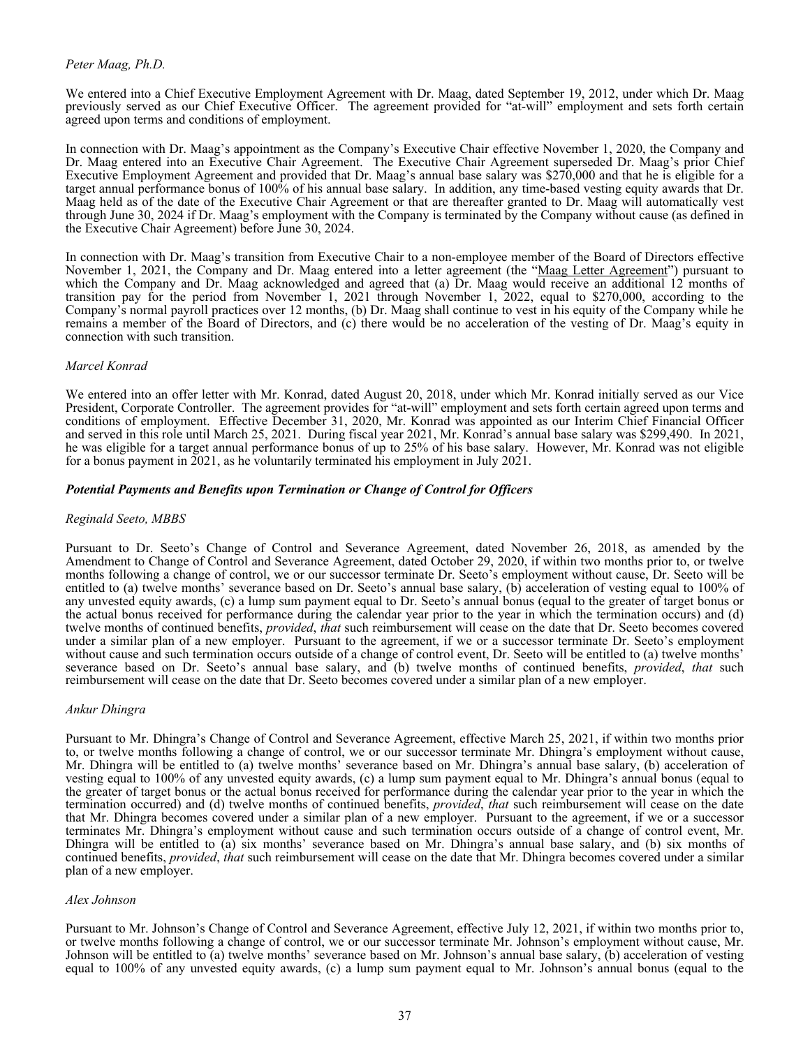*Peter Maag, Ph.D.*

We entered into a Chief Executive Employment Agreement with Dr. Maag, dated September 19, 2012, under which Dr. Maag previously served as our Chief Executive Officer. The agreement provided for "at-will" employment and sets forth certain agreed upon terms and conditions of employment.

In connection with Dr. Maag's appointment as the Company's Executive Chair effective November 1, 2020, the Company and Dr. Maag entered into an Executive Chair Agreement. The Executive Chair Agreement superseded Dr. Maag's prior Chief Executive Employment Agreement and provided that Dr. Maag's annual base salary was $270,000 and that he is eligible for a target annual performance bonus of 100% of his annual base salary. In addition, any time-based vesting equity awards that Dr. Maag held as of the date of the Executive Chair Agreement or that are thereafter granted to Dr. Maag will automatically vest through June 30, 2024 if Dr. Maag's employment with the Company is terminated by the Company without cause (as defined in the Executive Chair Agreement) before June 30, 2024.

In connection with Dr. Maag's transition from Executive Chair to a non-employee member of the Board of Directors effective November 1, 2021, the Company and Dr. Maag entered into a letter agreement (the "Maag Letter Agreement") pursuant to which the Company and Dr. Maag acknowledged and agreed that (a) Dr. Maag would receive an additional 12 months of transition pay for the period from November 1, 2021 through November 1, 2022, equal to $270,000, according to the Company's normal payroll practices over 12 months, (b) Dr. Maag shall continue to vest in his equity of the Company while he remains a member of the Board of Directors, and (c) there would be no acceleration of the vesting of Dr. Maag's equity in connection with such transition.

*Marcel Konrad*

We entered into an offer letter with Mr. Konrad, dated August 20, 2018, under which Mr. Konrad initially served as our Vice President, Corporate Controller. The agreement provides for "at-will" employment and sets forth certain agreed upon terms and conditions of employment. Effective December 31, 2020, Mr. Konrad was appointed as our Interim Chief Financial Officer and served in this role until March 25, 2021. During fiscal year 2021, Mr. Konrad's annual base salary was $299,490. In 2021, he was eligible for a target annual performance bonus of up to 25% of his base salary. However, Mr. Konrad was not eligible for a bonus payment in 2021, as he voluntarily terminated his employment in July 2021.

***Potential Payments and Benefits upon Termination or Change of Control for Officers***

*Reginald Seeto, MBBS*

Pursuant to Dr. Seeto's Change of Control and Severance Agreement, dated November 26, 2018, as amended by the Amendment to Change of Control and Severance Agreement, dated October 29, 2020, if within two months prior to, or twelve months following a change of control, we or our successor terminate Dr. Seeto's employment without cause, Dr. Seeto will be entitled to (a) twelve months' severance based on Dr. Seeto's annual base salary, (b) acceleration of vesting equal to 100% of any unvested equity awards, (c) a lump sum payment equal to Dr. Seeto's annual bonus (equal to the greater of target bonus or the actual bonus received for performance during the calendar year prior to the year in which the termination occurs) and (d) twelve months of continued benefits, *provided*, *that* such reimbursement will cease on the date that Dr. Seeto becomes covered under a similar plan of a new employer. Pursuant to the agreement, if we or a successor terminate Dr. Seeto's employment without cause and such termination occurs outside of a change of control event, Dr. Seeto will be entitled to (a) twelve months' severance based on Dr. Seeto's annual base salary, and (b) twelve months of continued benefits, *provided*, *that* such reimbursement will cease on the date that Dr. Seeto becomes covered under a similar plan of a new employer.

*Ankur Dhingra*

Pursuant to Mr. Dhingra's Change of Control and Severance Agreement, effective March 25, 2021, if within two months prior to, or twelve months following a change of control, we or our successor terminate Mr. Dhingra's employment without cause, Mr. Dhingra will be entitled to (a) twelve months' severance based on Mr. Dhingra's annual base salary, (b) acceleration of vesting equal to 100% of any unvested equity awards, (c) a lump sum payment equal to Mr. Dhingra's annual bonus (equal to the greater of target bonus or the actual bonus received for performance during the calendar year prior to the year in which the termination occurred) and (d) twelve months of continued benefits, *provided*, *that* such reimbursement will cease on the date that Mr. Dhingra becomes covered under a similar plan of a new employer. Pursuant to the agreement, if we or a successor terminates Mr. Dhingra's employment without cause and such termination occurs outside of a change of control event, Mr. Dhingra will be entitled to (a) six months' severance based on Mr. Dhingra's annual base salary, and (b) six months of continued benefits, *provided*, *that* such reimbursement will cease on the date that Mr. Dhingra becomes covered under a similar plan of a new employer.

*Alex Johnson*

Pursuant to Mr. Johnson's Change of Control and Severance Agreement, effective July 12, 2021, if within two months prior to, or twelve months following a change of control, we or our successor terminate Mr. Johnson's employment without cause, Mr. Johnson will be entitled to (a) twelve months' severance based on Mr. Johnson's annual base salary, (b) acceleration of vesting equal to 100% of any unvested equity awards, (c) a lump sum payment equal to Mr. Johnson's annual bonus (equal to the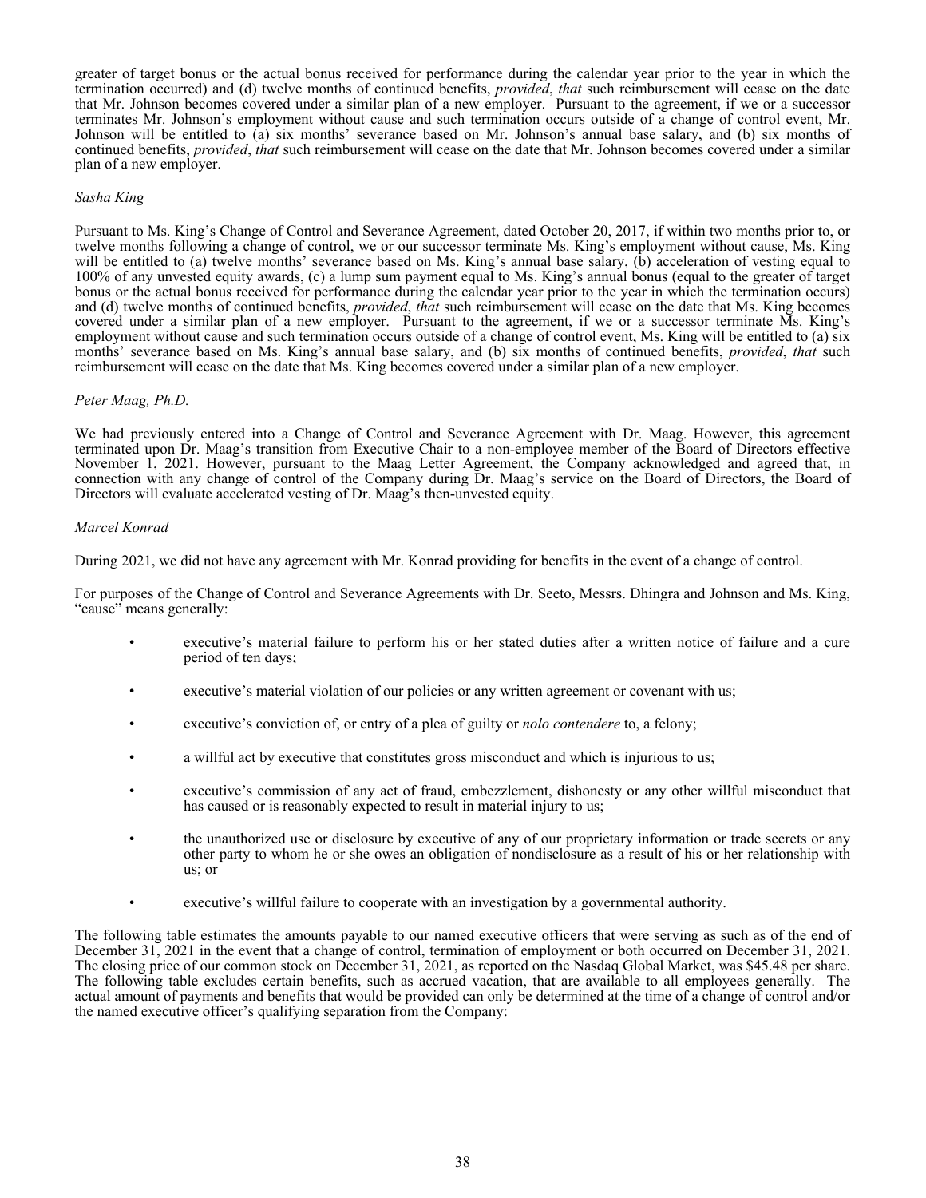greater of target bonus or the actual bonus received for performance during the calendar year prior to the year in which the termination occurred) and (d) twelve months of continued benefits, *provided*, *that* such reimbursement will cease on the date that Mr. Johnson becomes covered under a similar plan of a new employer. Pursuant to the agreement, if we or a successor terminates Mr. Johnson's employment without cause and such termination occurs outside of a change of control event, Mr. Johnson will be entitled to (a) six months' severance based on Mr. Johnson's annual base salary, and (b) six months of continued benefits, *provided*, *that* such reimbursement will cease on the date that Mr. Johnson becomes covered under a similar plan of a new employer.

*Sasha King*

Pursuant to Ms. King's Change of Control and Severance Agreement, dated October 20, 2017, if within two months prior to, or twelve months following a change of control, we or our successor terminate Ms. King's employment without cause, Ms. King will be entitled to (a) twelve months' severance based on Ms. King's annual base salary, (b) acceleration of vesting equal to 100% of any unvested equity awards, (c) a lump sum payment equal to Ms. King's annual bonus (equal to the greater of target bonus or the actual bonus received for performance during the calendar year prior to the year in which the termination occurs) and (d) twelve months of continued benefits, *provided*, *that* such reimbursement will cease on the date that Ms. King becomes covered under a similar plan of a new employer. Pursuant to the agreement, if we or a successor terminate Ms. King's employment without cause and such termination occurs outside of a change of control event, Ms. King will be entitled to (a) six months' severance based on Ms. King's annual base salary, and (b) six months of continued benefits, *provided*, *that* such reimbursement will cease on the date that Ms. King becomes covered under a similar plan of a new employer.

*Peter Maag, Ph.D.*

We had previously entered into a Change of Control and Severance Agreement with Dr. Maag. However, this agreement terminated upon Dr. Maag's transition from Executive Chair to a non-employee member of the Board of Directors effective November 1, 2021. However, pursuant to the Maag Letter Agreement, the Company acknowledged and agreed that, in connection with any change of control of the Company during Dr. Maag's service on the Board of Directors, the Board of Directors will evaluate accelerated vesting of Dr. Maag's then-unvested equity.

*Marcel Konrad*

During 2021, we did not have any agreement with Mr. Konrad providing for benefits in the event of a change of control.

For purposes of the Change of Control and Severance Agreements with Dr. Seeto, Messrs. Dhingra and Johnson and Ms. King, "cause" means generally:

- executive's material failure to perform his or her stated duties after a written notice of failure and a cure period of ten days;
- executive's material violation of our policies or any written agreement or covenant with us;
- executive's conviction of, or entry of a plea of guilty or *nolo contendere* to, a felony;
- a willful act by executive that constitutes gross misconduct and which is injurious to us;
- executive's commission of any act of fraud, embezzlement, dishonesty or any other willful misconduct that has caused or is reasonably expected to result in material injury to us;
- the unauthorized use or disclosure by executive of any of our proprietary information or trade secrets or any other party to whom he or she owes an obligation of nondisclosure as a result of his or her relationship with us; or
- executive's willful failure to cooperate with an investigation by a governmental authority.

The following table estimates the amounts payable to our named executive officers that were serving as such as of the end of December 31, 2021 in the event that a change of control, termination of employment or both occurred on December 31, 2021. The closing price of our common stock on December 31, 2021, as reported on the Nasdaq Global Market, was $45.48 per share. The following table excludes certain benefits, such as accrued vacation, that are available to all employees generally. The actual amount of payments and benefits that would be provided can only be determined at the time of a change of control and/or the named executive officer's qualifying separation from the Company: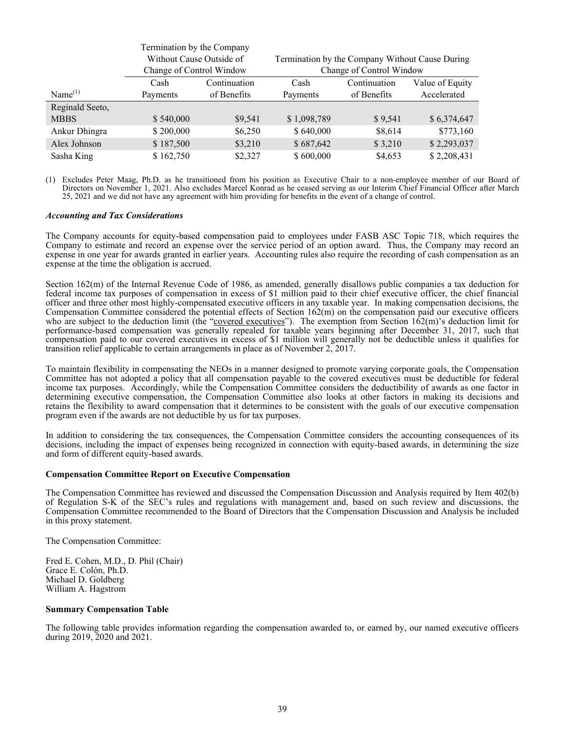| Name[(1)] | Termination by the Company Without Cause Outside of Change of Control Window | | Termination by the Company Without Cause During Change of Control Window | | |
|---|---|---|---|---|---|
| | Cash Payments | Continuation of Benefits | Cash Payments | Continuation of Benefits | Value of Equity Accelerated |
| Reginald Seeto, MBBS | $ 540,000 | $9,541 | $ 1,098,789 | $ 9,541 | $ 6,374,647 |
| Ankur Dhingra | $ 200,000 | $6,250 | $ 640,000 | $8,614 | $773,160 |
| Alex Johnson | $ 187,500 | $3,210 | $ 687,642 | $ 3,210 | $ 2,293,037 |
| Sasha King | $ 162,750 | $2,327 | $ 600,000 | $4,653 | $ 2,208,431 |

(1) Excludes Peter Maag, Ph.D. as he transitioned from his position as Executive Chair to a non-employee member of our Board of Directors on November 1, 2021. Also excludes Marcel Konrad as he ceased serving as our Interim Chief Financial Officer after March 25, 2021 and we did not have any agreement with him providing for benefits in the event of a change of control.

***Accounting and Tax Considerations***

The Company accounts for equity-based compensation paid to employees under FASB ASC Topic 718, which requires the Company to estimate and record an expense over the service period of an option award. Thus, the Company may record an expense in one year for awards granted in earlier years. Accounting rules also require the recording of cash compensation as an expense at the time the obligation is accrued.

Section 162(m) of the Internal Revenue Code of 1986, as amended, generally disallows public companies a tax deduction for federal income tax purposes of compensation in excess of $1 million paid to their chief executive officer, the chief financial officer and three other most highly-compensated executive officers in any taxable year. In making compensation decisions, the Compensation Committee considered the potential effects of Section 162(m) on the compensation paid our executive officers who are subject to the deduction limit (the "covered executives"). The exemption from Section 162(m)'s deduction limit for performance-based compensation was generally repealed for taxable years beginning after December 31, 2017, such that compensation paid to our covered executives in excess of $1 million will generally not be deductible unless it qualifies for transition relief applicable to certain arrangements in place as of November 2, 2017.

To maintain flexibility in compensating the NEOs in a manner designed to promote varying corporate goals, the Compensation Committee has not adopted a policy that all compensation payable to the covered executives must be deductible for federal income tax purposes. Accordingly, while the Compensation Committee considers the deductibility of awards as one factor in determining executive compensation, the Compensation Committee also looks at other factors in making its decisions and retains the flexibility to award compensation that it determines to be consistent with the goals of our executive compensation program even if the awards are not deductible by us for tax purposes.

In addition to considering the tax consequences, the Compensation Committee considers the accounting consequences of its decisions, including the impact of expenses being recognized in connection with equity-based awards, in determining the size and form of different equity-based awards.

**Compensation Committee Report on Executive Compensation**

The Compensation Committee has reviewed and discussed the Compensation Discussion and Analysis required by Item 402(b) of Regulation S-K of the SEC's rules and regulations with management and, based on such review and discussions, the Compensation Committee recommended to the Board of Directors that the Compensation Discussion and Analysis be included in this proxy statement.

The Compensation Committee:

Fred E. Cohen, M.D., D. Phil (Chair)
Grace E. Colón, Ph.D.
Michael D. Goldberg
William A. Hagstrom

**Summary Compensation Table**

The following table provides information regarding the compensation awarded to, or earned by, our named executive officers during 2019, 2020 and 2021.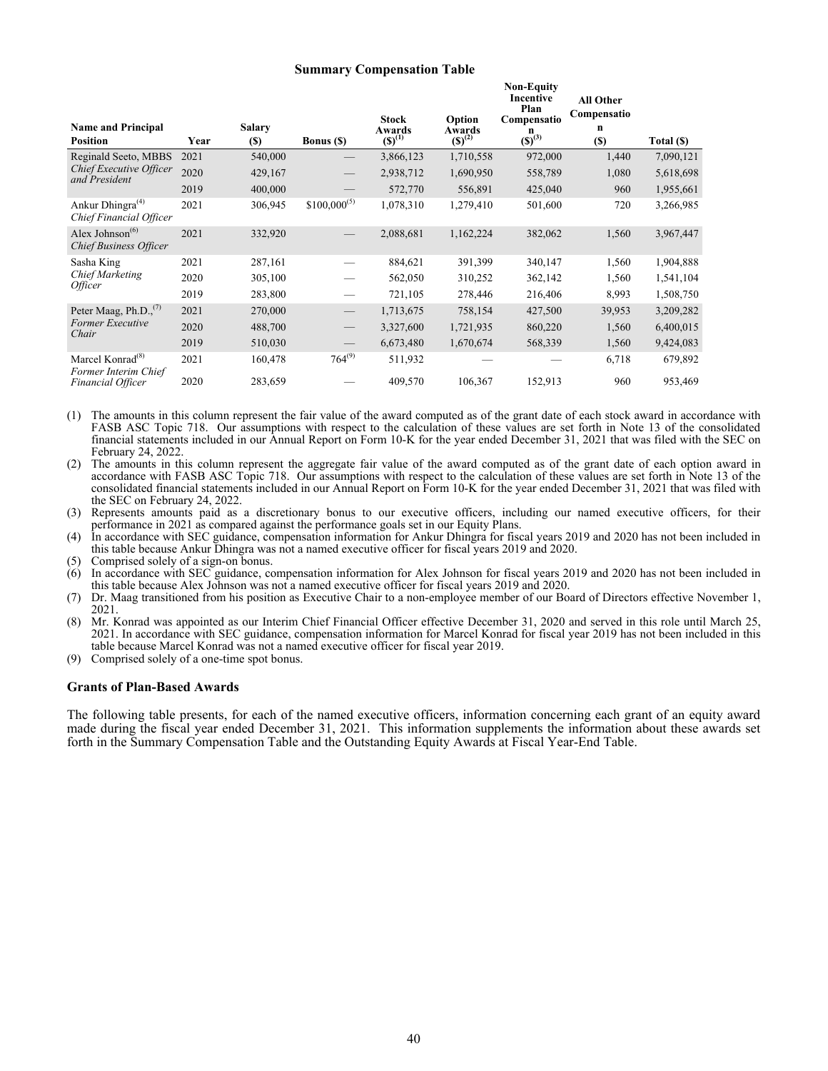### Summary Compensation Table

| Name and Principal Position | Year | Salary ($) | Bonus ($) | Stock Awards ($)[1] | Option Awards ($)[2] | Non-Equity Incentive Plan Compensation ($)[3] | All Other Compensation ($) | Total ($) |
|---|---|---|---|---|---|---|---|---|
| Reginald Seeto, MBBS *Chief Executive Officer and President* | 2021 | 540,000 | — | 3,866,123 | 1,710,558 | 972,000 | 1,440 | 7,090,121 |
| | 2020 | 429,167 | — | 2,938,712 | 1,690,950 | 558,789 | 1,080 | 5,618,698 |
| | 2019 | 400,000 | — | 572,770 | 556,891 | 425,040 | 960 | 1,955,661 |
| Ankur Dhingra[4] *Chief Financial Officer* | 2021 | 306,945 | $100,000[5] | 1,078,310 | 1,279,410 | 501,600 | 720 | 3,266,985 |
| Alex Johnson[6] *Chief Business Officer* | 2021 | 332,920 | — | 2,088,681 | 1,162,224 | 382,062 | 1,560 | 3,967,447 |
| Sasha King *Chief Marketing Officer* | 2021 | 287,161 | — | 884,621 | 391,399 | 340,147 | 1,560 | 1,904,888 |
| | 2020 | 305,100 | — | 562,050 | 310,252 | 362,142 | 1,560 | 1,541,104 |
| | 2019 | 283,800 | — | 721,105 | 278,446 | 216,406 | 8,993 | 1,508,750 |
| Peter Maag, Ph.D.,[7] *Former Executive Chair* | 2021 | 270,000 | — | 1,713,675 | 758,154 | 427,500 | 39,953 | 3,209,282 |
| | 2020 | 488,700 | — | 3,327,600 | 1,721,935 | 860,220 | 1,560 | 6,400,015 |
| | 2019 | 510,030 | — | 6,673,480 | 1,670,674 | 568,339 | 1,560 | 9,424,083 |
| Marcel Konrad[8] *Former Interim Chief Financial Officer* | 2021 | 160,478 | 764[9] | 511,932 | — | — | 6,718 | 679,892 |
| | 2020 | 283,659 | — | 409,570 | 106,367 | 152,913 | 960 | 953,469 |

(1) The amounts in this column represent the fair value of the award computed as of the grant date of each stock award in accordance with FASB ASC Topic 718. Our assumptions with respect to the calculation of these values are set forth in Note 13 of the consolidated financial statements included in our Annual Report on Form 10-K for the year ended December 31, 2021 that was filed with the SEC on February 24, 2022.

(2) The amounts in this column represent the aggregate fair value of the award computed as of the grant date of each option award in accordance with FASB ASC Topic 718. Our assumptions with respect to the calculation of these values are set forth in Note 13 of the consolidated financial statements included in our Annual Report on Form 10-K for the year ended December 31, 2021 that was filed with the SEC on February 24, 2022.

(3) Represents amounts paid as a discretionary bonus to our executive officers, including our named executive officers, for their performance in 2021 as compared against the performance goals set in our Equity Plans.

(4) In accordance with SEC guidance, compensation information for Ankur Dhingra for fiscal years 2019 and 2020 has not been included in this table because Ankur Dhingra was not a named executive officer for fiscal years 2019 and 2020.

(5) Comprised solely of a sign-on bonus.

(6) In accordance with SEC guidance, compensation information for Alex Johnson for fiscal years 2019 and 2020 has not been included in this table because Alex Johnson was not a named executive officer for fiscal years 2019 and 2020.

(7) Dr. Maag transitioned from his position as Executive Chair to a non-employee member of our Board of Directors effective November 1, 2021.

(8) Mr. Konrad was appointed as our Interim Chief Financial Officer effective December 31, 2020 and served in this role until March 25, 2021. In accordance with SEC guidance, compensation information for Marcel Konrad for fiscal year 2019 has not been included in this table because Marcel Konrad was not a named executive officer for fiscal year 2019.

(9) Comprised solely of a one-time spot bonus.

### Grants of Plan-Based Awards

The following table presents, for each of the named executive officers, information concerning each grant of an equity award made during the fiscal year ended December 31, 2021. This information supplements the information about these awards set forth in the Summary Compensation Table and the Outstanding Equity Awards at Fiscal Year-End Table.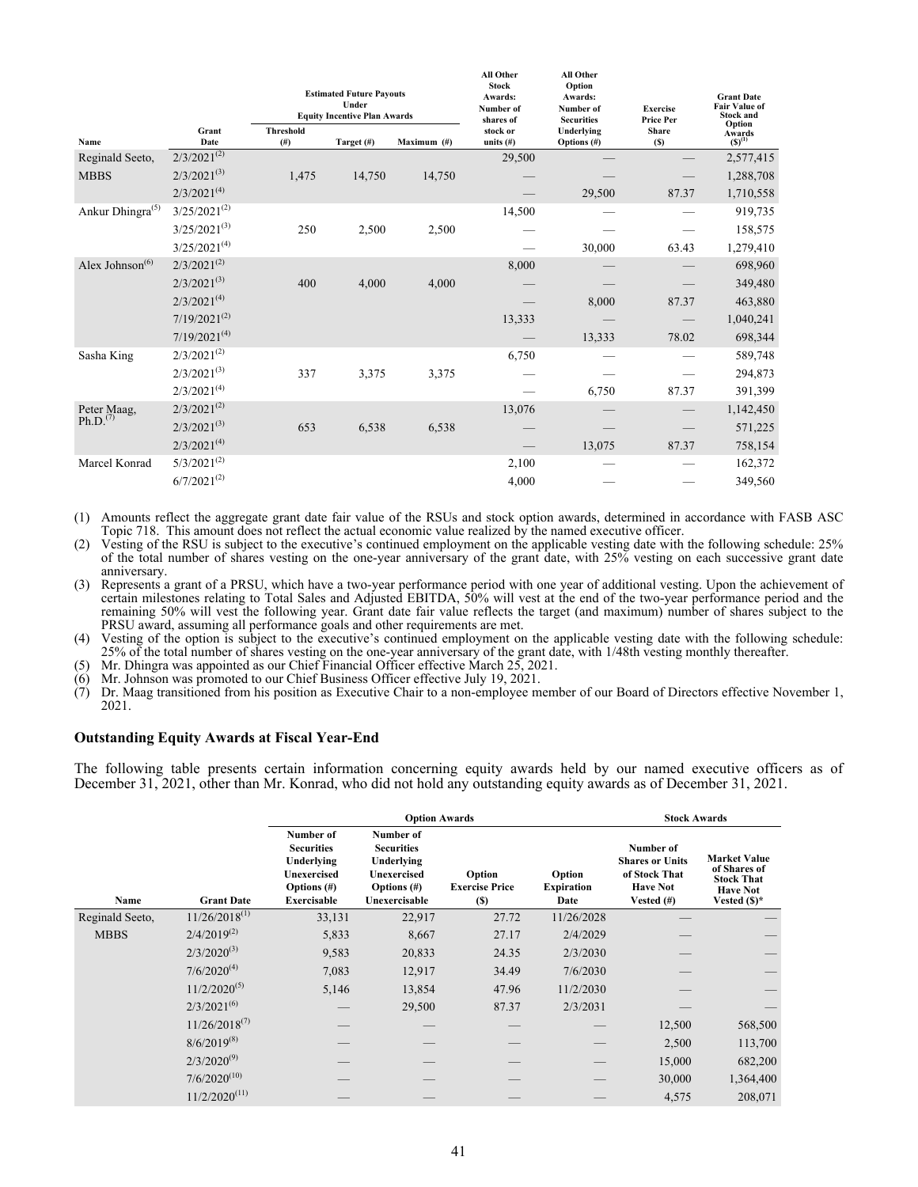| Name | Grant Date | Estimated Future Payouts Under Equity Incentive Plan Awards | | | All Other Stock Awards: Number of shares of stock or units (#) | All Other Option Awards: Number of Securities Underlying Options (#) | Exercise Price Per Share ($) | Grant Date Fair Value of Stock and Option Awards ($)[1] |
|---|---|---|---|---|---|---|---|---|
| | | Threshold (#) | Target (#) | Maximum (#) | | | | |
| Reginald Seeto, | 2/3/2021[2] | | | | 29,500 | — | — | 2,577,415 |
| MBBS | 2/3/2021[3] | 1,475 | 14,750 | 14,750 | — | — | — | 1,288,708 |
| | 2/3/2021[4] | | | | — | 29,500 | 87.37 | 1,710,558 |
| Ankur Dhingra[5] | 3/25/2021[2] | | | | 14,500 | — | — | 919,735 |
| | 3/25/2021[3] | 250 | 2,500 | 2,500 | — | — | — | 158,575 |
| | 3/25/2021[4] | | | | — | 30,000 | 63.43 | 1,279,410 |
| Alex Johnson[6] | 2/3/2021[2] | | | | 8,000 | — | — | 698,960 |
| | 2/3/2021[3] | 400 | 4,000 | 4,000 | — | — | — | 349,480 |
| | 2/3/2021[4] | | | | — | 8,000 | 87.37 | 463,880 |
| | 7/19/2021[2] | | | | 13,333 | — | — | 1,040,241 |
| | 7/19/2021[4] | | | | — | 13,333 | 78.02 | 698,344 |
| Sasha King | 2/3/2021[2] | | | | 6,750 | — | — | 589,748 |
| | 2/3/2021[3] | 337 | 3,375 | 3,375 | — | — | — | 294,873 |
| | 2/3/2021[4] | | | | — | 6,750 | 87.37 | 391,399 |
| Peter Maag, Ph.D.[7] | 2/3/2021[2] | | | | 13,076 | — | — | 1,142,450 |
| | 2/3/2021[3] | 653 | 6,538 | 6,538 | — | — | — | 571,225 |
| | 2/3/2021[4] | | | | — | 13,075 | 87.37 | 758,154 |
| Marcel Konrad | 5/3/2021[2] | | | | 2,100 | — | — | 162,372 |
| | 6/7/2021[2] | | | | 4,000 | — | — | 349,560 |

(1) Amounts reflect the aggregate grant date fair value of the RSUs and stock option awards, determined in accordance with FASB ASC Topic 718. This amount does not reflect the actual economic value realized by the named executive officer.
(2) Vesting of the RSU is subject to the executive's continued employment on the applicable vesting date with the following schedule: 25% of the total number of shares vesting on the one-year anniversary of the grant date, with 25% vesting on each successive grant date anniversary.
(3) Represents a grant of a PRSU, which have a two-year performance period with one year of additional vesting. Upon the achievement of certain milestones relating to Total Sales and Adjusted EBITDA, 50% will vest at the end of the two-year performance period and the remaining 50% will vest the following year. Grant date fair value reflects the target (and maximum) number of shares subject to the PRSU award, assuming all performance goals and other requirements are met.
(4) Vesting of the option is subject to the executive's continued employment on the applicable vesting date with the following schedule: 25% of the total number of shares vesting on the one-year anniversary of the grant date, with 1/48th vesting monthly thereafter.
(5) Mr. Dhingra was appointed as our Chief Financial Officer effective March 25, 2021.
(6) Mr. Johnson was promoted to our Chief Business Officer effective July 19, 2021.
(7) Dr. Maag transitioned from his position as Executive Chair to a non-employee member of our Board of Directors effective November 1, 2021.

## Outstanding Equity Awards at Fiscal Year-End

The following table presents certain information concerning equity awards held by our named executive officers as of December 31, 2021, other than Mr. Konrad, who did not hold any outstanding equity awards as of December 31, 2021.

| Name | Grant Date | Option Awards | | | | Stock Awards | |
|---|---|---|---|---|---|---|---|
| | | Number of Securities Underlying Unexercised Options (#) Exercisable | Number of Securities Underlying Unexercised Options (#) Unexercisable | Option Exercise Price ($) | Option Expiration Date | Number of Shares or Units of Stock That Have Not Vested (#) | Market Value of Shares of Stock That Have Not Vested ($)* |
| Reginald Seeto, | 11/26/2018[1] | 33,131 | 22,917 | 27.72 | 11/26/2028 | — | — |
| MBBS | 2/4/2019[2] | 5,833 | 8,667 | 27.17 | 2/4/2029 | — | — |
| | 2/3/2020[3] | 9,583 | 20,833 | 24.35 | 2/3/2030 | — | — |
| | 7/6/2020[4] | 7,083 | 12,917 | 34.49 | 7/6/2030 | — | — |
| | 11/2/2020[5] | 5,146 | 13,854 | 47.96 | 11/2/2030 | — | — |
| | 2/3/2021[6] | — | 29,500 | 87.37 | 2/3/2031 | — | — |
| | 11/26/2018[7] | — | — | — | — | 12,500 | 568,500 |
| | 8/6/2019[8] | — | — | — | — | 2,500 | 113,700 |
| | 2/3/2020[9] | — | — | — | — | 15,000 | 682,200 |
| | 7/6/2020[10] | — | — | — | — | 30,000 | 1,364,400 |
| | 11/2/2020[11] | — | — | — | — | 4,575 | 208,071 |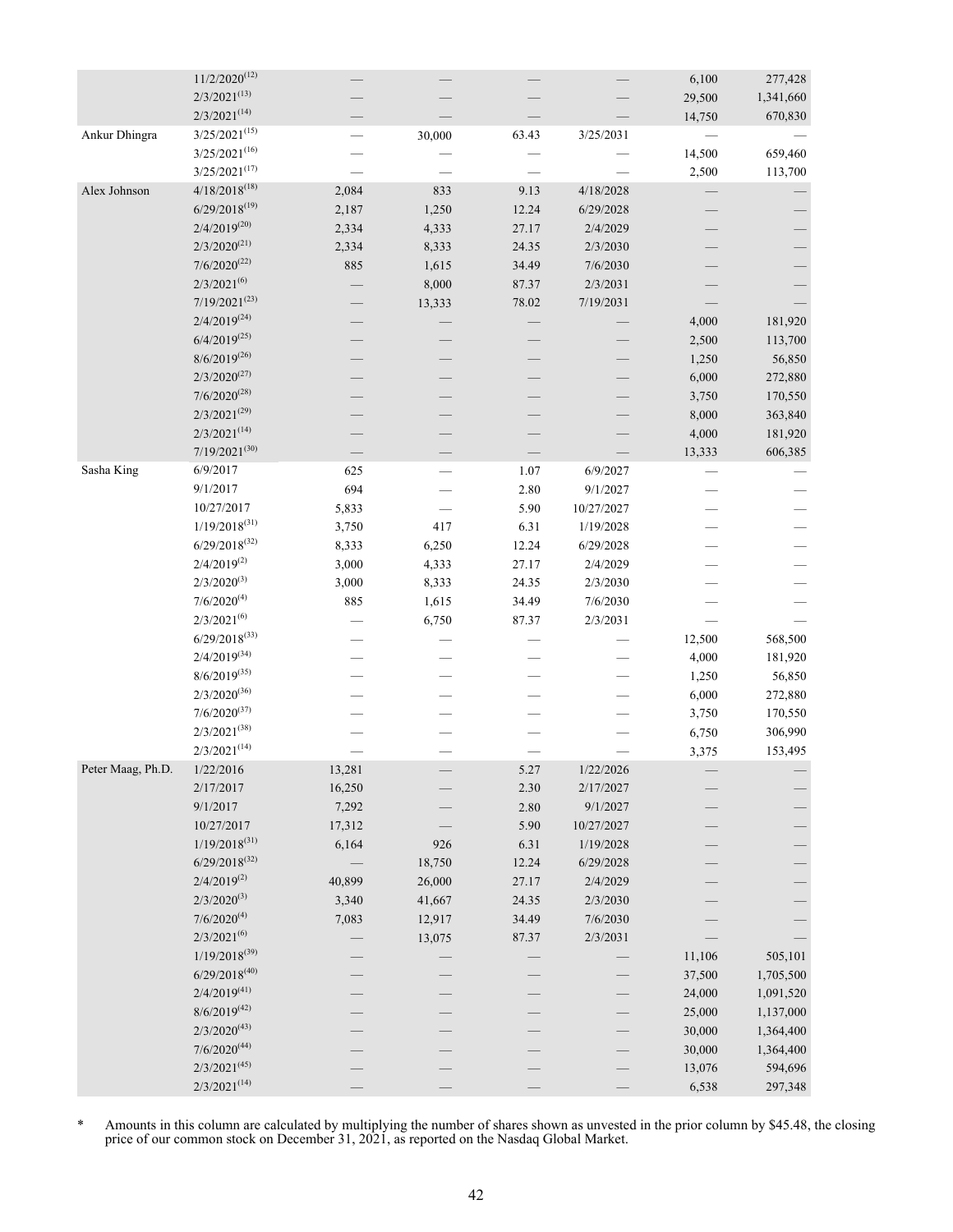| | | | | | | | |
|---|---|---|---|---|---|---|---|
| | 11/2/2020[12] | — | — | — | — | 6,100 | 277,428 |
| | 2/3/2021[13] | — | — | — | — | 29,500 | 1,341,660 |
| | 2/3/2021[14] | — | — | — | — | 14,750 | 670,830 |
| Ankur Dhingra | 3/25/2021[15] | — | 30,000 | 63.43 | 3/25/2031 | — | — |
| | 3/25/2021[16] | — | — | — | — | 14,500 | 659,460 |
| | 3/25/2021[17] | — | — | — | — | 2,500 | 113,700 |
| Alex Johnson | 4/18/2018[18] | 2,084 | 833 | 9.13 | 4/18/2028 | — | — |
| | 6/29/2018[19] | 2,187 | 1,250 | 12.24 | 6/29/2028 | — | — |
| | 2/4/2019[20] | 2,334 | 4,333 | 27.17 | 2/4/2029 | — | — |
| | 2/3/2020[21] | 2,334 | 8,333 | 24.35 | 2/3/2030 | — | — |
| | 7/6/2020[22] | 885 | 1,615 | 34.49 | 7/6/2030 | — | — |
| | 2/3/2021[6] | — | 8,000 | 87.37 | 2/3/2031 | — | — |
| | 7/19/2021[23] | — | 13,333 | 78.02 | 7/19/2031 | — | — |
| | 2/4/2019[24] | — | — | — | — | 4,000 | 181,920 |
| | 6/4/2019[25] | — | — | — | — | 2,500 | 113,700 |
| | 8/6/2019[26] | — | — | — | — | 1,250 | 56,850 |
| | 2/3/2020[27] | — | — | — | — | 6,000 | 272,880 |
| | 7/6/2020[28] | — | — | — | — | 3,750 | 170,550 |
| | 2/3/2021[29] | — | — | — | — | 8,000 | 363,840 |
| | 2/3/2021[14] | — | — | — | — | 4,000 | 181,920 |
| | 7/19/2021[30] | — | — | — | — | 13,333 | 606,385 |
| Sasha King | 6/9/2017 | 625 | — | 1.07 | 6/9/2027 | — | — |
| | 9/1/2017 | 694 | — | 2.80 | 9/1/2027 | — | — |
| | 10/27/2017 | 5,833 | — | 5.90 | 10/27/2027 | — | — |
| | 1/19/2018[31] | 3,750 | 417 | 6.31 | 1/19/2028 | — | — |
| | 6/29/2018[32] | 8,333 | 6,250 | 12.24 | 6/29/2028 | — | — |
| | 2/4/2019[2] | 3,000 | 4,333 | 27.17 | 2/4/2029 | — | — |
| | 2/3/2020[3] | 3,000 | 8,333 | 24.35 | 2/3/2030 | — | — |
| | 7/6/2020[4] | 885 | 1,615 | 34.49 | 7/6/2030 | — | — |
| | 2/3/2021[6] | — | 6,750 | 87.37 | 2/3/2031 | — | — |
| | 6/29/2018[33] | — | — | — | — | 12,500 | 568,500 |
| | 2/4/2019[34] | — | — | — | — | 4,000 | 181,920 |
| | 8/6/2019[35] | — | — | — | — | 1,250 | 56,850 |
| | 2/3/2020[36] | — | — | — | — | 6,000 | 272,880 |
| | 7/6/2020[37] | — | — | — | — | 3,750 | 170,550 |
| | 2/3/2021[38] | — | — | — | — | 6,750 | 306,990 |
| | 2/3/2021[14] | — | — | — | — | 3,375 | 153,495 |
| Peter Maag, Ph.D. | 1/22/2016 | 13,281 | — | 5.27 | 1/22/2026 | — | — |
| | 2/17/2017 | 16,250 | — | 2.30 | 2/17/2027 | — | — |
| | 9/1/2017 | 7,292 | — | 2.80 | 9/1/2027 | — | — |
| | 10/27/2017 | 17,312 | — | 5.90 | 10/27/2027 | — | — |
| | 1/19/2018[31] | 6,164 | 926 | 6.31 | 1/19/2028 | — | — |
| | 6/29/2018[32] | — | 18,750 | 12.24 | 6/29/2028 | — | — |
| | 2/4/2019[2] | 40,899 | 26,000 | 27.17 | 2/4/2029 | — | — |
| | 2/3/2020[3] | 3,340 | 41,667 | 24.35 | 2/3/2030 | — | — |
| | 7/6/2020[4] | 7,083 | 12,917 | 34.49 | 7/6/2030 | — | — |
| | 2/3/2021[6] | — | 13,075 | 87.37 | 2/3/2031 | — | — |
| | 1/19/2018[39] | — | — | — | — | 11,106 | 505,101 |
| | 6/29/2018[40] | — | — | — | — | 37,500 | 1,705,500 |
| | 2/4/2019[41] | — | — | — | — | 24,000 | 1,091,520 |
| | 8/6/2019[42] | — | — | — | — | 25,000 | 1,137,000 |
| | 2/3/2020[43] | — | — | — | — | 30,000 | 1,364,400 |
| | 7/6/2020[44] | — | — | — | — | 30,000 | 1,364,400 |
| | 2/3/2021[45] | — | — | — | — | 13,076 | 594,696 |
| | 2/3/2021[14] | — | — | — | — | 6,538 | 297,348 |

\* Amounts in this column are calculated by multiplying the number of shares shown as unvested in the prior column by $45.48, the closing price of our common stock on December 31, 2021, as reported on the Nasdaq Global Market.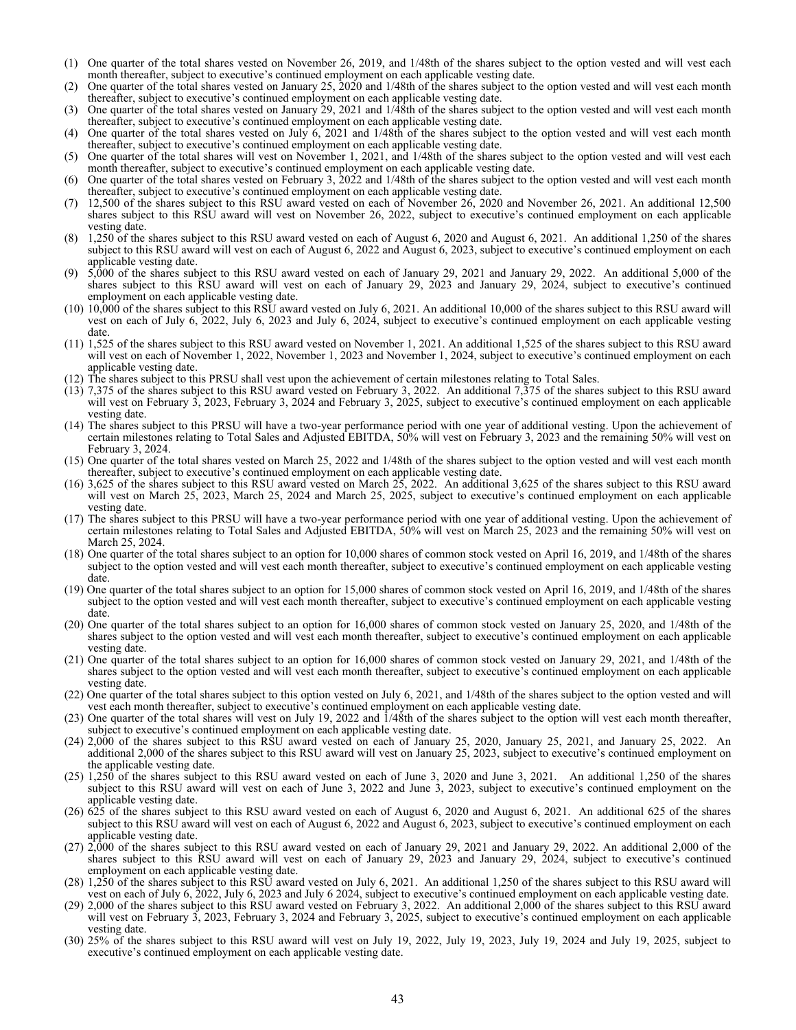(1) One quarter of the total shares vested on November 26, 2019, and 1/48th of the shares subject to the option vested and will vest each month thereafter, subject to executive's continued employment on each applicable vesting date.
(2) One quarter of the total shares vested on January 25, 2020 and 1/48th of the shares subject to the option vested and will vest each month thereafter, subject to executive's continued employment on each applicable vesting date.
(3) One quarter of the total shares vested on January 29, 2021 and 1/48th of the shares subject to the option vested and will vest each month thereafter, subject to executive's continued employment on each applicable vesting date.
(4) One quarter of the total shares vested on July 6, 2021 and 1/48th of the shares subject to the option vested and will vest each month thereafter, subject to executive's continued employment on each applicable vesting date.
(5) One quarter of the total shares will vest on November 1, 2021, and 1/48th of the shares subject to the option vested and will vest each month thereafter, subject to executive's continued employment on each applicable vesting date.
(6) One quarter of the total shares vested on February 3, 2022 and 1/48th of the shares subject to the option vested and will vest each month thereafter, subject to executive's continued employment on each applicable vesting date.
(7) 12,500 of the shares subject to this RSU award vested on each of November 26, 2020 and November 26, 2021. An additional 12,500 shares subject to this RSU award will vest on November 26, 2022, subject to executive's continued employment on each applicable vesting date.
(8) 1,250 of the shares subject to this RSU award vested on each of August 6, 2020 and August 6, 2021. An additional 1,250 of the shares subject to this RSU award will vest on each of August 6, 2022 and August 6, 2023, subject to executive's continued employment on each applicable vesting date.
(9) 5,000 of the shares subject to this RSU award vested on each of January 29, 2021 and January 29, 2022. An additional 5,000 of the shares subject to this RSU award will vest on each of January 29, 2023 and January 29, 2024, subject to executive's continued employment on each applicable vesting date.
(10) 10,000 of the shares subject to this RSU award vested on July 6, 2021. An additional 10,000 of the shares subject to this RSU award will vest on each of July 6, 2022, July 6, 2023 and July 6, 2024, subject to executive's continued employment on each applicable vesting date.
(11) 1,525 of the shares subject to this RSU award vested on November 1, 2021. An additional 1,525 of the shares subject to this RSU award will vest on each of November 1, 2022, November 1, 2023 and November 1, 2024, subject to executive's continued employment on each applicable vesting date.
(12) The shares subject to this PRSU shall vest upon the achievement of certain milestones relating to Total Sales.
(13) 7,375 of the shares subject to this RSU award vested on February 3, 2022. An additional 7,375 of the shares subject to this RSU award will vest on February 3, 2023, February 3, 2024 and February 3, 2025, subject to executive's continued employment on each applicable vesting date.
(14) The shares subject to this PRSU will have a two-year performance period with one year of additional vesting. Upon the achievement of certain milestones relating to Total Sales and Adjusted EBITDA, 50% will vest on February 3, 2023 and the remaining 50% will vest on February 3, 2024.
(15) One quarter of the total shares vested on March 25, 2022 and 1/48th of the shares subject to the option vested and will vest each month thereafter, subject to executive's continued employment on each applicable vesting date.
(16) 3,625 of the shares subject to this RSU award vested on March 25, 2022. An additional 3,625 of the shares subject to this RSU award will vest on March 25, 2023, March 25, 2024 and March 25, 2025, subject to executive's continued employment on each applicable vesting date.
(17) The shares subject to this PRSU will have a two-year performance period with one year of additional vesting. Upon the achievement of certain milestones relating to Total Sales and Adjusted EBITDA, 50% will vest on March 25, 2023 and the remaining 50% will vest on March 25, 2024.
(18) One quarter of the total shares subject to an option for 10,000 shares of common stock vested on April 16, 2019, and 1/48th of the shares subject to the option vested and will vest each month thereafter, subject to executive's continued employment on each applicable vesting date.
(19) One quarter of the total shares subject to an option for 15,000 shares of common stock vested on April 16, 2019, and 1/48th of the shares subject to the option vested and will vest each month thereafter, subject to executive's continued employment on each applicable vesting date.
(20) One quarter of the total shares subject to an option for 16,000 shares of common stock vested on January 25, 2020, and 1/48th of the shares subject to the option vested and will vest each month thereafter, subject to executive's continued employment on each applicable vesting date.
(21) One quarter of the total shares subject to an option for 16,000 shares of common stock vested on January 29, 2021, and 1/48th of the shares subject to the option vested and will vest each month thereafter, subject to executive's continued employment on each applicable vesting date.
(22) One quarter of the total shares subject to this option vested on July 6, 2021, and 1/48th of the shares subject to the option vested and will vest each month thereafter, subject to executive's continued employment on each applicable vesting date.
(23) One quarter of the total shares will vest on July 19, 2022 and 1/48th of the shares subject to the option will vest each month thereafter, subject to executive's continued employment on each applicable vesting date.
(24) 2,000 of the shares subject to this RSU award vested on each of January 25, 2020, January 25, 2021, and January 25, 2022. An additional 2,000 of the shares subject to this RSU award will vest on January 25, 2023, subject to executive's continued employment on the applicable vesting date.
(25) 1,250 of the shares subject to this RSU award vested on each of June 3, 2020 and June 3, 2021. An additional 1,250 of the shares subject to this RSU award will vest on each of June 3, 2022 and June 3, 2023, subject to executive's continued employment on the applicable vesting date.
(26) 625 of the shares subject to this RSU award vested on each of August 6, 2020 and August 6, 2021. An additional 625 of the shares subject to this RSU award will vest on each of August 6, 2022 and August 6, 2023, subject to executive's continued employment on each applicable vesting date.
(27) 2,000 of the shares subject to this RSU award vested on each of January 29, 2021 and January 29, 2022. An additional 2,000 of the shares subject to this RSU award will vest on each of January 29, 2023 and January 29, 2024, subject to executive's continued employment on each applicable vesting date.
(28) 1,250 of the shares subject to this RSU award vested on July 6, 2021. An additional 1,250 of the shares subject to this RSU award will vest on each of July 6, 2022, July 6, 2023 and July 6 2024, subject to executive's continued employment on each applicable vesting date.
(29) 2,000 of the shares subject to this RSU award vested on February 3, 2022. An additional 2,000 of the shares subject to this RSU award will vest on February 3, 2023, February 3, 2024 and February 3, 2025, subject to executive's continued employment on each applicable vesting date.
(30) 25% of the shares subject to this RSU award will vest on July 19, 2022, July 19, 2023, July 19, 2024 and July 19, 2025, subject to executive's continued employment on each applicable vesting date.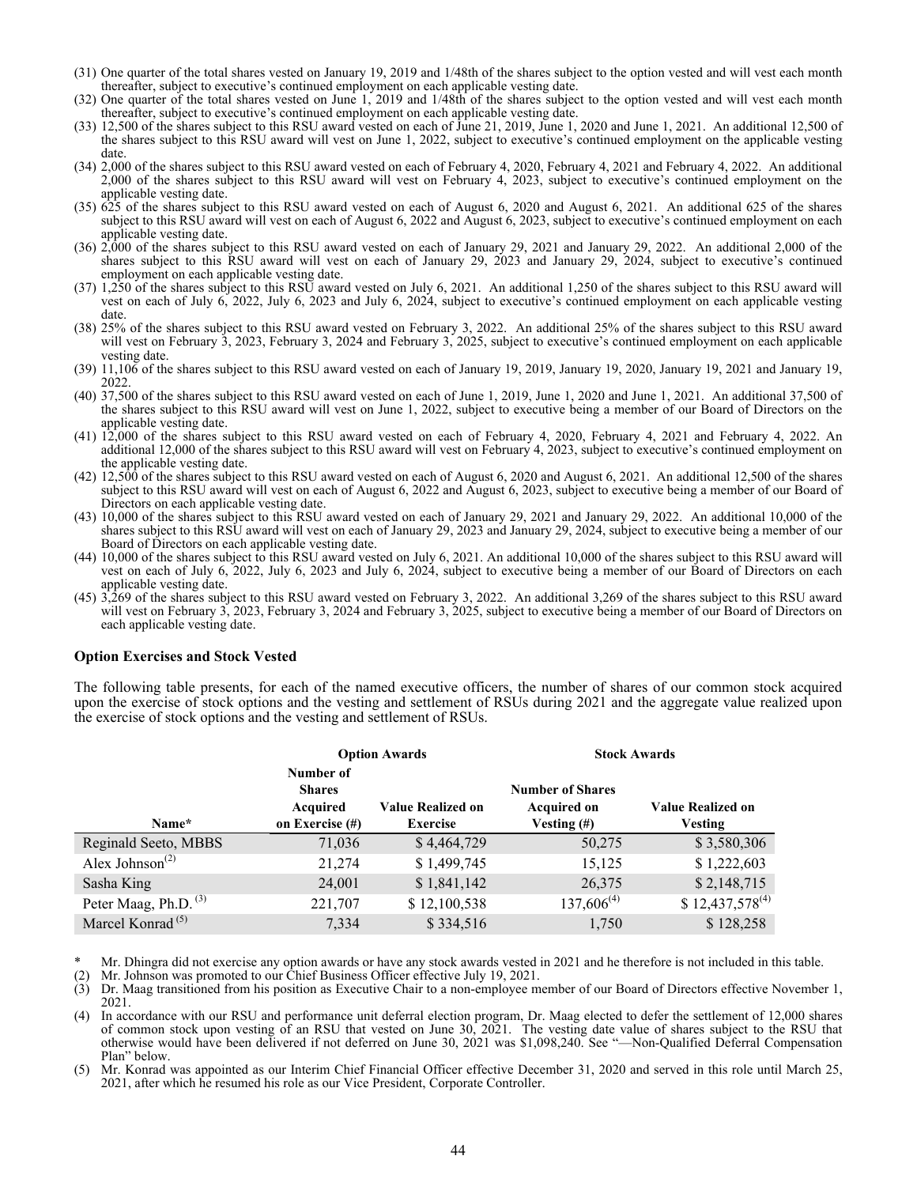(31) One quarter of the total shares vested on January 19, 2019 and 1/48th of the shares subject to the option vested and will vest each month thereafter, subject to executive's continued employment on each applicable vesting date.

(32) One quarter of the total shares vested on June 1, 2019 and 1/48th of the shares subject to the option vested and will vest each month thereafter, subject to executive's continued employment on each applicable vesting date.

(33) 12,500 of the shares subject to this RSU award vested on each of June 21, 2019, June 1, 2020 and June 1, 2021. An additional 12,500 of the shares subject to this RSU award will vest on June 1, 2022, subject to executive's continued employment on the applicable vesting date.

(34) 2,000 of the shares subject to this RSU award vested on each of February 4, 2020, February 4, 2021 and February 4, 2022. An additional 2,000 of the shares subject to this RSU award will vest on February 4, 2023, subject to executive's continued employment on the applicable vesting date.

(35) 625 of the shares subject to this RSU award vested on each of August 6, 2020 and August 6, 2021. An additional 625 of the shares subject to this RSU award will vest on each of August 6, 2022 and August 6, 2023, subject to executive's continued employment on each applicable vesting date.

(36) 2,000 of the shares subject to this RSU award vested on each of January 29, 2021 and January 29, 2022. An additional 2,000 of the shares subject to this RSU award will vest on each of January 29, 2023 and January 29, 2024, subject to executive's continued employment on each applicable vesting date.

(37) 1,250 of the shares subject to this RSU award vested on July 6, 2021. An additional 1,250 of the shares subject to this RSU award will vest on each of July 6, 2022, July 6, 2023 and July 6, 2024, subject to executive's continued employment on each applicable vesting date.

(38) 25% of the shares subject to this RSU award vested on February 3, 2022. An additional 25% of the shares subject to this RSU award will vest on February 3, 2023, February 3, 2024 and February 3, 2025, subject to executive's continued employment on each applicable vesting date.

(39) 11,106 of the shares subject to this RSU award vested on each of January 19, 2019, January 19, 2020, January 19, 2021 and January 19, 2022.

(40) 37,500 of the shares subject to this RSU award vested on each of June 1, 2019, June 1, 2020 and June 1, 2021. An additional 37,500 of the shares subject to this RSU award will vest on June 1, 2022, subject to executive being a member of our Board of Directors on the applicable vesting date.

(41) 12,000 of the shares subject to this RSU award vested on each of February 4, 2020, February 4, 2021 and February 4, 2022. An additional 12,000 of the shares subject to this RSU award will vest on February 4, 2023, subject to executive's continued employment on the applicable vesting date.

(42) 12,500 of the shares subject to this RSU award vested on each of August 6, 2020 and August 6, 2021. An additional 12,500 of the shares subject to this RSU award will vest on each of August 6, 2022 and August 6, 2023, subject to executive being a member of our Board of Directors on each applicable vesting date.

(43) 10,000 of the shares subject to this RSU award vested on each of January 29, 2021 and January 29, 2022. An additional 10,000 of the shares subject to this RSU award will vest on each of January 29, 2023 and January 29, 2024, subject to executive being a member of our Board of Directors on each applicable vesting date.

(44) 10,000 of the shares subject to this RSU award vested on July 6, 2021. An additional 10,000 of the shares subject to this RSU award will vest on each of July 6, 2022, July 6, 2023 and July 6, 2024, subject to executive being a member of our Board of Directors on each applicable vesting date.

(45) 3,269 of the shares subject to this RSU award vested on February 3, 2022. An additional 3,269 of the shares subject to this RSU award will vest on February 3, 2023, February 3, 2024 and February 3, 2025, subject to executive being a member of our Board of Directors on each applicable vesting date.

### Option Exercises and Stock Vested

The following table presents, for each of the named executive officers, the number of shares of our common stock acquired upon the exercise of stock options and the vesting and settlement of RSUs during 2021 and the aggregate value realized upon the exercise of stock options and the vesting and settlement of RSUs.

| | Option Awards | | Stock Awards | |
|---|---|---|---|---|
| **Name*** | **Number of Shares Acquired on Exercise (#)** | **Value Realized on Exercise** | **Number of Shares Acquired on Vesting (#)** | **Value Realized on Vesting** |
| Reginald Seeto, MBBS | 71,036 | $ 4,464,729 | 50,275 | $ 3,580,306 |
| Alex Johnson[(2)] | 21,274 | $ 1,499,745 | 15,125 | $ 1,222,603 |
| Sasha King | 24,001 | $ 1,841,142 | 26,375 | $ 2,148,715 |
| Peter Maag, Ph.D. [(3)] | 221,707 | $ 12,100,538 | 137,606[(4)] | $ 12,437,578[(4)] |
| Marcel Konrad [(5)] | 7,334 | $ 334,516 | 1,750 | $ 128,258 |

\* Mr. Dhingra did not exercise any option awards or have any stock awards vested in 2021 and he therefore is not included in this table.

(2) Mr. Johnson was promoted to our Chief Business Officer effective July 19, 2021.

(3) Dr. Maag transitioned from his position as Executive Chair to a non-employee member of our Board of Directors effective November 1, 2021.

(4) In accordance with our RSU and performance unit deferral election program, Dr. Maag elected to defer the settlement of 12,000 shares of common stock upon vesting of an RSU that vested on June 30, 2021. The vesting date value of shares subject to the RSU that otherwise would have been delivered if not deferred on June 30, 2021 was $1,098,240. See "—Non-Qualified Deferral Compensation Plan" below.

(5) Mr. Konrad was appointed as our Interim Chief Financial Officer effective December 31, 2020 and served in this role until March 25, 2021, after which he resumed his role as our Vice President, Corporate Controller.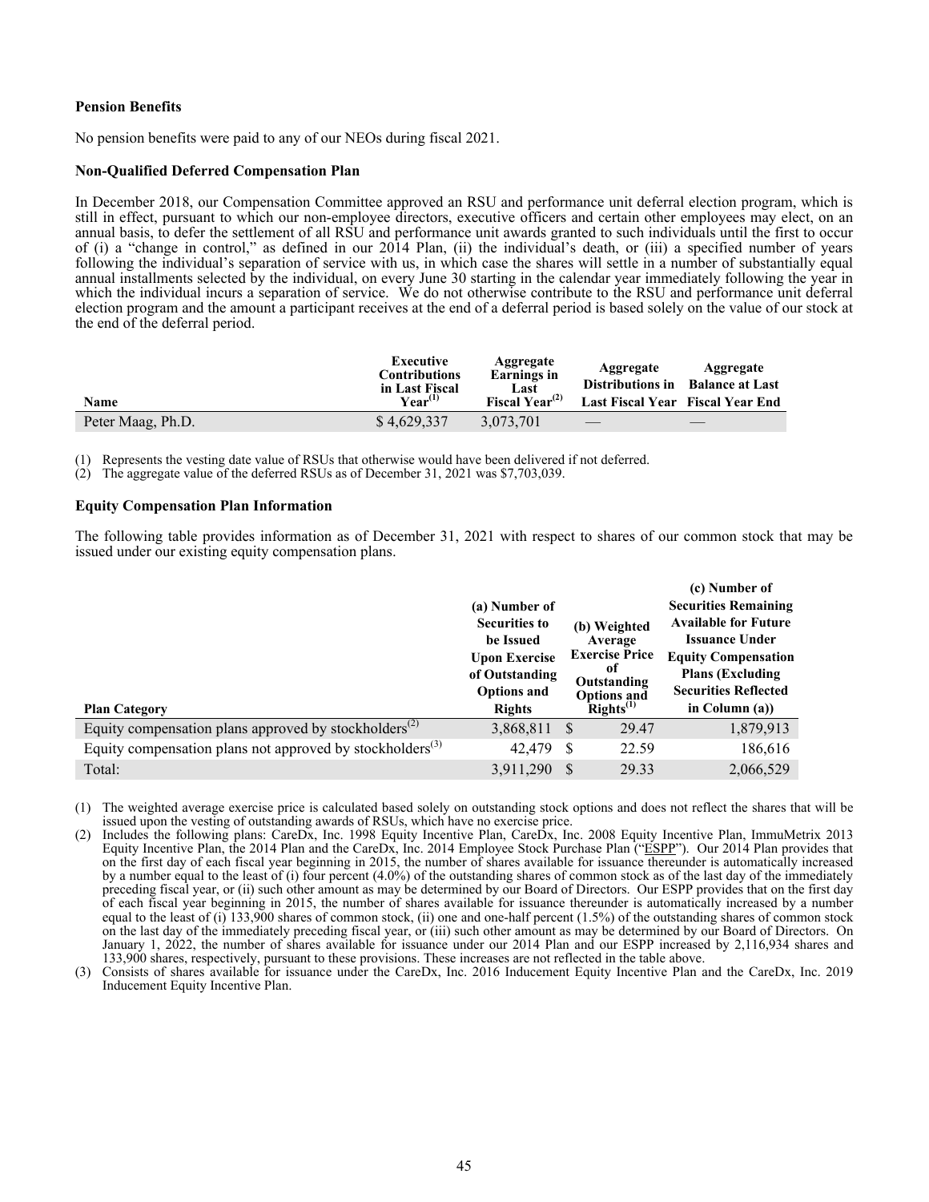**Pension Benefits**

No pension benefits were paid to any of our NEOs during fiscal 2021.

**Non-Qualified Deferred Compensation Plan**

In December 2018, our Compensation Committee approved an RSU and performance unit deferral election program, which is still in effect, pursuant to which our non-employee directors, executive officers and certain other employees may elect, on an annual basis, to defer the settlement of all RSU and performance unit awards granted to such individuals until the first to occur of (i) a "change in control," as defined in our 2014 Plan, (ii) the individual's death, or (iii) a specified number of years following the individual's separation of service with us, in which case the shares will settle in a number of substantially equal annual installments selected by the individual, on every June 30 starting in the calendar year immediately following the year in which the individual incurs a separation of service. We do not otherwise contribute to the RSU and performance unit deferral election program and the amount a participant receives at the end of a deferral period is based solely on the value of our stock at the end of the deferral period.

| Name | Executive Contributions in Last Fiscal Year[(1)] | Aggregate Earnings in Last Fiscal Year[(2)] | Aggregate Distributions in Last Fiscal Year | Aggregate Balance at Last Fiscal Year End |
|---|---|---|---|---|
| Peter Maag, Ph.D. | $ 4,629,337 | 3,073,701 | — | — |

(1) Represents the vesting date value of RSUs that otherwise would have been delivered if not deferred.
(2) The aggregate value of the deferred RSUs as of December 31, 2021 was $7,703,039.

**Equity Compensation Plan Information**

The following table provides information as of December 31, 2021 with respect to shares of our common stock that may be issued under our existing equity compensation plans.

| Plan Category | (a) Number of Securities to be Issued Upon Exercise of Outstanding Options and Rights | (b) Weighted Average Exercise Price of Outstanding Options and Rights[(1)] | (c) Number of Securities Remaining Available for Future Issuance Under Equity Compensation Plans (Excluding Securities Reflected in Column (a)) |
|---|---|---|---|
| Equity compensation plans approved by stockholders[(2)] | 3,868,811 | $ 29.47 | 1,879,913 |
| Equity compensation plans not approved by stockholders[(3)] | 42,479 | $ 22.59 | 186,616 |
| Total: | 3,911,290 | $ 29.33 | 2,066,529 |

(1) The weighted average exercise price is calculated based solely on outstanding stock options and does not reflect the shares that will be issued upon the vesting of outstanding awards of RSUs, which have no exercise price.
(2) Includes the following plans: CareDx, Inc. 1998 Equity Incentive Plan, CareDx, Inc. 2008 Equity Incentive Plan, ImmuMetrix 2013 Equity Incentive Plan, the 2014 Plan and the CareDx, Inc. 2014 Employee Stock Purchase Plan ("ESPP"). Our 2014 Plan provides that on the first day of each fiscal year beginning in 2015, the number of shares available for issuance thereunder is automatically increased by a number equal to the least of (i) four percent (4.0%) of the outstanding shares of common stock as of the last day of the immediately preceding fiscal year, or (ii) such other amount as may be determined by our Board of Directors. Our ESPP provides that on the first day of each fiscal year beginning in 2015, the number of shares available for issuance thereunder is automatically increased by a number equal to the least of (i) 133,900 shares of common stock, (ii) one and one-half percent (1.5%) of the outstanding shares of common stock on the last day of the immediately preceding fiscal year, or (iii) such other amount as may be determined by our Board of Directors. On January 1, 2022, the number of shares available for issuance under our 2014 Plan and our ESPP increased by 2,116,934 shares and 133,900 shares, respectively, pursuant to these provisions. These increases are not reflected in the table above.
(3) Consists of shares available for issuance under the CareDx, Inc. 2016 Inducement Equity Incentive Plan and the CareDx, Inc. 2019 Inducement Equity Incentive Plan.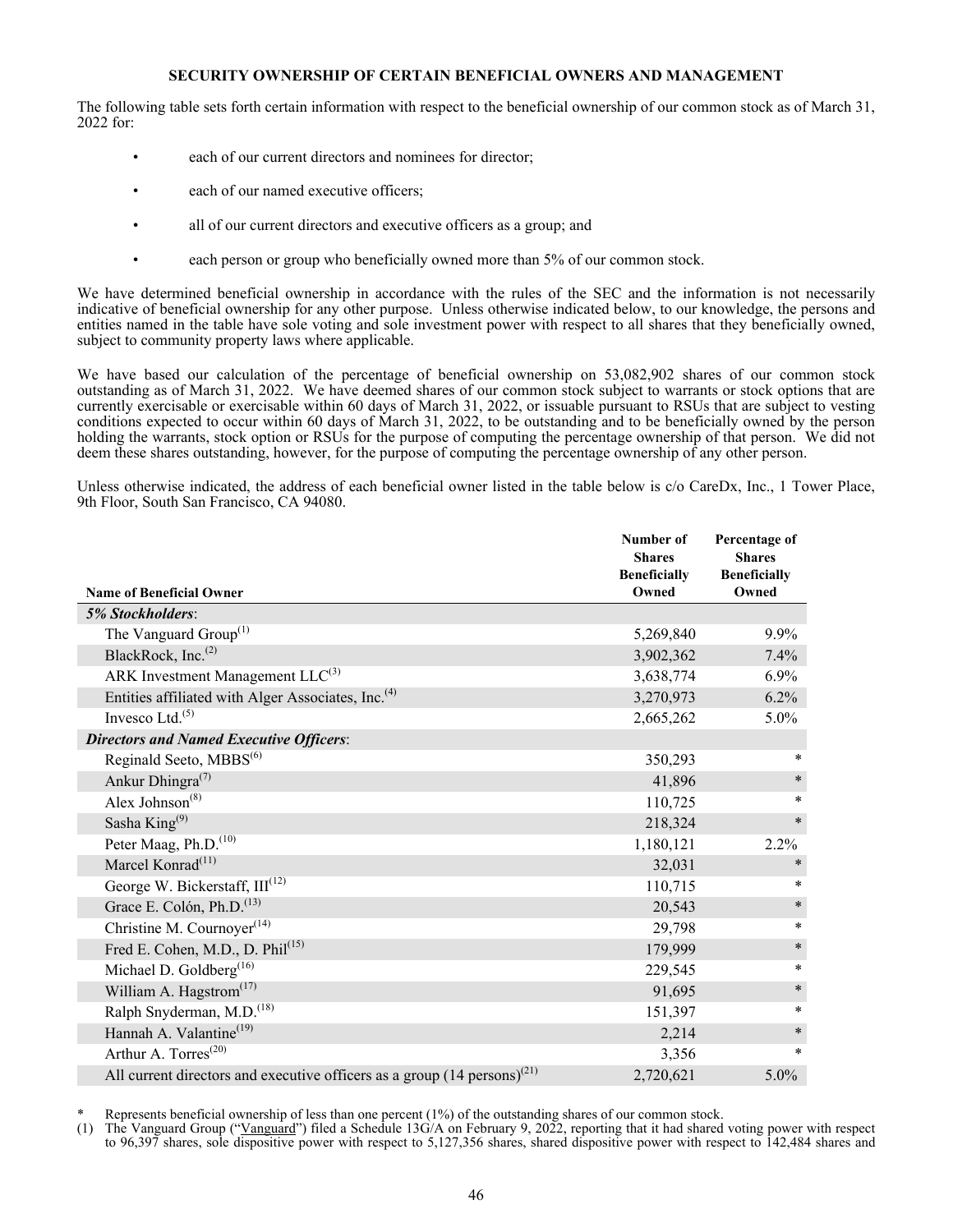## SECURITY OWNERSHIP OF CERTAIN BENEFICIAL OWNERS AND MANAGEMENT

The following table sets forth certain information with respect to the beneficial ownership of our common stock as of March 31, 2022 for:

- each of our current directors and nominees for director;
- each of our named executive officers;
- all of our current directors and executive officers as a group; and
- each person or group who beneficially owned more than 5% of our common stock.

We have determined beneficial ownership in accordance with the rules of the SEC and the information is not necessarily indicative of beneficial ownership for any other purpose. Unless otherwise indicated below, to our knowledge, the persons and entities named in the table have sole voting and sole investment power with respect to all shares that they beneficially owned, subject to community property laws where applicable.

We have based our calculation of the percentage of beneficial ownership on 53,082,902 shares of our common stock outstanding as of March 31, 2022. We have deemed shares of our common stock subject to warrants or stock options that are currently exercisable or exercisable within 60 days of March 31, 2022, or issuable pursuant to RSUs that are subject to vesting conditions expected to occur within 60 days of March 31, 2022, to be outstanding and to be beneficially owned by the person holding the warrants, stock option or RSUs for the purpose of computing the percentage ownership of that person. We did not deem these shares outstanding, however, for the purpose of computing the percentage ownership of any other person.

Unless otherwise indicated, the address of each beneficial owner listed in the table below is c/o CareDx, Inc., 1 Tower Place, 9th Floor, South San Francisco, CA 94080.

| Name of Beneficial Owner | Number of Shares Beneficially Owned | Percentage of Shares Beneficially Owned |
|---|---|---|
| ***5% Stockholders*:** | | |
| The Vanguard Group[(1)] | 5,269,840 | 9.9% |
| BlackRock, Inc.[(2)] | 3,902,362 | 7.4% |
| ARK Investment Management LLC[(3)] | 3,638,774 | 6.9% |
| Entities affiliated with Alger Associates, Inc.[(4)] | 3,270,973 | 6.2% |
| Invesco Ltd.[(5)] | 2,665,262 | 5.0% |
| ***Directors and Named Executive Officers*:** | | |
| Reginald Seeto, MBBS[(6)] | 350,293 | * |
| Ankur Dhingra[(7)] | 41,896 | * |
| Alex Johnson[(8)] | 110,725 | * |
| Sasha King[(9)] | 218,324 | * |
| Peter Maag, Ph.D.[(10)] | 1,180,121 | 2.2% |
| Marcel Konrad[(11)] | 32,031 | * |
| George W. Bickerstaff, III[(12)] | 110,715 | * |
| Grace E. Colón, Ph.D.[(13)] | 20,543 | * |
| Christine M. Cournoyer[(14)] | 29,798 | * |
| Fred E. Cohen, M.D., D. Phil[(15)] | 179,999 | * |
| Michael D. Goldberg[(16)] | 229,545 | * |
| William A. Hagstrom[(17)] | 91,695 | * |
| Ralph Snyderman, M.D.[(18)] | 151,397 | * |
| Hannah A. Valantine[(19)] | 2,214 | * |
| Arthur A. Torres[(20)] | 3,356 | * |
| All current directors and executive officers as a group (14 persons)[(21)] | 2,720,621 | 5.0% |

\* Represents beneficial ownership of less than one percent (1%) of the outstanding shares of our common stock.

(1) The Vanguard Group ("Vanguard") filed a Schedule 13G/A on February 9, 2022, reporting that it had shared voting power with respect to 96,397 shares, sole dispositive power with respect to 5,127,356 shares, shared dispositive power with respect to 142,484 shares and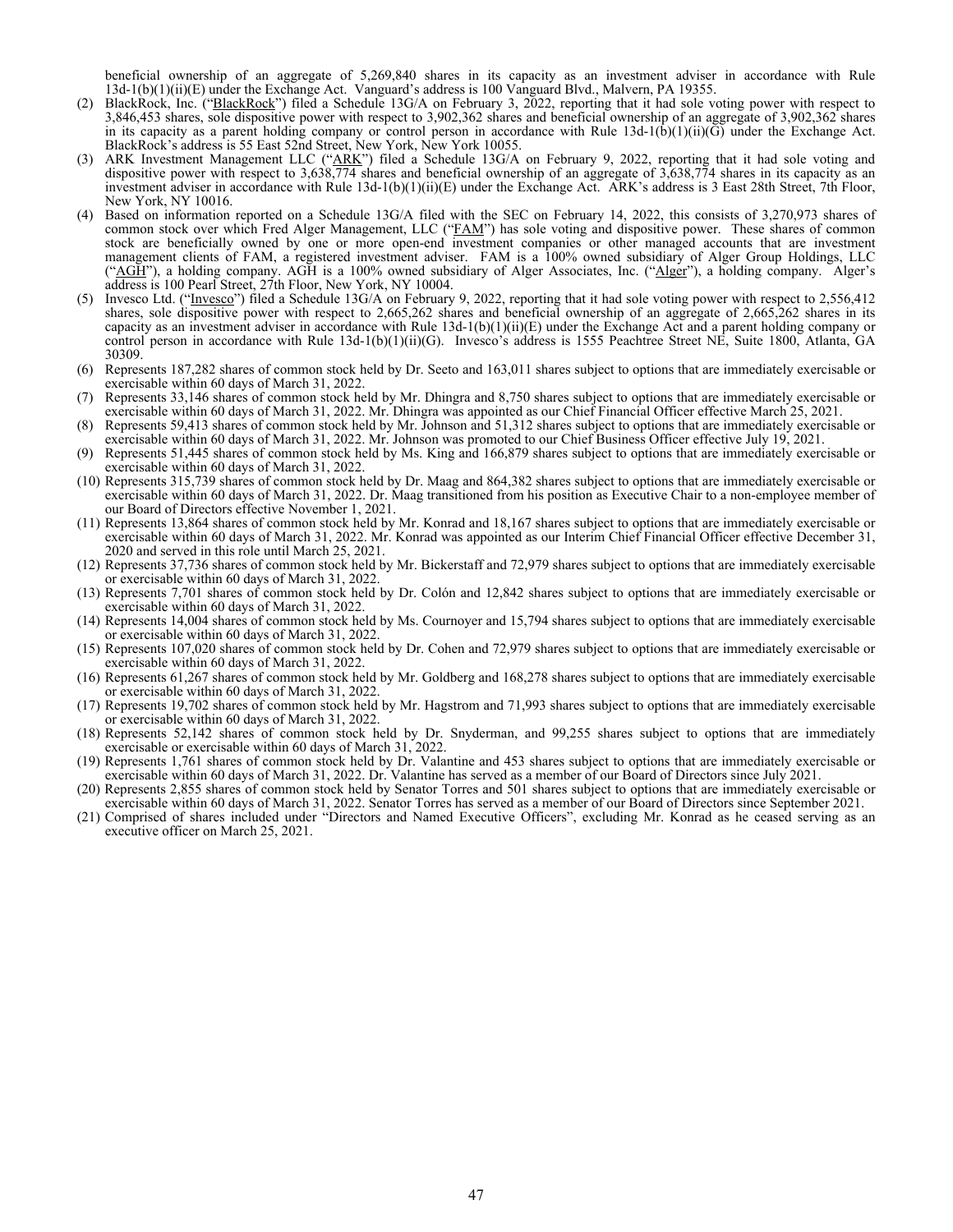beneficial ownership of an aggregate of 5,269,840 shares in its capacity as an investment adviser in accordance with Rule 13d-1(b)(1)(ii)(E) under the Exchange Act. Vanguard's address is 100 Vanguard Blvd., Malvern, PA 19355.

(2) BlackRock, Inc. ("BlackRock") filed a Schedule 13G/A on February 3, 2022, reporting that it had sole voting power with respect to 3,846,453 shares, sole dispositive power with respect to 3,902,362 shares and beneficial ownership of an aggregate of 3,902,362 shares in its capacity as a parent holding company or control person in accordance with Rule 13d-1(b)(1)(ii)(G) under the Exchange Act. BlackRock's address is 55 East 52nd Street, New York, New York 10055.

(3) ARK Investment Management LLC ("ARK") filed a Schedule 13G/A on February 9, 2022, reporting that it had sole voting and dispositive power with respect to 3,638,774 shares and beneficial ownership of an aggregate of 3,638,774 shares in its capacity as an investment adviser in accordance with Rule 13d-1(b)(1)(ii)(E) under the Exchange Act. ARK's address is 3 East 28th Street, 7th Floor, New York, NY 10016.

(4) Based on information reported on a Schedule 13G/A filed with the SEC on February 14, 2022, this consists of 3,270,973 shares of common stock over which Fred Alger Management, LLC ("FAM") has sole voting and dispositive power. These shares of common stock are beneficially owned by one or more open-end investment companies or other managed accounts that are investment management clients of FAM, a registered investment adviser. FAM is a 100% owned subsidiary of Alger Group Holdings, LLC ("AGH"), a holding company. AGH is a 100% owned subsidiary of Alger Associates, Inc. ("Alger"), a holding company. Alger's address is 100 Pearl Street, 27th Floor, New York, NY 10004.

(5) Invesco Ltd. ("Invesco") filed a Schedule 13G/A on February 9, 2022, reporting that it had sole voting power with respect to 2,556,412 shares, sole dispositive power with respect to 2,665,262 shares and beneficial ownership of an aggregate of 2,665,262 shares in its capacity as an investment adviser in accordance with Rule 13d-1(b)(1)(ii)(E) under the Exchange Act and a parent holding company or control person in accordance with Rule 13d-1(b)(1)(ii)(G). Invesco's address is 1555 Peachtree Street NE, Suite 1800, Atlanta, GA 30309.

(6) Represents 187,282 shares of common stock held by Dr. Seeto and 163,011 shares subject to options that are immediately exercisable or exercisable within 60 days of March 31, 2022.

(7) Represents 33,146 shares of common stock held by Mr. Dhingra and 8,750 shares subject to options that are immediately exercisable or exercisable within 60 days of March 31, 2022. Mr. Dhingra was appointed as our Chief Financial Officer effective March 25, 2021.

(8) Represents 59,413 shares of common stock held by Mr. Johnson and 51,312 shares subject to options that are immediately exercisable or exercisable within 60 days of March 31, 2022. Mr. Johnson was promoted to our Chief Business Officer effective July 19, 2021.

(9) Represents 51,445 shares of common stock held by Ms. King and 166,879 shares subject to options that are immediately exercisable or exercisable within 60 days of March 31, 2022.

(10) Represents 315,739 shares of common stock held by Dr. Maag and 864,382 shares subject to options that are immediately exercisable or exercisable within 60 days of March 31, 2022. Dr. Maag transitioned from his position as Executive Chair to a non-employee member of our Board of Directors effective November 1, 2021.

(11) Represents 13,864 shares of common stock held by Mr. Konrad and 18,167 shares subject to options that are immediately exercisable or exercisable within 60 days of March 31, 2022. Mr. Konrad was appointed as our Interim Chief Financial Officer effective December 31, 2020 and served in this role until March 25, 2021.

(12) Represents 37,736 shares of common stock held by Mr. Bickerstaff and 72,979 shares subject to options that are immediately exercisable or exercisable within 60 days of March 31, 2022.

(13) Represents 7,701 shares of common stock held by Dr. Colón and 12,842 shares subject to options that are immediately exercisable or exercisable within 60 days of March 31, 2022.

(14) Represents 14,004 shares of common stock held by Ms. Cournoyer and 15,794 shares subject to options that are immediately exercisable or exercisable within 60 days of March 31, 2022.

(15) Represents 107,020 shares of common stock held by Dr. Cohen and 72,979 shares subject to options that are immediately exercisable or exercisable within 60 days of March 31, 2022.

(16) Represents 61,267 shares of common stock held by Mr. Goldberg and 168,278 shares subject to options that are immediately exercisable or exercisable within 60 days of March 31, 2022.

(17) Represents 19,702 shares of common stock held by Mr. Hagstrom and 71,993 shares subject to options that are immediately exercisable or exercisable within 60 days of March 31, 2022.

(18) Represents 52,142 shares of common stock held by Dr. Snyderman, and 99,255 shares subject to options that are immediately exercisable or exercisable within 60 days of March 31, 2022.

(19) Represents 1,761 shares of common stock held by Dr. Valantine and 453 shares subject to options that are immediately exercisable or exercisable within 60 days of March 31, 2022. Dr. Valantine has served as a member of our Board of Directors since July 2021.

(20) Represents 2,855 shares of common stock held by Senator Torres and 501 shares subject to options that are immediately exercisable or exercisable within 60 days of March 31, 2022. Senator Torres has served as a member of our Board of Directors since September 2021.

(21) Comprised of shares included under "Directors and Named Executive Officers", excluding Mr. Konrad as he ceased serving as an executive officer on March 25, 2021.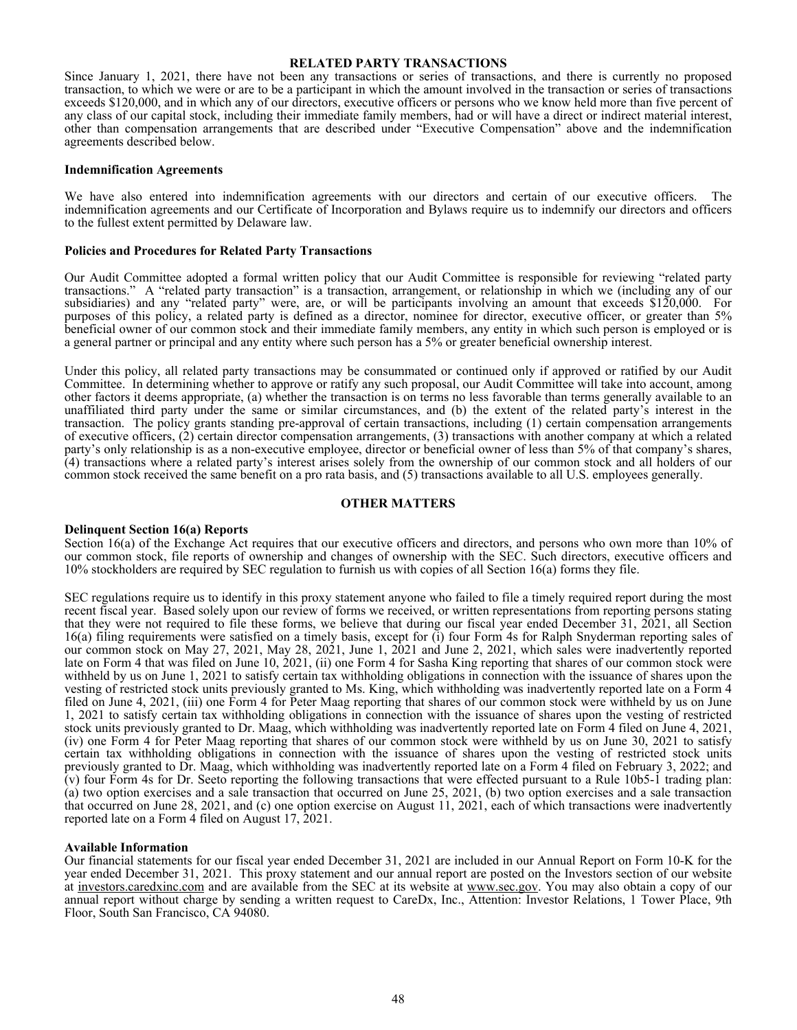## RELATED PARTY TRANSACTIONS

Since January 1, 2021, there have not been any transactions or series of transactions, and there is currently no proposed transaction, to which we were or are to be a participant in which the amount involved in the transaction or series of transactions exceeds $120,000, and in which any of our directors, executive officers or persons who we know held more than five percent of any class of our capital stock, including their immediate family members, had or will have a direct or indirect material interest, other than compensation arrangements that are described under "Executive Compensation" above and the indemnification agreements described below.

### Indemnification Agreements

We have also entered into indemnification agreements with our directors and certain of our executive officers. The indemnification agreements and our Certificate of Incorporation and Bylaws require us to indemnify our directors and officers to the fullest extent permitted by Delaware law.

### Policies and Procedures for Related Party Transactions

Our Audit Committee adopted a formal written policy that our Audit Committee is responsible for reviewing "related party transactions." A "related party transaction" is a transaction, arrangement, or relationship in which we (including any of our subsidiaries) and any "related party" were, are, or will be participants involving an amount that exceeds $120,000. For purposes of this policy, a related party is defined as a director, nominee for director, executive officer, or greater than 5% beneficial owner of our common stock and their immediate family members, any entity in which such person is employed or is a general partner or principal and any entity where such person has a 5% or greater beneficial ownership interest.

Under this policy, all related party transactions may be consummated or continued only if approved or ratified by our Audit Committee. In determining whether to approve or ratify any such proposal, our Audit Committee will take into account, among other factors it deems appropriate, (a) whether the transaction is on terms no less favorable than terms generally available to an unaffiliated third party under the same or similar circumstances, and (b) the extent of the related party's interest in the transaction. The policy grants standing pre-approval of certain transactions, including (1) certain compensation arrangements of executive officers, (2) certain director compensation arrangements, (3) transactions with another company at which a related party's only relationship is as a non-executive employee, director or beneficial owner of less than 5% of that company's shares, (4) transactions where a related party's interest arises solely from the ownership of our common stock and all holders of our common stock received the same benefit on a pro rata basis, and (5) transactions available to all U.S. employees generally.

## OTHER MATTERS

### Delinquent Section 16(a) Reports

Section 16(a) of the Exchange Act requires that our executive officers and directors, and persons who own more than 10% of our common stock, file reports of ownership and changes of ownership with the SEC. Such directors, executive officers and 10% stockholders are required by SEC regulation to furnish us with copies of all Section 16(a) forms they file.

SEC regulations require us to identify in this proxy statement anyone who failed to file a timely required report during the most recent fiscal year. Based solely upon our review of forms we received, or written representations from reporting persons stating that they were not required to file these forms, we believe that during our fiscal year ended December 31, 2021, all Section 16(a) filing requirements were satisfied on a timely basis, except for (i) four Form 4s for Ralph Snyderman reporting sales of our common stock on May 27, 2021, May 28, 2021, June 1, 2021 and June 2, 2021, which sales were inadvertently reported late on Form 4 that was filed on June 10, 2021, (ii) one Form 4 for Sasha King reporting that shares of our common stock were withheld by us on June 1, 2021 to satisfy certain tax withholding obligations in connection with the issuance of shares upon the vesting of restricted stock units previously granted to Ms. King, which withholding was inadvertently reported late on a Form 4 filed on June 4, 2021, (iii) one Form 4 for Peter Maag reporting that shares of our common stock were withheld by us on June 1, 2021 to satisfy certain tax withholding obligations in connection with the issuance of shares upon the vesting of restricted stock units previously granted to Dr. Maag, which withholding was inadvertently reported late on Form 4 filed on June 4, 2021, (iv) one Form 4 for Peter Maag reporting that shares of our common stock were withheld by us on June 30, 2021 to satisfy certain tax withholding obligations in connection with the issuance of shares upon the vesting of restricted stock units previously granted to Dr. Maag, which withholding was inadvertently reported late on a Form 4 filed on February 3, 2022; and (v) four Form 4s for Dr. Seeto reporting the following transactions that were effected pursuant to a Rule 10b5-1 trading plan: (a) two option exercises and a sale transaction that occurred on June 25, 2021, (b) two option exercises and a sale transaction that occurred on June 28, 2021, and (c) one option exercise on August 11, 2021, each of which transactions were inadvertently reported late on a Form 4 filed on August 17, 2021.

### Available Information

Our financial statements for our fiscal year ended December 31, 2021 are included in our Annual Report on Form 10-K for the year ended December 31, 2021. This proxy statement and our annual report are posted on the Investors section of our website at investors.caredxinc.com and are available from the SEC at its website at www.sec.gov. You may also obtain a copy of our annual report without charge by sending a written request to CareDx, Inc., Attention: Investor Relations, 1 Tower Place, 9th Floor, South San Francisco, CA 94080.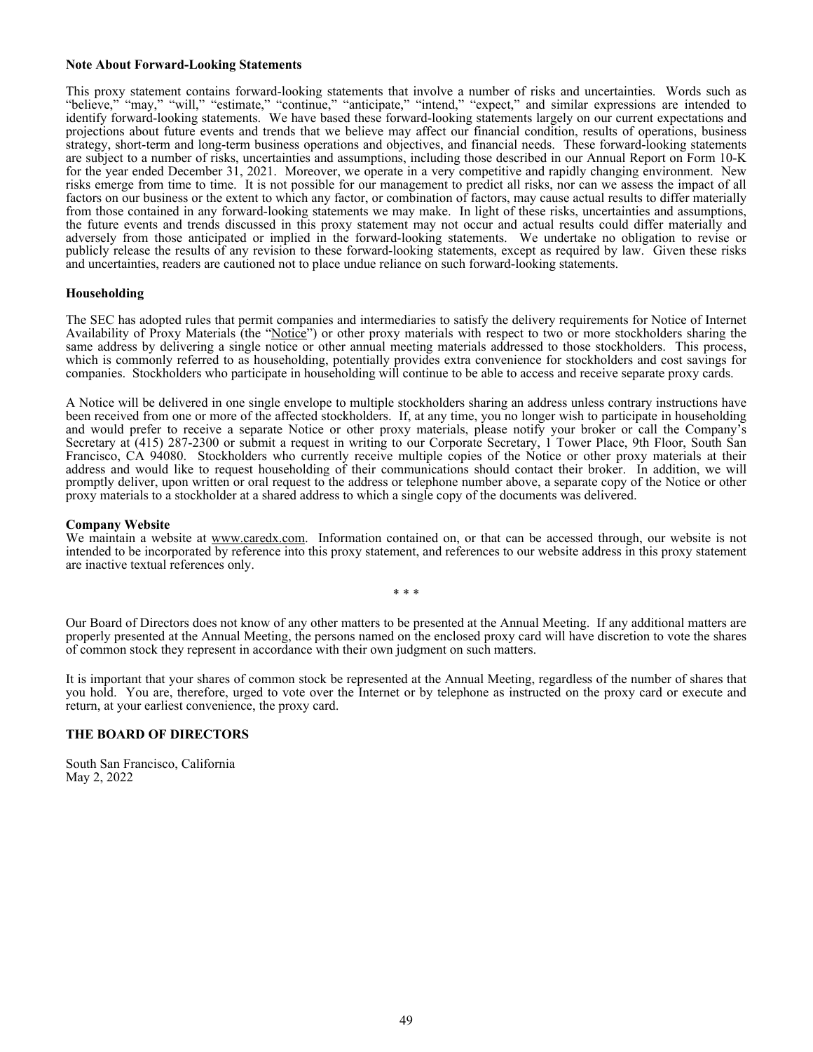**Note About Forward-Looking Statements**

This proxy statement contains forward-looking statements that involve a number of risks and uncertainties. Words such as "believe," "may," "will," "estimate," "continue," "anticipate," "intend," "expect," and similar expressions are intended to identify forward-looking statements. We have based these forward-looking statements largely on our current expectations and projections about future events and trends that we believe may affect our financial condition, results of operations, business strategy, short-term and long-term business operations and objectives, and financial needs. These forward-looking statements are subject to a number of risks, uncertainties and assumptions, including those described in our Annual Report on Form 10-K for the year ended December 31, 2021. Moreover, we operate in a very competitive and rapidly changing environment. New risks emerge from time to time. It is not possible for our management to predict all risks, nor can we assess the impact of all factors on our business or the extent to which any factor, or combination of factors, may cause actual results to differ materially from those contained in any forward-looking statements we may make. In light of these risks, uncertainties and assumptions, the future events and trends discussed in this proxy statement may not occur and actual results could differ materially and adversely from those anticipated or implied in the forward-looking statements. We undertake no obligation to revise or publicly release the results of any revision to these forward-looking statements, except as required by law. Given these risks and uncertainties, readers are cautioned not to place undue reliance on such forward-looking statements.

**Householding**

The SEC has adopted rules that permit companies and intermediaries to satisfy the delivery requirements for Notice of Internet Availability of Proxy Materials (the "Notice") or other proxy materials with respect to two or more stockholders sharing the same address by delivering a single notice or other annual meeting materials addressed to those stockholders. This process, which is commonly referred to as householding, potentially provides extra convenience for stockholders and cost savings for companies. Stockholders who participate in householding will continue to be able to access and receive separate proxy cards.

A Notice will be delivered in one single envelope to multiple stockholders sharing an address unless contrary instructions have been received from one or more of the affected stockholders. If, at any time, you no longer wish to participate in householding and would prefer to receive a separate Notice or other proxy materials, please notify your broker or call the Company's Secretary at (415) 287-2300 or submit a request in writing to our Corporate Secretary, 1 Tower Place, 9th Floor, South San Francisco, CA 94080. Stockholders who currently receive multiple copies of the Notice or other proxy materials at their address and would like to request householding of their communications should contact their broker. In addition, we will promptly deliver, upon written or oral request to the address or telephone number above, a separate copy of the Notice or other proxy materials to a stockholder at a shared address to which a single copy of the documents was delivered.

**Company Website**

We maintain a website at www.caredx.com. Information contained on, or that can be accessed through, our website is not intended to be incorporated by reference into this proxy statement, and references to our website address in this proxy statement are inactive textual references only.

\* \* \*

Our Board of Directors does not know of any other matters to be presented at the Annual Meeting. If any additional matters are properly presented at the Annual Meeting, the persons named on the enclosed proxy card will have discretion to vote the shares of common stock they represent in accordance with their own judgment on such matters.

It is important that your shares of common stock be represented at the Annual Meeting, regardless of the number of shares that you hold. You are, therefore, urged to vote over the Internet or by telephone as instructed on the proxy card or execute and return, at your earliest convenience, the proxy card.

**THE BOARD OF DIRECTORS**

South San Francisco, California
May 2, 2022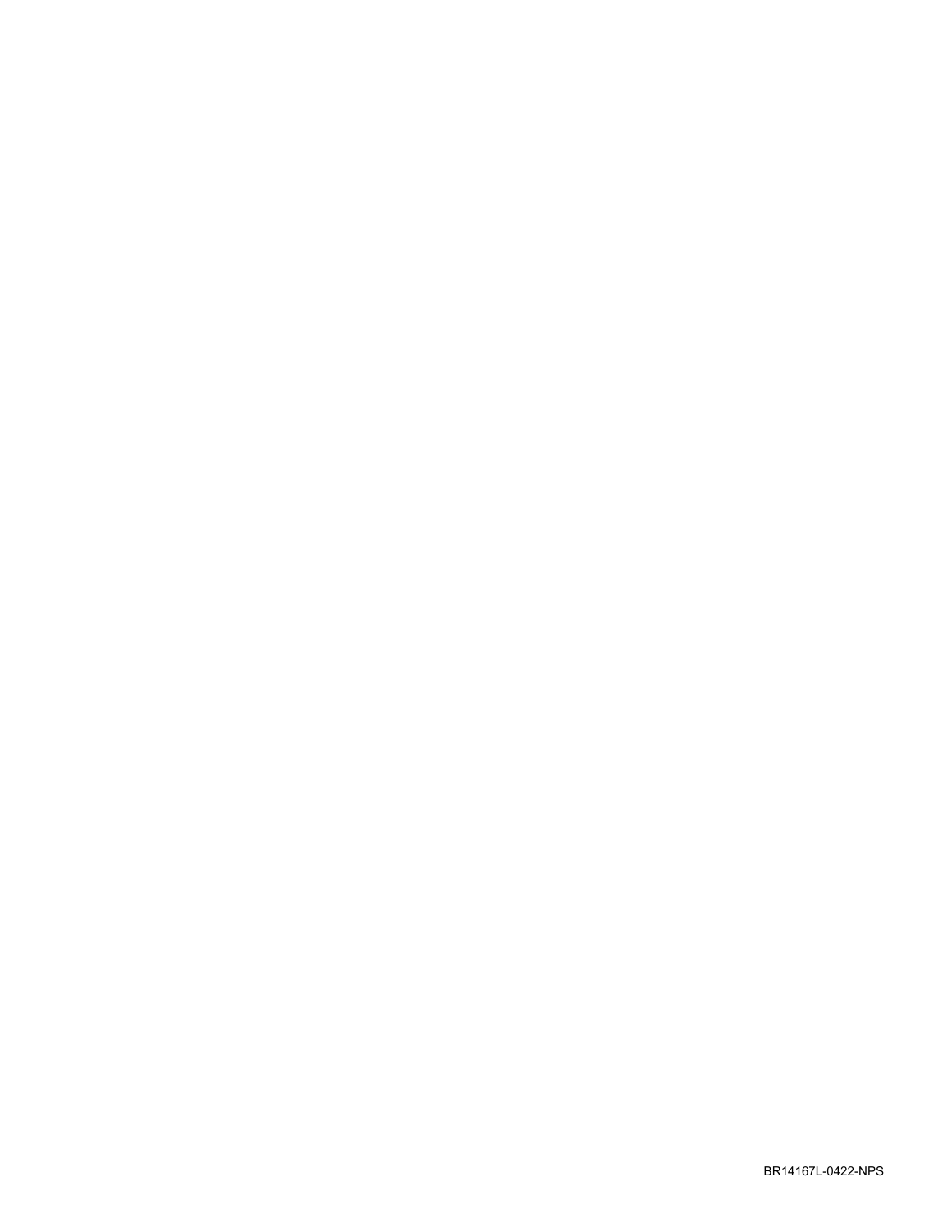BR14167L-0422-NPS